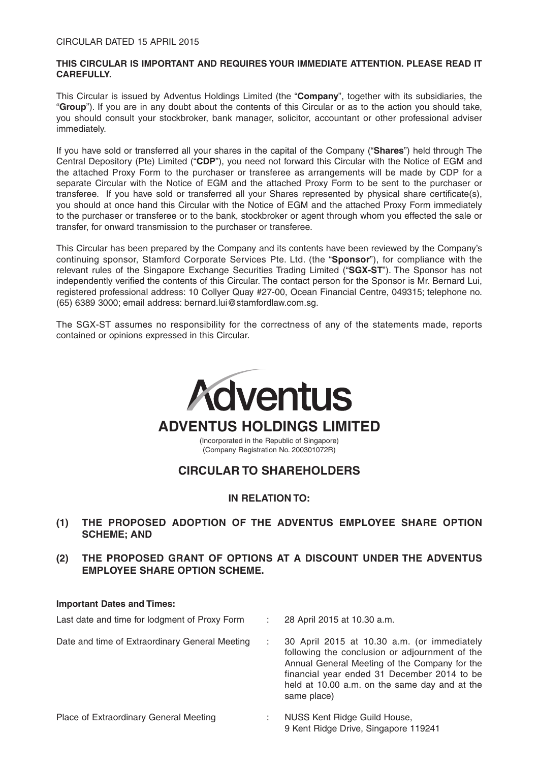CIRCULAR DATED 15 APRIL 2015

**THIS CIRCULAR IS IMPORTANT AND REQUIRES YOUR IMMEDIATE ATTENTION. PLEASE READ IT CAREFULLY.**

This Circular is issued by Adventus Holdings Limited (the "**Company**", together with its subsidiaries, the "**Group**"). If you are in any doubt about the contents of this Circular or as to the action you should take, you should consult your stockbroker, bank manager, solicitor, accountant or other professional adviser immediately.

If you have sold or transferred all your shares in the capital of the Company ("**Shares**") held through The Central Depository (Pte) Limited ("**CDP**"), you need not forward this Circular with the Notice of EGM and the attached Proxy Form to the purchaser or transferee as arrangements will be made by CDP for a separate Circular with the Notice of EGM and the attached Proxy Form to be sent to the purchaser or transferee. If you have sold or transferred all your Shares represented by physical share certificate(s), you should at once hand this Circular with the Notice of EGM and the attached Proxy Form immediately to the purchaser or transferee or to the bank, stockbroker or agent through whom you effected the sale or transfer, for onward transmission to the purchaser or transferee.

This Circular has been prepared by the Company and its contents have been reviewed by the Company's continuing sponsor, Stamford Corporate Services Pte. Ltd. (the "**Sponsor**"), for compliance with the relevant rules of the Singapore Exchange Securities Trading Limited ("**SGX-ST**"). The Sponsor has not independently verified the contents of this Circular. The contact person for the Sponsor is Mr. Bernard Lui, registered professional address: 10 Collyer Quay #27-00, Ocean Financial Centre, 049315; telephone no. (65) 6389 3000; email address: bernard.lui@stamfordlaw.com.sg.

The SGX-ST assumes no responsibility for the correctness of any of the statements made, reports contained or opinions expressed in this Circular.

Adventus

# ADVENTUS HOLDINGS LIMITED

(Incorporated in the Republic of Singapore)
(Company Registration No. 200301072R)

## CIRCULAR TO SHAREHOLDERS

### IN RELATION TO:

**(1) THE PROPOSED ADOPTION OF THE ADVENTUS EMPLOYEE SHARE OPTION SCHEME; AND**

**(2) THE PROPOSED GRANT OF OPTIONS AT A DISCOUNT UNDER THE ADVENTUS EMPLOYEE SHARE OPTION SCHEME.**

**Important Dates and Times:**

| | | |
|---|---|---|
| Last date and time for lodgment of Proxy Form | : | 28 April 2015 at 10.30 a.m. |
| Date and time of Extraordinary General Meeting | : | 30 April 2015 at 10.30 a.m. (or immediately following the conclusion or adjournment of the Annual General Meeting of the Company for the financial year ended 31 December 2014 to be held at 10.00 a.m. on the same day and at the same place) |
| Place of Extraordinary General Meeting | : | NUSS Kent Ridge Guild House, 9 Kent Ridge Drive, Singapore 119241 |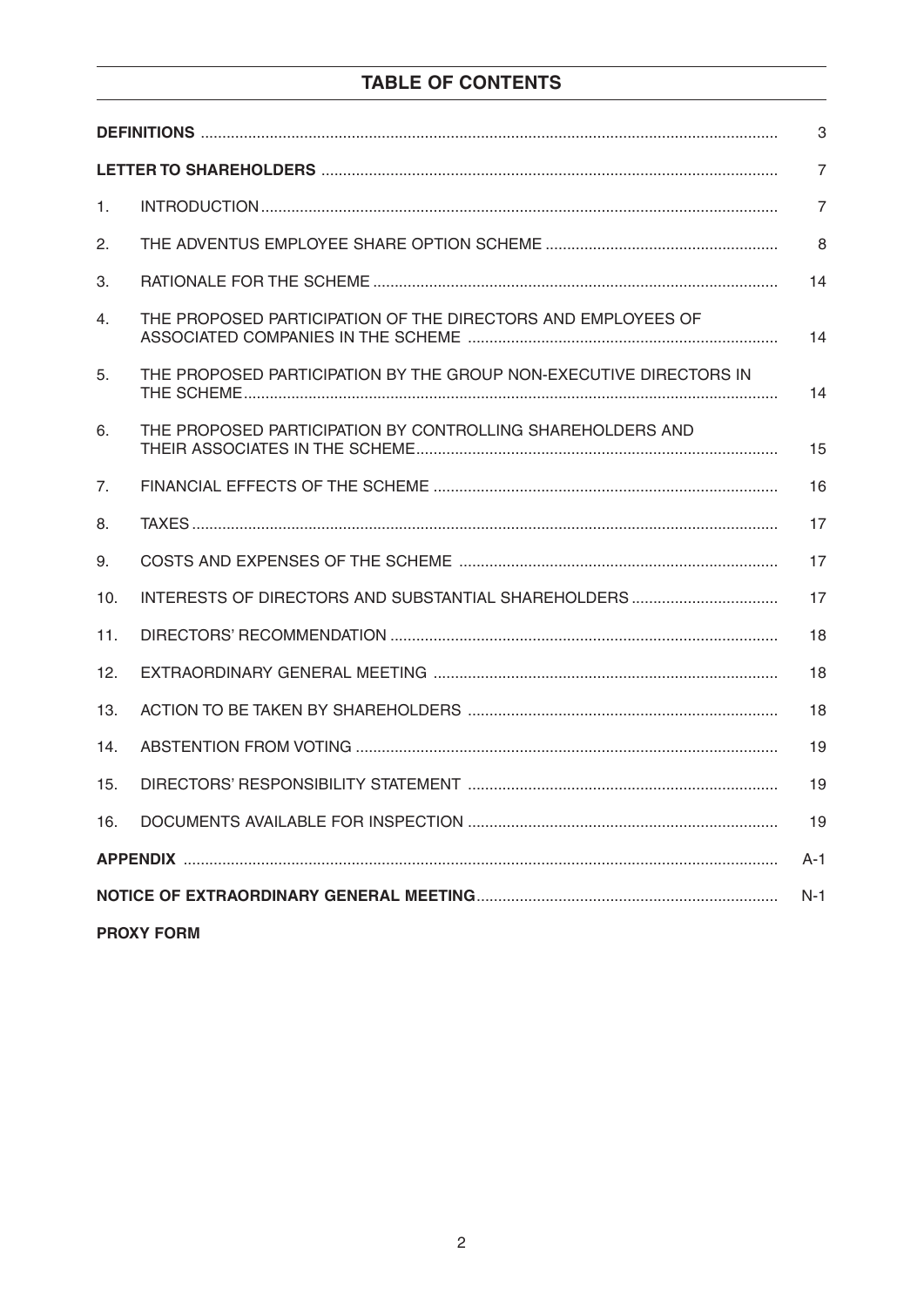## TABLE OF CONTENTS

| | | |
|---|---|---|
| **DEFINITIONS** | | 3 |
| **LETTER TO SHAREHOLDERS** | | 7 |
| 1. | INTRODUCTION | 7 |
| 2. | THE ADVENTUS EMPLOYEE SHARE OPTION SCHEME | 8 |
| 3. | RATIONALE FOR THE SCHEME | 14 |
| 4. | THE PROPOSED PARTICIPATION OF THE DIRECTORS AND EMPLOYEES OF ASSOCIATED COMPANIES IN THE SCHEME | 14 |
| 5. | THE PROPOSED PARTICIPATION BY THE GROUP NON-EXECUTIVE DIRECTORS IN THE SCHEME | 14 |
| 6. | THE PROPOSED PARTICIPATION BY CONTROLLING SHAREHOLDERS AND THEIR ASSOCIATES IN THE SCHEME | 15 |
| 7. | FINANCIAL EFFECTS OF THE SCHEME | 16 |
| 8. | TAXES | 17 |
| 9. | COSTS AND EXPENSES OF THE SCHEME | 17 |
| 10. | INTERESTS OF DIRECTORS AND SUBSTANTIAL SHAREHOLDERS | 17 |
| 11. | DIRECTORS' RECOMMENDATION | 18 |
| 12. | EXTRAORDINARY GENERAL MEETING | 18 |
| 13. | ACTION TO BE TAKEN BY SHAREHOLDERS | 18 |
| 14. | ABSTENTION FROM VOTING | 19 |
| 15. | DIRECTORS' RESPONSIBILITY STATEMENT | 19 |
| 16. | DOCUMENTS AVAILABLE FOR INSPECTION | 19 |
| **APPENDIX** | | A-1 |
| **NOTICE OF EXTRAORDINARY GENERAL MEETING** | | N-1 |
| **PROXY FORM** | | |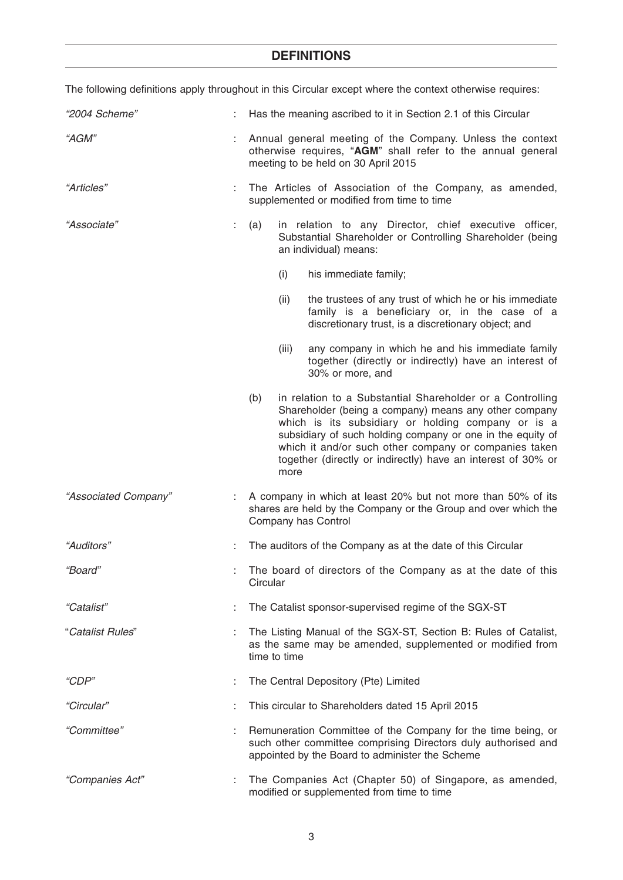## DEFINITIONS

The following definitions apply throughout in this Circular except where the context otherwise requires:

| | | |
|---|---|---|
| *"2004 Scheme"* | : | Has the meaning ascribed to it in Section 2.1 of this Circular |
| *"AGM"* | : | Annual general meeting of the Company. Unless the context otherwise requires, "**AGM**" shall refer to the annual general meeting to be held on 30 April 2015 |
| *"Articles"* | : | The Articles of Association of the Company, as amended, supplemented or modified from time to time |
| *"Associate"* | : | (a) in relation to any Director, chief executive officer, Substantial Shareholder or Controlling Shareholder (being an individual) means: (i) his immediate family; (ii) the trustees of any trust of which he or his immediate family is a beneficiary or, in the case of a discretionary trust, is a discretionary object; and (iii) any company in which he and his immediate family together (directly or indirectly) have an interest of 30% or more, and (b) in relation to a Substantial Shareholder or a Controlling Shareholder (being a company) means any other company which is its subsidiary or holding company or is a subsidiary of such holding company or one in the equity of which it and/or such other company or companies taken together (directly or indirectly) have an interest of 30% or more |
| *"Associated Company"* | : | A company in which at least 20% but not more than 50% of its shares are held by the Company or the Group and over which the Company has Control |
| *"Auditors"* | : | The auditors of the Company as at the date of this Circular |
| *"Board"* | : | The board of directors of the Company as at the date of this Circular |
| *"Catalist"* | : | The Catalist sponsor-supervised regime of the SGX-ST |
| *"Catalist Rules"* | : | The Listing Manual of the SGX-ST, Section B: Rules of Catalist, as the same may be amended, supplemented or modified from time to time |
| *"CDP"* | : | The Central Depository (Pte) Limited |
| *"Circular"* | : | This circular to Shareholders dated 15 April 2015 |
| *"Committee"* | : | Remuneration Committee of the Company for the time being, or such other committee comprising Directors duly authorised and appointed by the Board to administer the Scheme |
| *"Companies Act"* | : | The Companies Act (Chapter 50) of Singapore, as amended, modified or supplemented from time to time |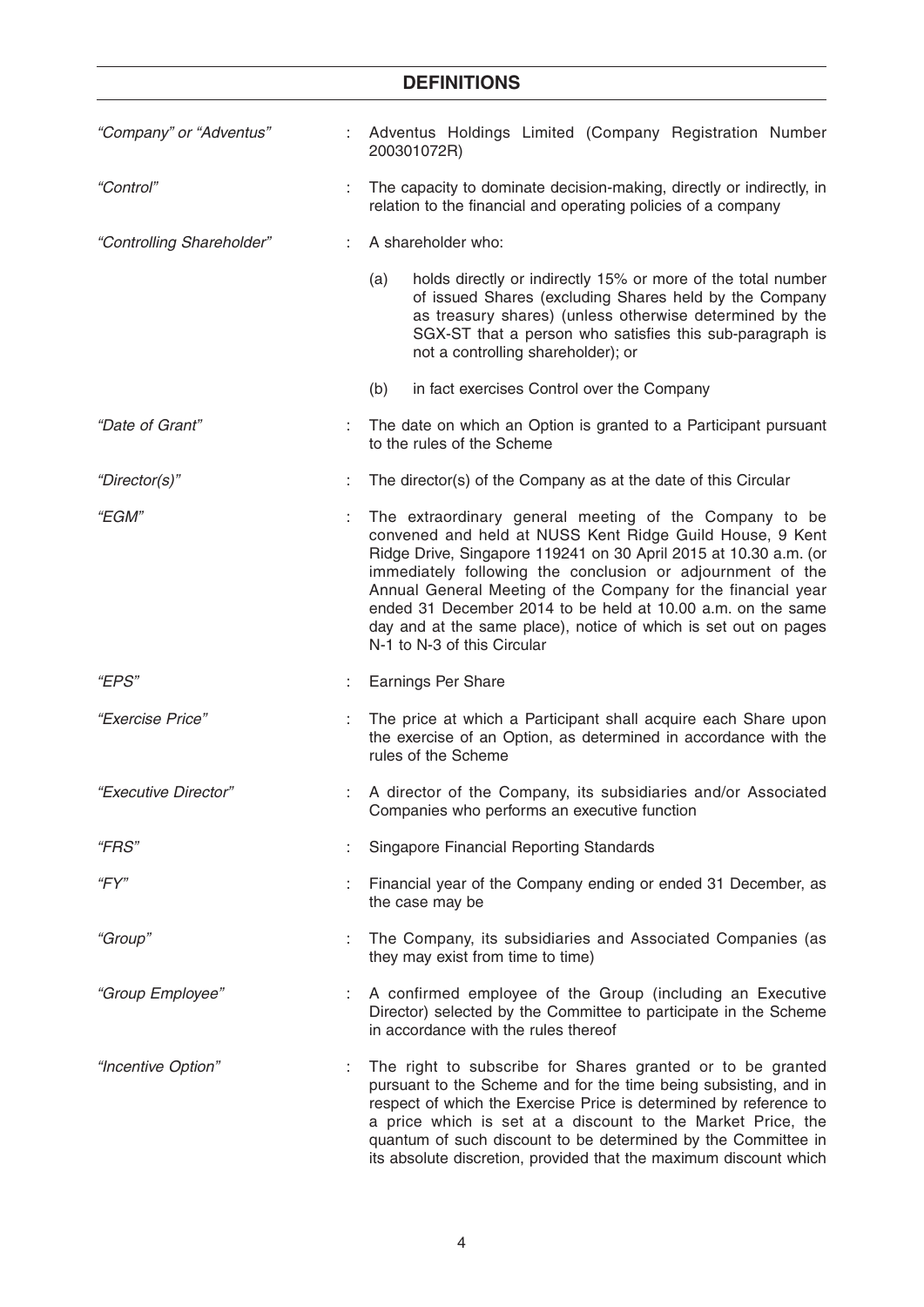## DEFINITIONS

| | | |
|---|---|---|
| *"Company" or "Adventus"* | : | Adventus Holdings Limited (Company Registration Number 200301072R) |
| *"Control"* | : | The capacity to dominate decision-making, directly or indirectly, in relation to the financial and operating policies of a company |
| *"Controlling Shareholder"* | : | A shareholder who:<br><br>(a) holds directly or indirectly 15% or more of the total number of issued Shares (excluding Shares held by the Company as treasury shares) (unless otherwise determined by the SGX-ST that a person who satisfies this sub-paragraph is not a controlling shareholder); or<br><br>(b) in fact exercises Control over the Company |
| *"Date of Grant"* | : | The date on which an Option is granted to a Participant pursuant to the rules of the Scheme |
| *"Director(s)"* | : | The director(s) of the Company as at the date of this Circular |
| *"EGM"* | : | The extraordinary general meeting of the Company to be convened and held at NUSS Kent Ridge Guild House, 9 Kent Ridge Drive, Singapore 119241 on 30 April 2015 at 10.30 a.m. (or immediately following the conclusion or adjournment of the Annual General Meeting of the Company for the financial year ended 31 December 2014 to be held at 10.00 a.m. on the same day and at the same place), notice of which is set out on pages N-1 to N-3 of this Circular |
| *"EPS"* | : | Earnings Per Share |
| *"Exercise Price"* | : | The price at which a Participant shall acquire each Share upon the exercise of an Option, as determined in accordance with the rules of the Scheme |
| *"Executive Director"* | : | A director of the Company, its subsidiaries and/or Associated Companies who performs an executive function |
| *"FRS"* | : | Singapore Financial Reporting Standards |
| *"FY"* | : | Financial year of the Company ending or ended 31 December, as the case may be |
| *"Group"* | : | The Company, its subsidiaries and Associated Companies (as they may exist from time to time) |
| *"Group Employee"* | : | A confirmed employee of the Group (including an Executive Director) selected by the Committee to participate in the Scheme in accordance with the rules thereof |
| *"Incentive Option"* | : | The right to subscribe for Shares granted or to be granted pursuant to the Scheme and for the time being subsisting, and in respect of which the Exercise Price is determined by reference to a price which is set at a discount to the Market Price, the quantum of such discount to be determined by the Committee in its absolute discretion, provided that the maximum discount which |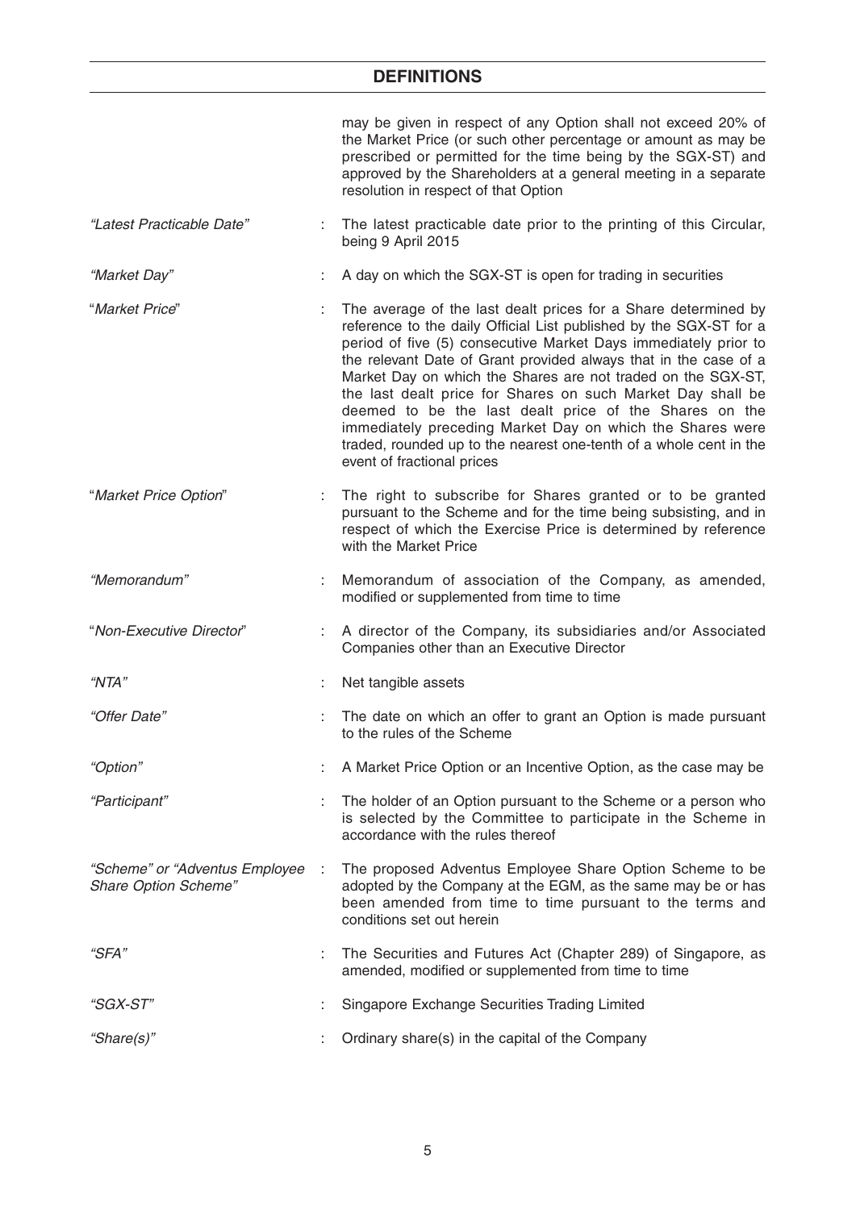## DEFINITIONS

| | | |
|---|---|---|
| | | may be given in respect of any Option shall not exceed 20% of the Market Price (or such other percentage or amount as may be prescribed or permitted for the time being by the SGX-ST) and approved by the Shareholders at a general meeting in a separate resolution in respect of that Option |
| *"Latest Practicable Date"* | : | The latest practicable date prior to the printing of this Circular, being 9 April 2015 |
| *"Market Day"* | : | A day on which the SGX-ST is open for trading in securities |
| "*Market Price*" | : | The average of the last dealt prices for a Share determined by reference to the daily Official List published by the SGX-ST for a period of five (5) consecutive Market Days immediately prior to the relevant Date of Grant provided always that in the case of a Market Day on which the Shares are not traded on the SGX-ST, the last dealt price for Shares on such Market Day shall be deemed to be the last dealt price of the Shares on the immediately preceding Market Day on which the Shares were traded, rounded up to the nearest one-tenth of a whole cent in the event of fractional prices |
| "*Market Price Option*" | : | The right to subscribe for Shares granted or to be granted pursuant to the Scheme and for the time being subsisting, and in respect of which the Exercise Price is determined by reference with the Market Price |
| *"Memorandum"* | : | Memorandum of association of the Company, as amended, modified or supplemented from time to time |
| "*Non-Executive Director*" | : | A director of the Company, its subsidiaries and/or Associated Companies other than an Executive Director |
| *"NTA"* | : | Net tangible assets |
| *"Offer Date"* | : | The date on which an offer to grant an Option is made pursuant to the rules of the Scheme |
| *"Option"* | : | A Market Price Option or an Incentive Option, as the case may be |
| *"Participant"* | : | The holder of an Option pursuant to the Scheme or a person who is selected by the Committee to participate in the Scheme in accordance with the rules thereof |
| *"Scheme" or "Adventus Employee Share Option Scheme"* | : | The proposed Adventus Employee Share Option Scheme to be adopted by the Company at the EGM, as the same may be or has been amended from time to time pursuant to the terms and conditions set out herein |
| *"SFA"* | : | The Securities and Futures Act (Chapter 289) of Singapore, as amended, modified or supplemented from time to time |
| *"SGX-ST"* | : | Singapore Exchange Securities Trading Limited |
| *"Share(s)"* | : | Ordinary share(s) in the capital of the Company |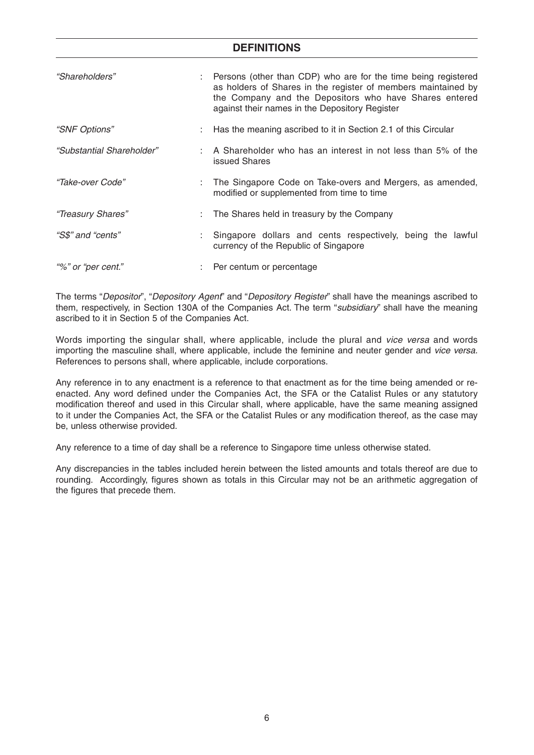## DEFINITIONS

| | | |
|---|---|---|
| *"Shareholders"* | : | Persons (other than CDP) who are for the time being registered as holders of Shares in the register of members maintained by the Company and the Depositors who have Shares entered against their names in the Depository Register |
| *"SNF Options"* | : | Has the meaning ascribed to it in Section 2.1 of this Circular |
| *"Substantial Shareholder"* | : | A Shareholder who has an interest in not less than 5% of the issued Shares |
| *"Take-over Code"* | : | The Singapore Code on Take-overs and Mergers, as amended, modified or supplemented from time to time |
| *"Treasury Shares"* | : | The Shares held in treasury by the Company |
| *"S$" and "cents"* | : | Singapore dollars and cents respectively, being the lawful currency of the Republic of Singapore |
| *"%" or "per cent."* | : | Per centum or percentage |

The terms "*Depositor*", "*Depository Agent*" and "*Depository Register*" shall have the meanings ascribed to them, respectively, in Section 130A of the Companies Act. The term "*subsidiary*" shall have the meaning ascribed to it in Section 5 of the Companies Act.

Words importing the singular shall, where applicable, include the plural and *vice versa* and words importing the masculine shall, where applicable, include the feminine and neuter gender and *vice versa.* References to persons shall, where applicable, include corporations.

Any reference in to any enactment is a reference to that enactment as for the time being amended or re-enacted. Any word defined under the Companies Act, the SFA or the Catalist Rules or any statutory modification thereof and used in this Circular shall, where applicable, have the same meaning assigned to it under the Companies Act, the SFA or the Catalist Rules or any modification thereof, as the case may be, unless otherwise provided.

Any reference to a time of day shall be a reference to Singapore time unless otherwise stated.

Any discrepancies in the tables included herein between the listed amounts and totals thereof are due to rounding. Accordingly, figures shown as totals in this Circular may not be an arithmetic aggregation of the figures that precede them.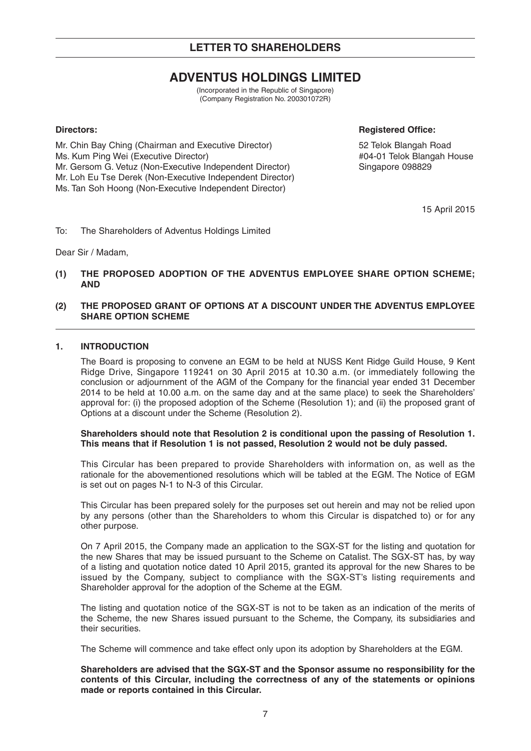## LETTER TO SHAREHOLDERS

# ADVENTUS HOLDINGS LIMITED

(Incorporated in the Republic of Singapore)
(Company Registration No. 200301072R)

**Directors:**

Mr. Chin Bay Ching (Chairman and Executive Director)
Ms. Kum Ping Wei (Executive Director)
Mr. Gersom G. Vetuz (Non-Executive Independent Director)
Mr. Loh Eu Tse Derek (Non-Executive Independent Director)
Ms. Tan Soh Hoong (Non-Executive Independent Director)

**Registered Office:**

52 Telok Blangah Road
#04-01 Telok Blangah House
Singapore 098829

15 April 2015

To: The Shareholders of Adventus Holdings Limited

Dear Sir / Madam,

**(1) THE PROPOSED ADOPTION OF THE ADVENTUS EMPLOYEE SHARE OPTION SCHEME; AND**

**(2) THE PROPOSED GRANT OF OPTIONS AT A DISCOUNT UNDER THE ADVENTUS EMPLOYEE SHARE OPTION SCHEME**

### 1. INTRODUCTION

The Board is proposing to convene an EGM to be held at NUSS Kent Ridge Guild House, 9 Kent Ridge Drive, Singapore 119241 on 30 April 2015 at 10.30 a.m. (or immediately following the conclusion or adjournment of the AGM of the Company for the financial year ended 31 December 2014 to be held at 10.00 a.m. on the same day and at the same place) to seek the Shareholders' approval for: (i) the proposed adoption of the Scheme (Resolution 1); and (ii) the proposed grant of Options at a discount under the Scheme (Resolution 2).

**Shareholders should note that Resolution 2 is conditional upon the passing of Resolution 1. This means that if Resolution 1 is not passed, Resolution 2 would not be duly passed.**

This Circular has been prepared to provide Shareholders with information on, as well as the rationale for the abovementioned resolutions which will be tabled at the EGM. The Notice of EGM is set out on pages N-1 to N-3 of this Circular.

This Circular has been prepared solely for the purposes set out herein and may not be relied upon by any persons (other than the Shareholders to whom this Circular is dispatched to) or for any other purpose.

On 7 April 2015, the Company made an application to the SGX-ST for the listing and quotation for the new Shares that may be issued pursuant to the Scheme on Catalist. The SGX-ST has, by way of a listing and quotation notice dated 10 April 2015, granted its approval for the new Shares to be issued by the Company, subject to compliance with the SGX-ST's listing requirements and Shareholder approval for the adoption of the Scheme at the EGM.

The listing and quotation notice of the SGX-ST is not to be taken as an indication of the merits of the Scheme, the new Shares issued pursuant to the Scheme, the Company, its subsidiaries and their securities.

The Scheme will commence and take effect only upon its adoption by Shareholders at the EGM.

**Shareholders are advised that the SGX-ST and the Sponsor assume no responsibility for the contents of this Circular, including the correctness of any of the statements or opinions made or reports contained in this Circular.**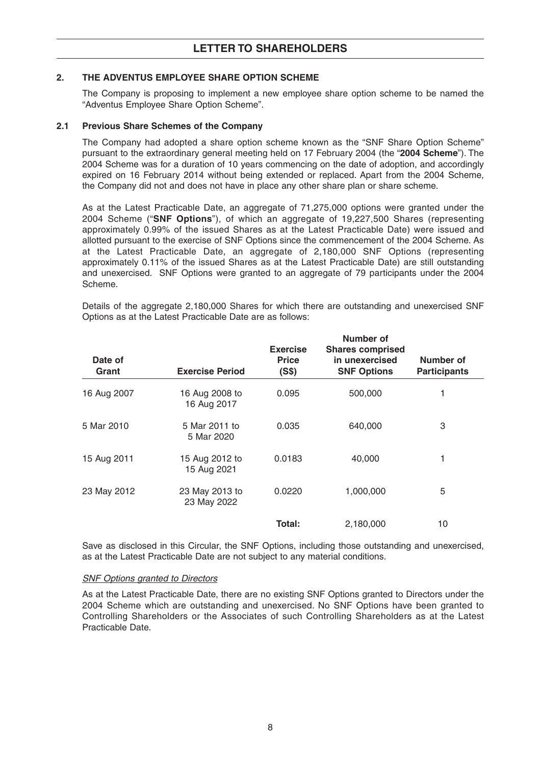## 2. THE ADVENTUS EMPLOYEE SHARE OPTION SCHEME

The Company is proposing to implement a new employee share option scheme to be named the "Adventus Employee Share Option Scheme".

### 2.1 Previous Share Schemes of the Company

The Company had adopted a share option scheme known as the "SNF Share Option Scheme" pursuant to the extraordinary general meeting held on 17 February 2004 (the "**2004 Scheme**"). The 2004 Scheme was for a duration of 10 years commencing on the date of adoption, and accordingly expired on 16 February 2014 without being extended or replaced. Apart from the 2004 Scheme, the Company did not and does not have in place any other share plan or share scheme.

As at the Latest Practicable Date, an aggregate of 71,275,000 options were granted under the 2004 Scheme ("**SNF Options**"), of which an aggregate of 19,227,500 Shares (representing approximately 0.99% of the issued Shares as at the Latest Practicable Date) were issued and allotted pursuant to the exercise of SNF Options since the commencement of the 2004 Scheme. As at the Latest Practicable Date, an aggregate of 2,180,000 SNF Options (representing approximately 0.11% of the issued Shares as at the Latest Practicable Date) are still outstanding and unexercised. SNF Options were granted to an aggregate of 79 participants under the 2004 Scheme.

Details of the aggregate 2,180,000 Shares for which there are outstanding and unexercised SNF Options as at the Latest Practicable Date are as follows:

| Date of Grant | Exercise Period | Exercise Price (S$) | Number of Shares comprised in unexercised SNF Options | Number of Participants |
|---|---|---|---|---|
| 16 Aug 2007 | 16 Aug 2008 to 16 Aug 2017 | 0.095 | 500,000 | 1 |
| 5 Mar 2010 | 5 Mar 2011 to 5 Mar 2020 | 0.035 | 640,000 | 3 |
| 15 Aug 2011 | 15 Aug 2012 to 15 Aug 2021 | 0.0183 | 40,000 | 1 |
| 23 May 2012 | 23 May 2013 to 23 May 2022 | 0.0220 | 1,000,000 | 5 |
| | | **Total:** | 2,180,000 | 10 |

Save as disclosed in this Circular, the SNF Options, including those outstanding and unexercised, as at the Latest Practicable Date are not subject to any material conditions.

*SNF Options granted to Directors*

As at the Latest Practicable Date, there are no existing SNF Options granted to Directors under the 2004 Scheme which are outstanding and unexercised. No SNF Options have been granted to Controlling Shareholders or the Associates of such Controlling Shareholders as at the Latest Practicable Date.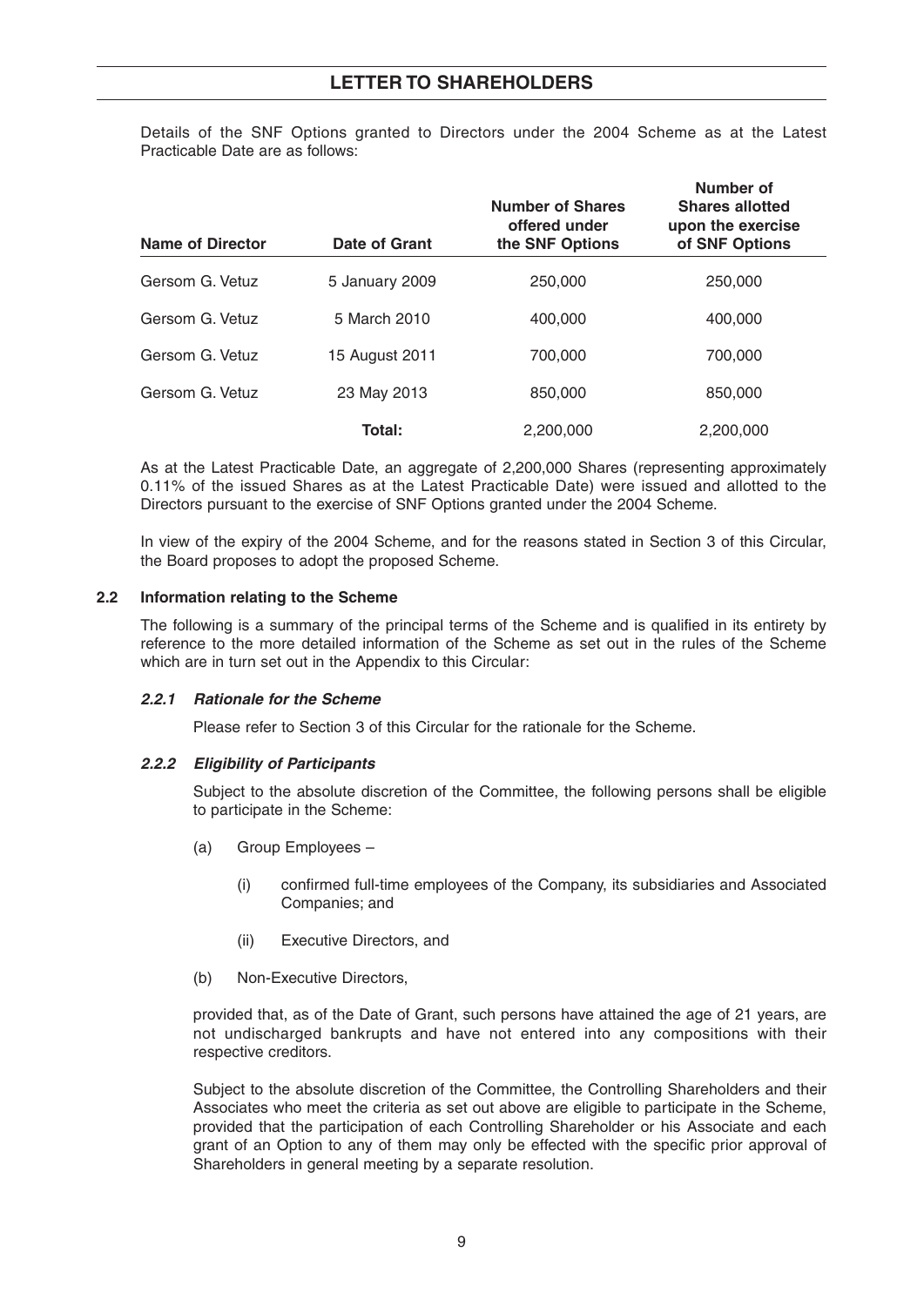Details of the SNF Options granted to Directors under the 2004 Scheme as at the Latest Practicable Date are as follows:

| Name of Director | Date of Grant | Number of Shares offered under the SNF Options | Number of Shares allotted upon the exercise of SNF Options |
|---|---|---|---|
| Gersom G. Vetuz | 5 January 2009 | 250,000 | 250,000 |
| Gersom G. Vetuz | 5 March 2010 | 400,000 | 400,000 |
| Gersom G. Vetuz | 15 August 2011 | 700,000 | 700,000 |
| Gersom G. Vetuz | 23 May 2013 | 850,000 | 850,000 |
| | **Total:** | 2,200,000 | 2,200,000 |

As at the Latest Practicable Date, an aggregate of 2,200,000 Shares (representing approximately 0.11% of the issued Shares as at the Latest Practicable Date) were issued and allotted to the Directors pursuant to the exercise of SNF Options granted under the 2004 Scheme.

In view of the expiry of the 2004 Scheme, and for the reasons stated in Section 3 of this Circular, the Board proposes to adopt the proposed Scheme.

### 2.2 Information relating to the Scheme

The following is a summary of the principal terms of the Scheme and is qualified in its entirety by reference to the more detailed information of the Scheme as set out in the rules of the Scheme which are in turn set out in the Appendix to this Circular:

#### *2.2.1 Rationale for the Scheme*

Please refer to Section 3 of this Circular for the rationale for the Scheme.

#### *2.2.2 Eligibility of Participants*

Subject to the absolute discretion of the Committee, the following persons shall be eligible to participate in the Scheme:

(a) Group Employees –

(i) confirmed full-time employees of the Company, its subsidiaries and Associated Companies; and

(ii) Executive Directors, and

(b) Non-Executive Directors,

provided that, as of the Date of Grant, such persons have attained the age of 21 years, are not undischarged bankrupts and have not entered into any compositions with their respective creditors.

Subject to the absolute discretion of the Committee, the Controlling Shareholders and their Associates who meet the criteria as set out above are eligible to participate in the Scheme, provided that the participation of each Controlling Shareholder or his Associate and each grant of an Option to any of them may only be effected with the specific prior approval of Shareholders in general meeting by a separate resolution.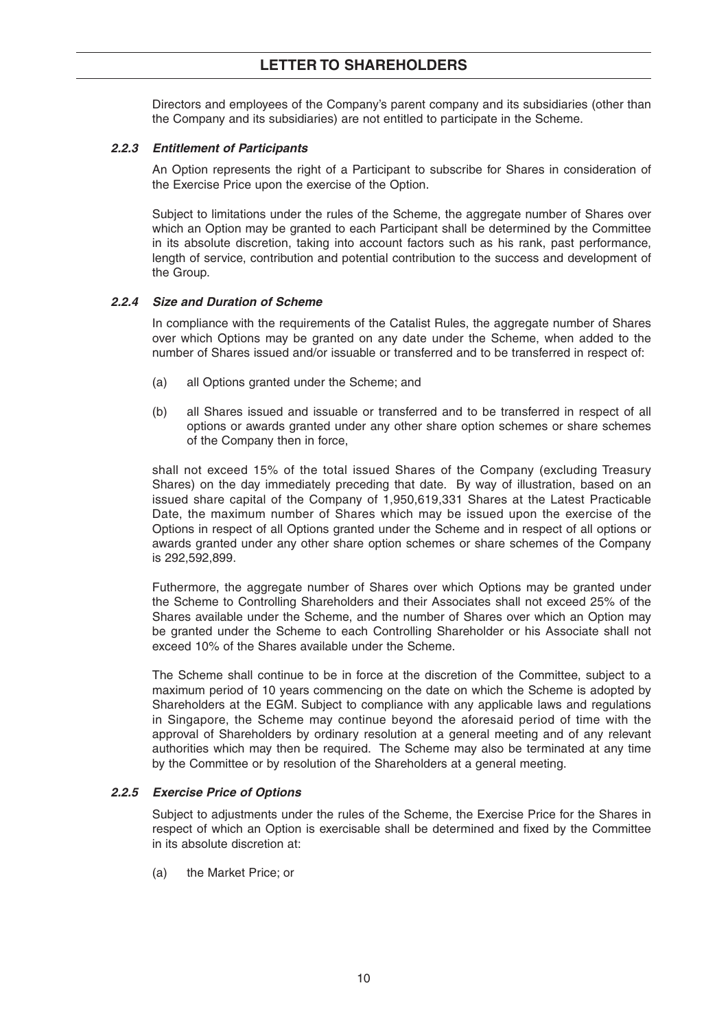Directors and employees of the Company's parent company and its subsidiaries (other than the Company and its subsidiaries) are not entitled to participate in the Scheme.

#### *2.2.3 Entitlement of Participants*

An Option represents the right of a Participant to subscribe for Shares in consideration of the Exercise Price upon the exercise of the Option.

Subject to limitations under the rules of the Scheme, the aggregate number of Shares over which an Option may be granted to each Participant shall be determined by the Committee in its absolute discretion, taking into account factors such as his rank, past performance, length of service, contribution and potential contribution to the success and development of the Group.

#### *2.2.4 Size and Duration of Scheme*

In compliance with the requirements of the Catalist Rules, the aggregate number of Shares over which Options may be granted on any date under the Scheme, when added to the number of Shares issued and/or issuable or transferred and to be transferred in respect of:

(a) all Options granted under the Scheme; and

(b) all Shares issued and issuable or transferred and to be transferred in respect of all options or awards granted under any other share option schemes or share schemes of the Company then in force,

shall not exceed 15% of the total issued Shares of the Company (excluding Treasury Shares) on the day immediately preceding that date. By way of illustration, based on an issued share capital of the Company of 1,950,619,331 Shares at the Latest Practicable Date, the maximum number of Shares which may be issued upon the exercise of the Options in respect of all Options granted under the Scheme and in respect of all options or awards granted under any other share option schemes or share schemes of the Company is 292,592,899.

Futhermore, the aggregate number of Shares over which Options may be granted under the Scheme to Controlling Shareholders and their Associates shall not exceed 25% of the Shares available under the Scheme, and the number of Shares over which an Option may be granted under the Scheme to each Controlling Shareholder or his Associate shall not exceed 10% of the Shares available under the Scheme.

The Scheme shall continue to be in force at the discretion of the Committee, subject to a maximum period of 10 years commencing on the date on which the Scheme is adopted by Shareholders at the EGM. Subject to compliance with any applicable laws and regulations in Singapore, the Scheme may continue beyond the aforesaid period of time with the approval of Shareholders by ordinary resolution at a general meeting and of any relevant authorities which may then be required. The Scheme may also be terminated at any time by the Committee or by resolution of the Shareholders at a general meeting.

#### *2.2.5 Exercise Price of Options*

Subject to adjustments under the rules of the Scheme, the Exercise Price for the Shares in respect of which an Option is exercisable shall be determined and fixed by the Committee in its absolute discretion at:

(a) the Market Price; or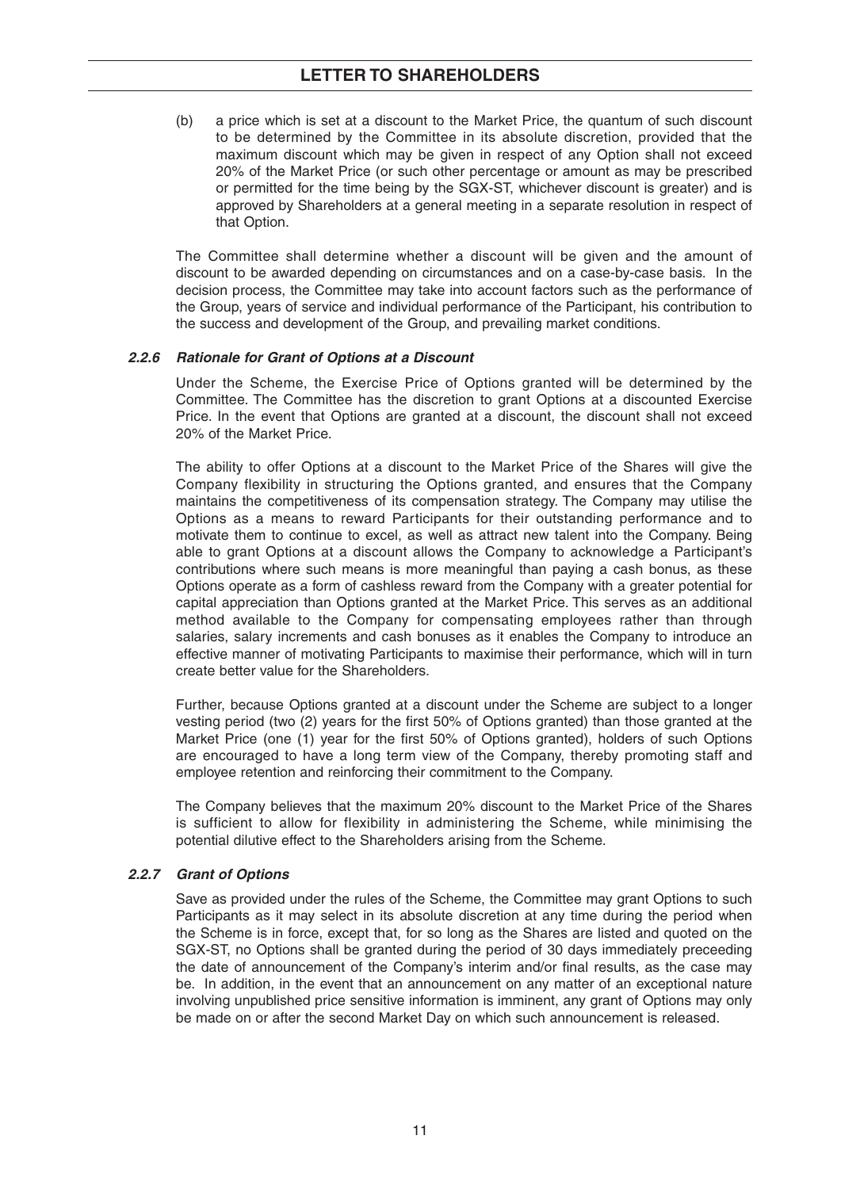(b) a price which is set at a discount to the Market Price, the quantum of such discount to be determined by the Committee in its absolute discretion, provided that the maximum discount which may be given in respect of any Option shall not exceed 20% of the Market Price (or such other percentage or amount as may be prescribed or permitted for the time being by the SGX-ST, whichever discount is greater) and is approved by Shareholders at a general meeting in a separate resolution in respect of that Option.

The Committee shall determine whether a discount will be given and the amount of discount to be awarded depending on circumstances and on a case-by-case basis. In the decision process, the Committee may take into account factors such as the performance of the Group, years of service and individual performance of the Participant, his contribution to the success and development of the Group, and prevailing market conditions.

#### *2.2.6 Rationale for Grant of Options at a Discount*

Under the Scheme, the Exercise Price of Options granted will be determined by the Committee. The Committee has the discretion to grant Options at a discounted Exercise Price. In the event that Options are granted at a discount, the discount shall not exceed 20% of the Market Price.

The ability to offer Options at a discount to the Market Price of the Shares will give the Company flexibility in structuring the Options granted, and ensures that the Company maintains the competitiveness of its compensation strategy. The Company may utilise the Options as a means to reward Participants for their outstanding performance and to motivate them to continue to excel, as well as attract new talent into the Company. Being able to grant Options at a discount allows the Company to acknowledge a Participant's contributions where such means is more meaningful than paying a cash bonus, as these Options operate as a form of cashless reward from the Company with a greater potential for capital appreciation than Options granted at the Market Price. This serves as an additional method available to the Company for compensating employees rather than through salaries, salary increments and cash bonuses as it enables the Company to introduce an effective manner of motivating Participants to maximise their performance, which will in turn create better value for the Shareholders.

Further, because Options granted at a discount under the Scheme are subject to a longer vesting period (two (2) years for the first 50% of Options granted) than those granted at the Market Price (one (1) year for the first 50% of Options granted), holders of such Options are encouraged to have a long term view of the Company, thereby promoting staff and employee retention and reinforcing their commitment to the Company.

The Company believes that the maximum 20% discount to the Market Price of the Shares is sufficient to allow for flexibility in administering the Scheme, while minimising the potential dilutive effect to the Shareholders arising from the Scheme.

#### *2.2.7 Grant of Options*

Save as provided under the rules of the Scheme, the Committee may grant Options to such Participants as it may select in its absolute discretion at any time during the period when the Scheme is in force, except that, for so long as the Shares are listed and quoted on the SGX-ST, no Options shall be granted during the period of 30 days immediately preceeding the date of announcement of the Company's interim and/or final results, as the case may be. In addition, in the event that an announcement on any matter of an exceptional nature involving unpublished price sensitive information is imminent, any grant of Options may only be made on or after the second Market Day on which such announcement is released.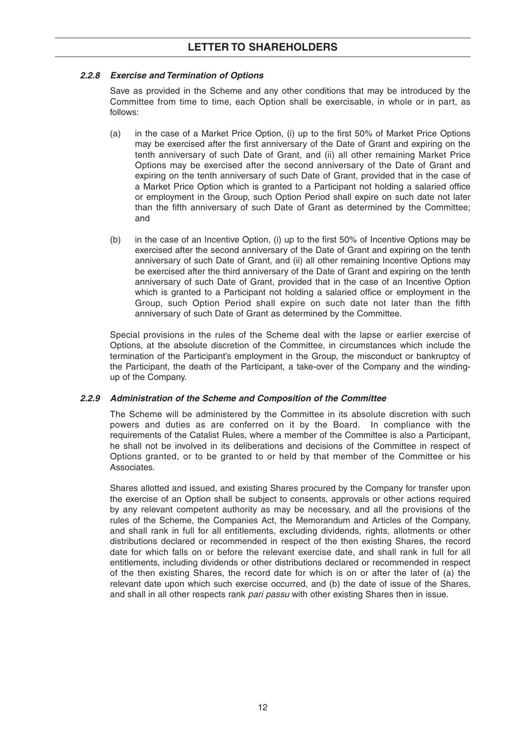#### *2.2.8 Exercise and Termination of Options*

Save as provided in the Scheme and any other conditions that may be introduced by the Committee from time to time, each Option shall be exercisable, in whole or in part, as follows:

(a) in the case of a Market Price Option, (i) up to the first 50% of Market Price Options may be exercised after the first anniversary of the Date of Grant and expiring on the tenth anniversary of such Date of Grant, and (ii) all other remaining Market Price Options may be exercised after the second anniversary of the Date of Grant and expiring on the tenth anniversary of such Date of Grant, provided that in the case of a Market Price Option which is granted to a Participant not holding a salaried office or employment in the Group, such Option Period shall expire on such date not later than the fifth anniversary of such Date of Grant as determined by the Committee; and

(b) in the case of an Incentive Option, (i) up to the first 50% of Incentive Options may be exercised after the second anniversary of the Date of Grant and expiring on the tenth anniversary of such Date of Grant, and (ii) all other remaining Incentive Options may be exercised after the third anniversary of the Date of Grant and expiring on the tenth anniversary of such Date of Grant, provided that in the case of an Incentive Option which is granted to a Participant not holding a salaried office or employment in the Group, such Option Period shall expire on such date not later than the fifth anniversary of such Date of Grant as determined by the Committee.

Special provisions in the rules of the Scheme deal with the lapse or earlier exercise of Options, at the absolute discretion of the Committee, in circumstances which include the termination of the Participant's employment in the Group, the misconduct or bankruptcy of the Participant, the death of the Participant, a take-over of the Company and the winding-up of the Company.

#### *2.2.9 Administration of the Scheme and Composition of the Committee*

The Scheme will be administered by the Committee in its absolute discretion with such powers and duties as are conferred on it by the Board. In compliance with the requirements of the Catalist Rules, where a member of the Committee is also a Participant, he shall not be involved in its deliberations and decisions of the Committee in respect of Options granted, or to be granted to or held by that member of the Committee or his Associates.

Shares allotted and issued, and existing Shares procured by the Company for transfer upon the exercise of an Option shall be subject to consents, approvals or other actions required by any relevant competent authority as may be necessary, and all the provisions of the rules of the Scheme, the Companies Act, the Memorandum and Articles of the Company, and shall rank in full for all entitlements, excluding dividends, rights, allotments or other distributions declared or recommended in respect of the then existing Shares, the record date for which falls on or before the relevant exercise date, and shall rank in full for all entitlements, including dividends or other distributions declared or recommended in respect of the then existing Shares, the record date for which is on or after the later of (a) the relevant date upon which such exercise occurred, and (b) the date of issue of the Shares, and shall in all other respects rank *pari passu* with other existing Shares then in issue.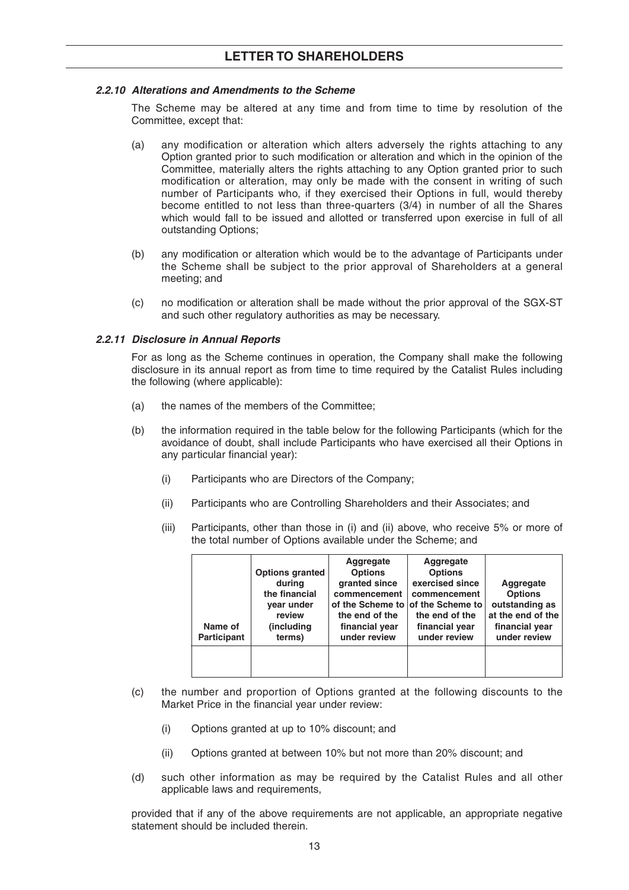#### *2.2.10 Alterations and Amendments to the Scheme*

The Scheme may be altered at any time and from time to time by resolution of the Committee, except that:

(a) any modification or alteration which alters adversely the rights attaching to any Option granted prior to such modification or alteration and which in the opinion of the Committee, materially alters the rights attaching to any Option granted prior to such modification or alteration, may only be made with the consent in writing of such number of Participants who, if they exercised their Options in full, would thereby become entitled to not less than three-quarters (3/4) in number of all the Shares which would fall to be issued and allotted or transferred upon exercise in full of all outstanding Options;

(b) any modification or alteration which would be to the advantage of Participants under the Scheme shall be subject to the prior approval of Shareholders at a general meeting; and

(c) no modification or alteration shall be made without the prior approval of the SGX-ST and such other regulatory authorities as may be necessary.

#### *2.2.11 Disclosure in Annual Reports*

For as long as the Scheme continues in operation, the Company shall make the following disclosure in its annual report as from time to time required by the Catalist Rules including the following (where applicable):

(a) the names of the members of the Committee;

(b) the information required in the table below for the following Participants (which for the avoidance of doubt, shall include Participants who have exercised all their Options in any particular financial year):

  (i) Participants who are Directors of the Company;

  (ii) Participants who are Controlling Shareholders and their Associates; and

  (iii) Participants, other than those in (i) and (ii) above, who receive 5% or more of the total number of Options available under the Scheme; and

| Name of Participant | Options granted during the financial year under review (including terms) | Aggregate Options granted since commencement of the Scheme to the end of the financial year under review | Aggregate Options exercised since commencement of the Scheme to the end of the financial year under review | Aggregate Options outstanding as at the end of the financial year under review |
|---|---|---|---|---|
| | | | | |

(c) the number and proportion of Options granted at the following discounts to the Market Price in the financial year under review:

  (i) Options granted at up to 10% discount; and

  (ii) Options granted at between 10% but not more than 20% discount; and

(d) such other information as may be required by the Catalist Rules and all other applicable laws and requirements,

provided that if any of the above requirements are not applicable, an appropriate negative statement should be included therein.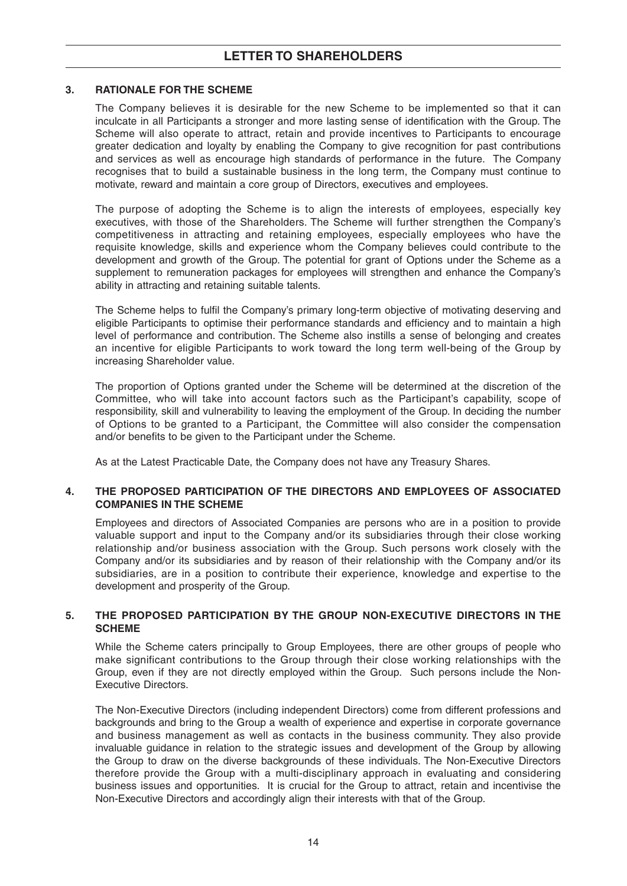### 3. RATIONALE FOR THE SCHEME

The Company believes it is desirable for the new Scheme to be implemented so that it can inculcate in all Participants a stronger and more lasting sense of identification with the Group. The Scheme will also operate to attract, retain and provide incentives to Participants to encourage greater dedication and loyalty by enabling the Company to give recognition for past contributions and services as well as encourage high standards of performance in the future. The Company recognises that to build a sustainable business in the long term, the Company must continue to motivate, reward and maintain a core group of Directors, executives and employees.

The purpose of adopting the Scheme is to align the interests of employees, especially key executives, with those of the Shareholders. The Scheme will further strengthen the Company's competitiveness in attracting and retaining employees, especially employees who have the requisite knowledge, skills and experience whom the Company believes could contribute to the development and growth of the Group. The potential for grant of Options under the Scheme as a supplement to remuneration packages for employees will strengthen and enhance the Company's ability in attracting and retaining suitable talents.

The Scheme helps to fulfil the Company's primary long-term objective of motivating deserving and eligible Participants to optimise their performance standards and efficiency and to maintain a high level of performance and contribution. The Scheme also instills a sense of belonging and creates an incentive for eligible Participants to work toward the long term well-being of the Group by increasing Shareholder value.

The proportion of Options granted under the Scheme will be determined at the discretion of the Committee, who will take into account factors such as the Participant's capability, scope of responsibility, skill and vulnerability to leaving the employment of the Group. In deciding the number of Options to be granted to a Participant, the Committee will also consider the compensation and/or benefits to be given to the Participant under the Scheme.

As at the Latest Practicable Date, the Company does not have any Treasury Shares.

### 4. THE PROPOSED PARTICIPATION OF THE DIRECTORS AND EMPLOYEES OF ASSOCIATED COMPANIES IN THE SCHEME

Employees and directors of Associated Companies are persons who are in a position to provide valuable support and input to the Company and/or its subsidiaries through their close working relationship and/or business association with the Group. Such persons work closely with the Company and/or its subsidiaries and by reason of their relationship with the Company and/or its subsidiaries, are in a position to contribute their experience, knowledge and expertise to the development and prosperity of the Group.

### 5. THE PROPOSED PARTICIPATION BY THE GROUP NON-EXECUTIVE DIRECTORS IN THE SCHEME

While the Scheme caters principally to Group Employees, there are other groups of people who make significant contributions to the Group through their close working relationships with the Group, even if they are not directly employed within the Group. Such persons include the Non-Executive Directors.

The Non-Executive Directors (including independent Directors) come from different professions and backgrounds and bring to the Group a wealth of experience and expertise in corporate governance and business management as well as contacts in the business community. They also provide invaluable guidance in relation to the strategic issues and development of the Group by allowing the Group to draw on the diverse backgrounds of these individuals. The Non-Executive Directors therefore provide the Group with a multi-disciplinary approach in evaluating and considering business issues and opportunities. It is crucial for the Group to attract, retain and incentivise the Non-Executive Directors and accordingly align their interests with that of the Group.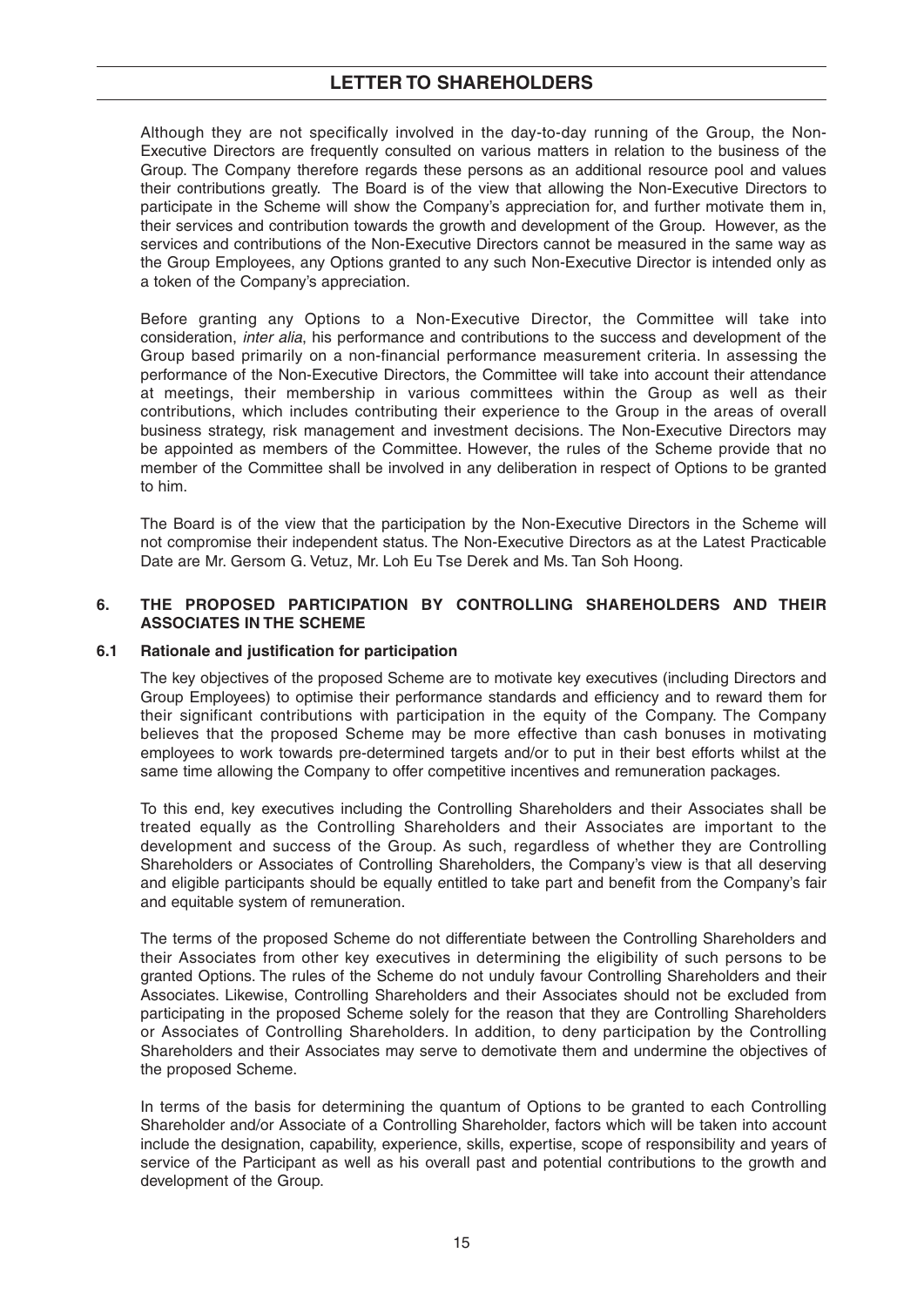Although they are not specifically involved in the day-to-day running of the Group, the Non-Executive Directors are frequently consulted on various matters in relation to the business of the Group. The Company therefore regards these persons as an additional resource pool and values their contributions greatly. The Board is of the view that allowing the Non-Executive Directors to participate in the Scheme will show the Company's appreciation for, and further motivate them in, their services and contribution towards the growth and development of the Group. However, as the services and contributions of the Non-Executive Directors cannot be measured in the same way as the Group Employees, any Options granted to any such Non-Executive Director is intended only as a token of the Company's appreciation.

Before granting any Options to a Non-Executive Director, the Committee will take into consideration, *inter alia*, his performance and contributions to the success and development of the Group based primarily on a non-financial performance measurement criteria. In assessing the performance of the Non-Executive Directors, the Committee will take into account their attendance at meetings, their membership in various committees within the Group as well as their contributions, which includes contributing their experience to the Group in the areas of overall business strategy, risk management and investment decisions. The Non-Executive Directors may be appointed as members of the Committee. However, the rules of the Scheme provide that no member of the Committee shall be involved in any deliberation in respect of Options to be granted to him.

The Board is of the view that the participation by the Non-Executive Directors in the Scheme will not compromise their independent status. The Non-Executive Directors as at the Latest Practicable Date are Mr. Gersom G. Vetuz, Mr. Loh Eu Tse Derek and Ms. Tan Soh Hoong.

## 6. THE PROPOSED PARTICIPATION BY CONTROLLING SHAREHOLDERS AND THEIR ASSOCIATES IN THE SCHEME

### 6.1 Rationale and justification for participation

The key objectives of the proposed Scheme are to motivate key executives (including Directors and Group Employees) to optimise their performance standards and efficiency and to reward them for their significant contributions with participation in the equity of the Company. The Company believes that the proposed Scheme may be more effective than cash bonuses in motivating employees to work towards pre-determined targets and/or to put in their best efforts whilst at the same time allowing the Company to offer competitive incentives and remuneration packages.

To this end, key executives including the Controlling Shareholders and their Associates shall be treated equally as the Controlling Shareholders and their Associates are important to the development and success of the Group. As such, regardless of whether they are Controlling Shareholders or Associates of Controlling Shareholders, the Company's view is that all deserving and eligible participants should be equally entitled to take part and benefit from the Company's fair and equitable system of remuneration.

The terms of the proposed Scheme do not differentiate between the Controlling Shareholders and their Associates from other key executives in determining the eligibility of such persons to be granted Options. The rules of the Scheme do not unduly favour Controlling Shareholders and their Associates. Likewise, Controlling Shareholders and their Associates should not be excluded from participating in the proposed Scheme solely for the reason that they are Controlling Shareholders or Associates of Controlling Shareholders. In addition, to deny participation by the Controlling Shareholders and their Associates may serve to demotivate them and undermine the objectives of the proposed Scheme.

In terms of the basis for determining the quantum of Options to be granted to each Controlling Shareholder and/or Associate of a Controlling Shareholder, factors which will be taken into account include the designation, capability, experience, skills, expertise, scope of responsibility and years of service of the Participant as well as his overall past and potential contributions to the growth and development of the Group.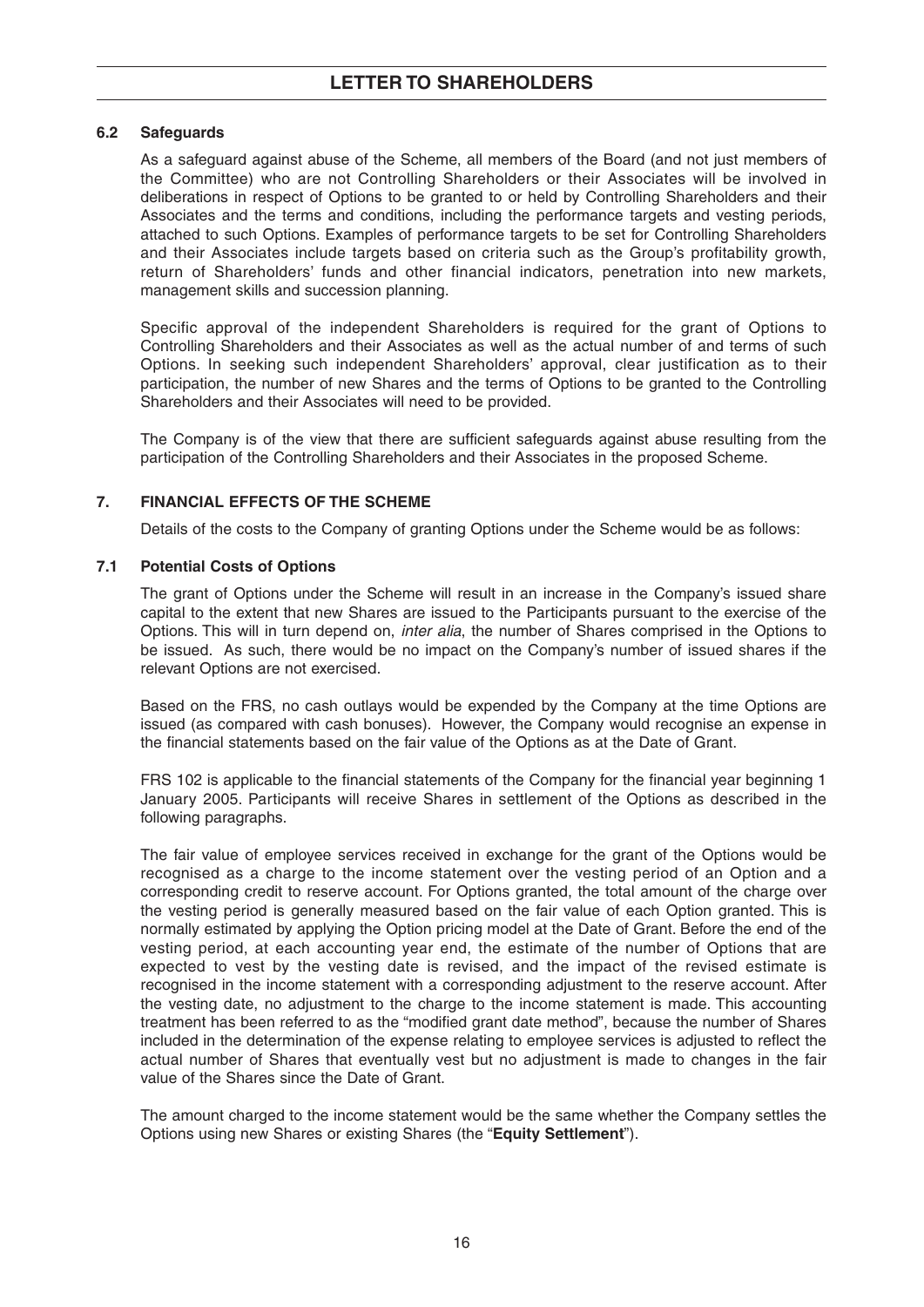### 6.2 Safeguards

As a safeguard against abuse of the Scheme, all members of the Board (and not just members of the Committee) who are not Controlling Shareholders or their Associates will be involved in deliberations in respect of Options to be granted to or held by Controlling Shareholders and their Associates and the terms and conditions, including the performance targets and vesting periods, attached to such Options. Examples of performance targets to be set for Controlling Shareholders and their Associates include targets based on criteria such as the Group's profitability growth, return of Shareholders' funds and other financial indicators, penetration into new markets, management skills and succession planning.

Specific approval of the independent Shareholders is required for the grant of Options to Controlling Shareholders and their Associates as well as the actual number of and terms of such Options. In seeking such independent Shareholders' approval, clear justification as to their participation, the number of new Shares and the terms of Options to be granted to the Controlling Shareholders and their Associates will need to be provided.

The Company is of the view that there are sufficient safeguards against abuse resulting from the participation of the Controlling Shareholders and their Associates in the proposed Scheme.

## 7. FINANCIAL EFFECTS OF THE SCHEME

Details of the costs to the Company of granting Options under the Scheme would be as follows:

### 7.1 Potential Costs of Options

The grant of Options under the Scheme will result in an increase in the Company's issued share capital to the extent that new Shares are issued to the Participants pursuant to the exercise of the Options. This will in turn depend on, *inter alia*, the number of Shares comprised in the Options to be issued. As such, there would be no impact on the Company's number of issued shares if the relevant Options are not exercised.

Based on the FRS, no cash outlays would be expended by the Company at the time Options are issued (as compared with cash bonuses). However, the Company would recognise an expense in the financial statements based on the fair value of the Options as at the Date of Grant.

FRS 102 is applicable to the financial statements of the Company for the financial year beginning 1 January 2005. Participants will receive Shares in settlement of the Options as described in the following paragraphs.

The fair value of employee services received in exchange for the grant of the Options would be recognised as a charge to the income statement over the vesting period of an Option and a corresponding credit to reserve account. For Options granted, the total amount of the charge over the vesting period is generally measured based on the fair value of each Option granted. This is normally estimated by applying the Option pricing model at the Date of Grant. Before the end of the vesting period, at each accounting year end, the estimate of the number of Options that are expected to vest by the vesting date is revised, and the impact of the revised estimate is recognised in the income statement with a corresponding adjustment to the reserve account. After the vesting date, no adjustment to the charge to the income statement is made. This accounting treatment has been referred to as the "modified grant date method", because the number of Shares included in the determination of the expense relating to employee services is adjusted to reflect the actual number of Shares that eventually vest but no adjustment is made to changes in the fair value of the Shares since the Date of Grant.

The amount charged to the income statement would be the same whether the Company settles the Options using new Shares or existing Shares (the "**Equity Settlement**").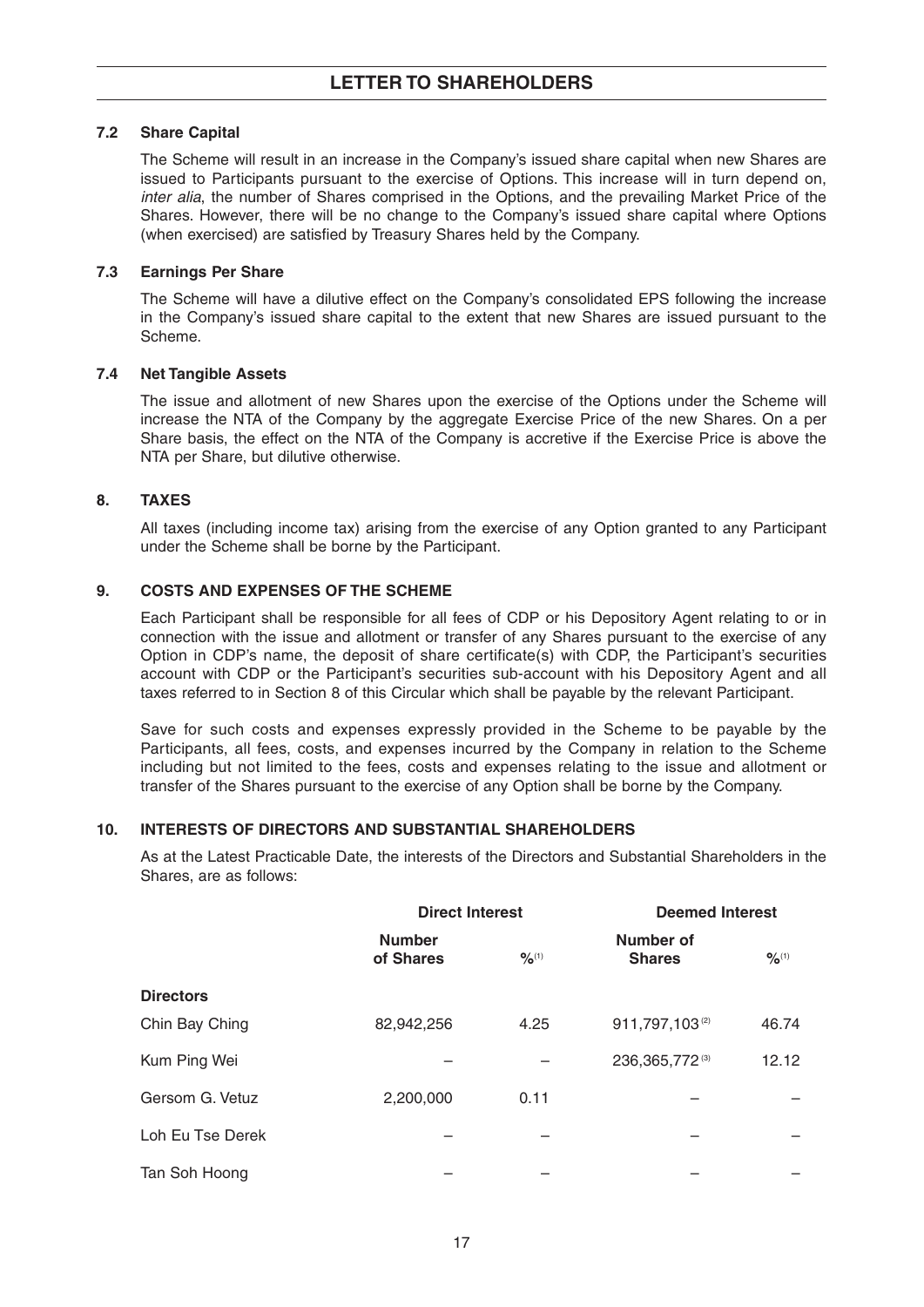### 7.2 Share Capital

The Scheme will result in an increase in the Company's issued share capital when new Shares are issued to Participants pursuant to the exercise of Options. This increase will in turn depend on, *inter alia*, the number of Shares comprised in the Options, and the prevailing Market Price of the Shares. However, there will be no change to the Company's issued share capital where Options (when exercised) are satisfied by Treasury Shares held by the Company.

### 7.3 Earnings Per Share

The Scheme will have a dilutive effect on the Company's consolidated EPS following the increase in the Company's issued share capital to the extent that new Shares are issued pursuant to the Scheme.

### 7.4 Net Tangible Assets

The issue and allotment of new Shares upon the exercise of the Options under the Scheme will increase the NTA of the Company by the aggregate Exercise Price of the new Shares. On a per Share basis, the effect on the NTA of the Company is accretive if the Exercise Price is above the NTA per Share, but dilutive otherwise.

## 8. TAXES

All taxes (including income tax) arising from the exercise of any Option granted to any Participant under the Scheme shall be borne by the Participant.

## 9. COSTS AND EXPENSES OF THE SCHEME

Each Participant shall be responsible for all fees of CDP or his Depository Agent relating to or in connection with the issue and allotment or transfer of any Shares pursuant to the exercise of any Option in CDP's name, the deposit of share certificate(s) with CDP, the Participant's securities account with CDP or the Participant's securities sub-account with his Depository Agent and all taxes referred to in Section 8 of this Circular which shall be payable by the relevant Participant.

Save for such costs and expenses expressly provided in the Scheme to be payable by the Participants, all fees, costs, and expenses incurred by the Company in relation to the Scheme including but not limited to the fees, costs and expenses relating to the issue and allotment or transfer of the Shares pursuant to the exercise of any Option shall be borne by the Company.

## 10. INTERESTS OF DIRECTORS AND SUBSTANTIAL SHAREHOLDERS

As at the Latest Practicable Date, the interests of the Directors and Substantial Shareholders in the Shares, are as follows:

| | Direct Interest | | Deemed Interest | |
|---|---|---|---|---|
| | Number of Shares | %[1] | Number of Shares | %[1] |
| **Directors** | | | | |
| Chin Bay Ching | 82,942,256 | 4.25 | 911,797,103[2] | 46.74 |
| Kum Ping Wei | – | – | 236,365,772[3] | 12.12 |
| Gersom G. Vetuz | 2,200,000 | 0.11 | – | – |
| Loh Eu Tse Derek | – | – | – | – |
| Tan Soh Hoong | – | – | – | – |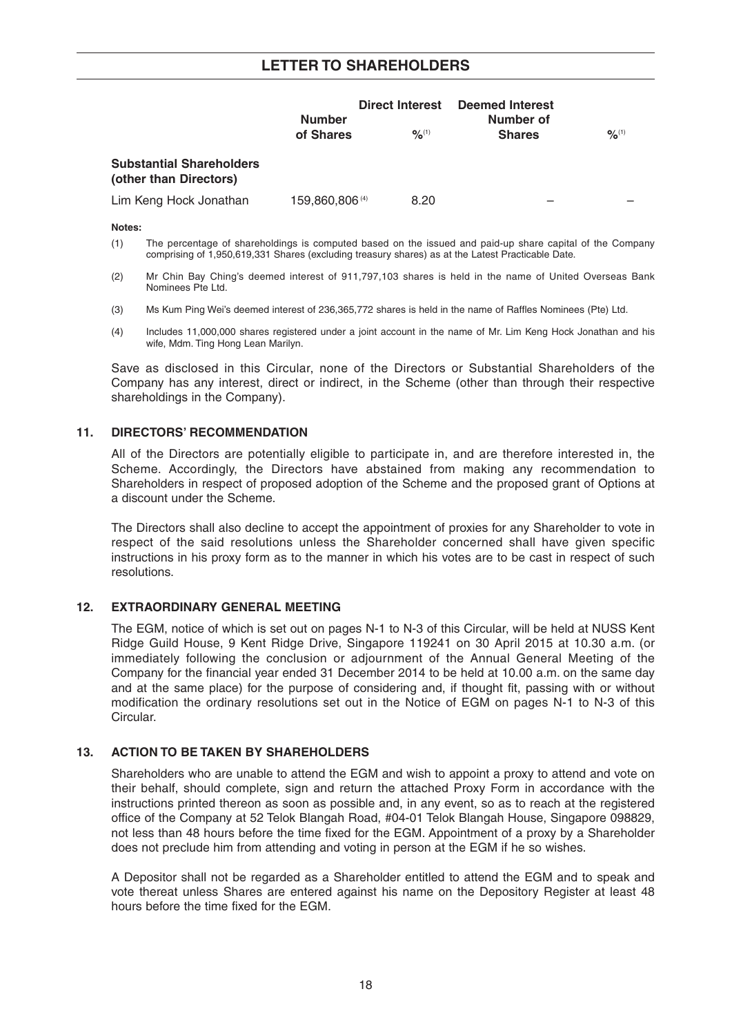|  | Direct Interest |  | Deemed Interest |  |
|---|---|---|---|---|
|  | Number of Shares | %[(1)] | Number of Shares | %[(1)] |
| **Substantial Shareholders (other than Directors)** |  |  |  |  |
| Lim Keng Hock Jonathan | 159,860,806[(4)] | 8.20 | – | – |

**Notes:**

(1) The percentage of shareholdings is computed based on the issued and paid-up share capital of the Company comprising of 1,950,619,331 Shares (excluding treasury shares) as at the Latest Practicable Date.

(2) Mr Chin Bay Ching's deemed interest of 911,797,103 shares is held in the name of United Overseas Bank Nominees Pte Ltd.

(3) Ms Kum Ping Wei's deemed interest of 236,365,772 shares is held in the name of Raffles Nominees (Pte) Ltd.

(4) Includes 11,000,000 shares registered under a joint account in the name of Mr. Lim Keng Hock Jonathan and his wife, Mdm. Ting Hong Lean Marilyn.

Save as disclosed in this Circular, none of the Directors or Substantial Shareholders of the Company has any interest, direct or indirect, in the Scheme (other than through their respective shareholdings in the Company).

## 11. DIRECTORS' RECOMMENDATION

All of the Directors are potentially eligible to participate in, and are therefore interested in, the Scheme. Accordingly, the Directors have abstained from making any recommendation to Shareholders in respect of proposed adoption of the Scheme and the proposed grant of Options at a discount under the Scheme.

The Directors shall also decline to accept the appointment of proxies for any Shareholder to vote in respect of the said resolutions unless the Shareholder concerned shall have given specific instructions in his proxy form as to the manner in which his votes are to be cast in respect of such resolutions.

## 12. EXTRAORDINARY GENERAL MEETING

The EGM, notice of which is set out on pages N-1 to N-3 of this Circular, will be held at NUSS Kent Ridge Guild House, 9 Kent Ridge Drive, Singapore 119241 on 30 April 2015 at 10.30 a.m. (or immediately following the conclusion or adjournment of the Annual General Meeting of the Company for the financial year ended 31 December 2014 to be held at 10.00 a.m. on the same day and at the same place) for the purpose of considering and, if thought fit, passing with or without modification the ordinary resolutions set out in the Notice of EGM on pages N-1 to N-3 of this Circular.

## 13. ACTION TO BE TAKEN BY SHAREHOLDERS

Shareholders who are unable to attend the EGM and wish to appoint a proxy to attend and vote on their behalf, should complete, sign and return the attached Proxy Form in accordance with the instructions printed thereon as soon as possible and, in any event, so as to reach at the registered office of the Company at 52 Telok Blangah Road, #04-01 Telok Blangah House, Singapore 098829, not less than 48 hours before the time fixed for the EGM. Appointment of a proxy by a Shareholder does not preclude him from attending and voting in person at the EGM if he so wishes.

A Depositor shall not be regarded as a Shareholder entitled to attend the EGM and to speak and vote thereat unless Shares are entered against his name on the Depository Register at least 48 hours before the time fixed for the EGM.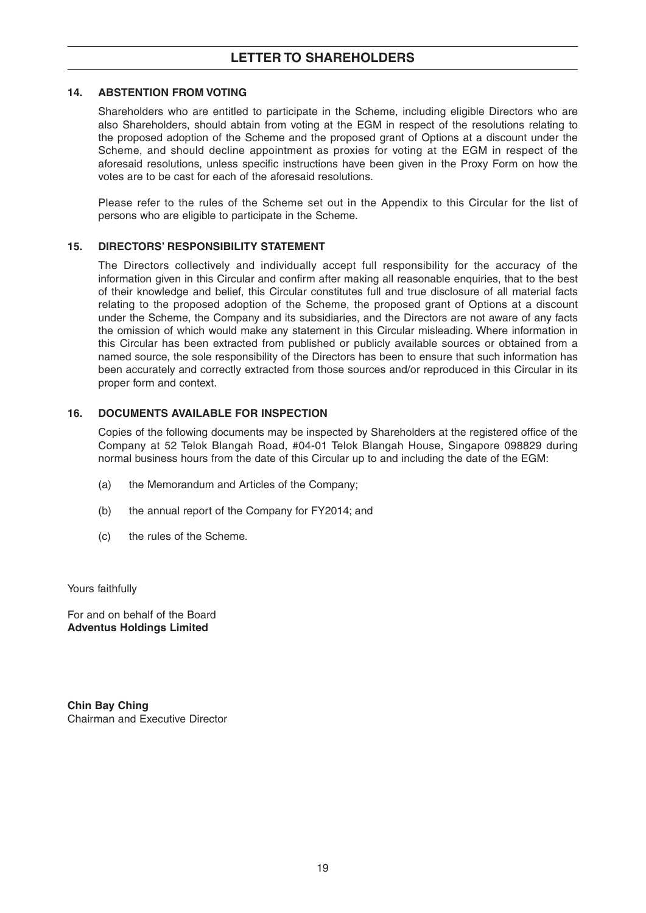## LETTER TO SHAREHOLDERS

### 14. ABSTENTION FROM VOTING

Shareholders who are entitled to participate in the Scheme, including eligible Directors who are also Shareholders, should abtain from voting at the EGM in respect of the resolutions relating to the proposed adoption of the Scheme and the proposed grant of Options at a discount under the Scheme, and should decline appointment as proxies for voting at the EGM in respect of the aforesaid resolutions, unless specific instructions have been given in the Proxy Form on how the votes are to be cast for each of the aforesaid resolutions.

Please refer to the rules of the Scheme set out in the Appendix to this Circular for the list of persons who are eligible to participate in the Scheme.

### 15. DIRECTORS' RESPONSIBILITY STATEMENT

The Directors collectively and individually accept full responsibility for the accuracy of the information given in this Circular and confirm after making all reasonable enquiries, that to the best of their knowledge and belief, this Circular constitutes full and true disclosure of all material facts relating to the proposed adoption of the Scheme, the proposed grant of Options at a discount under the Scheme, the Company and its subsidiaries, and the Directors are not aware of any facts the omission of which would make any statement in this Circular misleading. Where information in this Circular has been extracted from published or publicly available sources or obtained from a named source, the sole responsibility of the Directors has been to ensure that such information has been accurately and correctly extracted from those sources and/or reproduced in this Circular in its proper form and context.

### 16. DOCUMENTS AVAILABLE FOR INSPECTION

Copies of the following documents may be inspected by Shareholders at the registered office of the Company at 52 Telok Blangah Road, #04-01 Telok Blangah House, Singapore 098829 during normal business hours from the date of this Circular up to and including the date of the EGM:

(a) the Memorandum and Articles of the Company;

(b) the annual report of the Company for FY2014; and

(c) the rules of the Scheme.

Yours faithfully

For and on behalf of the Board
**Adventus Holdings Limited**

**Chin Bay Ching**
Chairman and Executive Director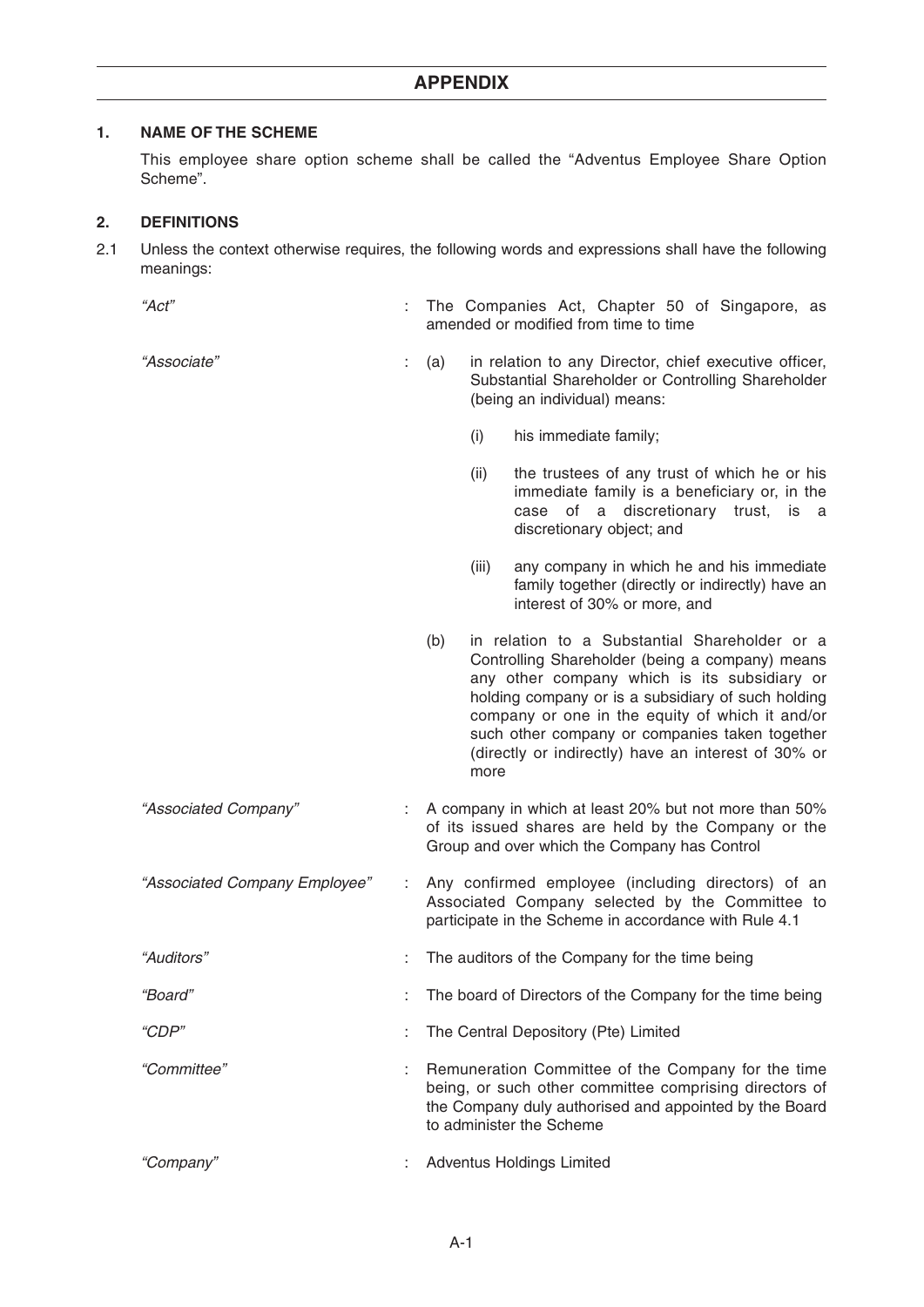# APPENDIX

## 1. NAME OF THE SCHEME

This employee share option scheme shall be called the "Adventus Employee Share Option Scheme".

## 2. DEFINITIONS

2.1 Unless the context otherwise requires, the following words and expressions shall have the following meanings:

*"Act"* : The Companies Act, Chapter 50 of Singapore, as amended or modified from time to time

*"Associate"* :

(a) in relation to any Director, chief executive officer, Substantial Shareholder or Controlling Shareholder (being an individual) means:

(i) his immediate family;

(ii) the trustees of any trust of which he or his immediate family is a beneficiary or, in the case of a discretionary trust, is a discretionary object; and

(iii) any company in which he and his immediate family together (directly or indirectly) have an interest of 30% or more, and

(b) in relation to a Substantial Shareholder or a Controlling Shareholder (being a company) means any other company which is its subsidiary or holding company or is a subsidiary of such holding company or one in the equity of which it and/or such other company or companies taken together (directly or indirectly) have an interest of 30% or more

*"Associated Company"* : A company in which at least 20% but not more than 50% of its issued shares are held by the Company or the Group and over which the Company has Control

*"Associated Company Employee"* : Any confirmed employee (including directors) of an Associated Company selected by the Committee to participate in the Scheme in accordance with Rule 4.1

*"Auditors"* : The auditors of the Company for the time being

*"Board"* : The board of Directors of the Company for the time being

*"CDP"* : The Central Depository (Pte) Limited

*"Committee"* : Remuneration Committee of the Company for the time being, or such other committee comprising directors of the Company duly authorised and appointed by the Board to administer the Scheme

*"Company"* : Adventus Holdings Limited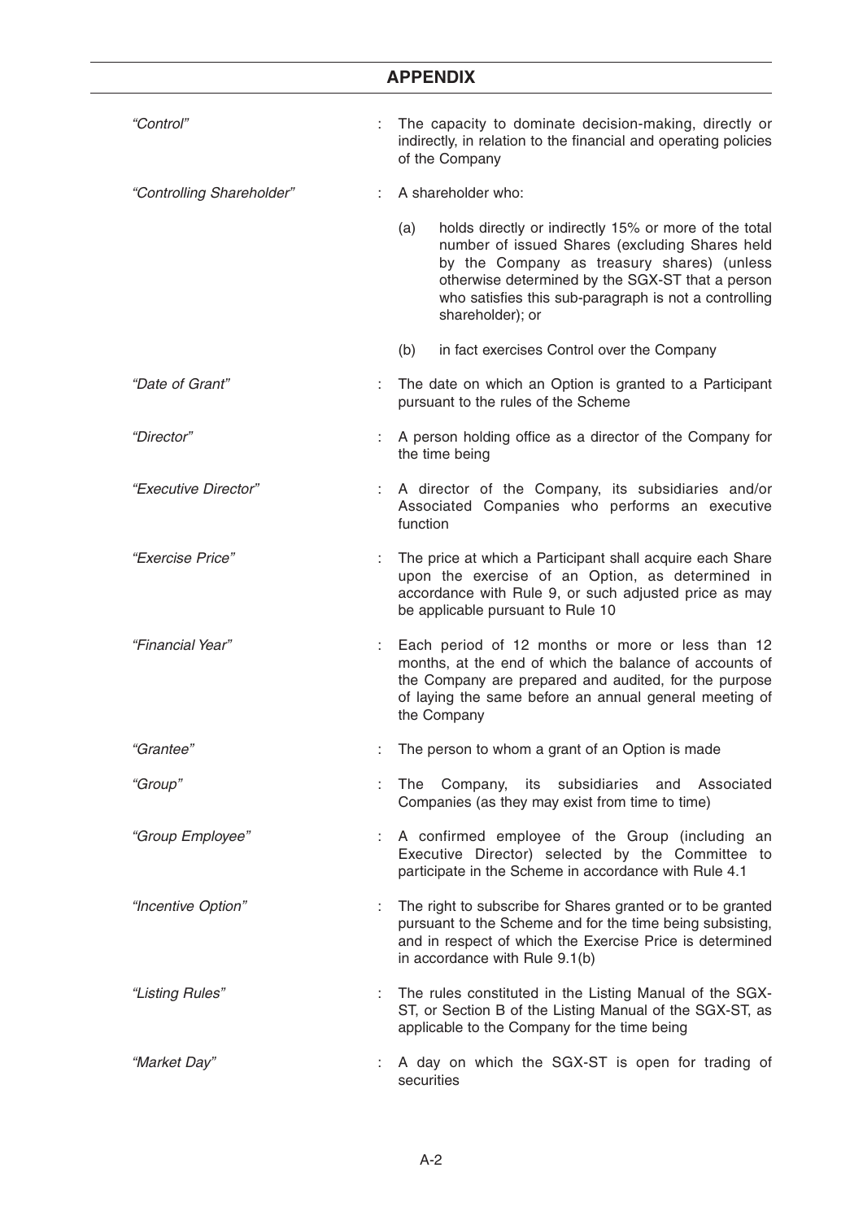## APPENDIX

| | | |
|---|---|---|
| *"Control"* | : | The capacity to dominate decision-making, directly or indirectly, in relation to the financial and operating policies of the Company |
| *"Controlling Shareholder"* | : | A shareholder who:<br>(a) holds directly or indirectly 15% or more of the total number of issued Shares (excluding Shares held by the Company as treasury shares) (unless otherwise determined by the SGX-ST that a person who satisfies this sub-paragraph is not a controlling shareholder); or<br>(b) in fact exercises Control over the Company |
| *"Date of Grant"* | : | The date on which an Option is granted to a Participant pursuant to the rules of the Scheme |
| *"Director"* | : | A person holding office as a director of the Company for the time being |
| *"Executive Director"* | : | A director of the Company, its subsidiaries and/or Associated Companies who performs an executive function |
| *"Exercise Price"* | : | The price at which a Participant shall acquire each Share upon the exercise of an Option, as determined in accordance with Rule 9, or such adjusted price as may be applicable pursuant to Rule 10 |
| *"Financial Year"* | : | Each period of 12 months or more or less than 12 months, at the end of which the balance of accounts of the Company are prepared and audited, for the purpose of laying the same before an annual general meeting of the Company |
| *"Grantee"* | : | The person to whom a grant of an Option is made |
| *"Group"* | : | The Company, its subsidiaries and Associated Companies (as they may exist from time to time) |
| *"Group Employee"* | : | A confirmed employee of the Group (including an Executive Director) selected by the Committee to participate in the Scheme in accordance with Rule 4.1 |
| *"Incentive Option"* | : | The right to subscribe for Shares granted or to be granted pursuant to the Scheme and for the time being subsisting, and in respect of which the Exercise Price is determined in accordance with Rule 9.1(b) |
| *"Listing Rules"* | : | The rules constituted in the Listing Manual of the SGX-ST, or Section B of the Listing Manual of the SGX-ST, as applicable to the Company for the time being |
| *"Market Day"* | : | A day on which the SGX-ST is open for trading of securities |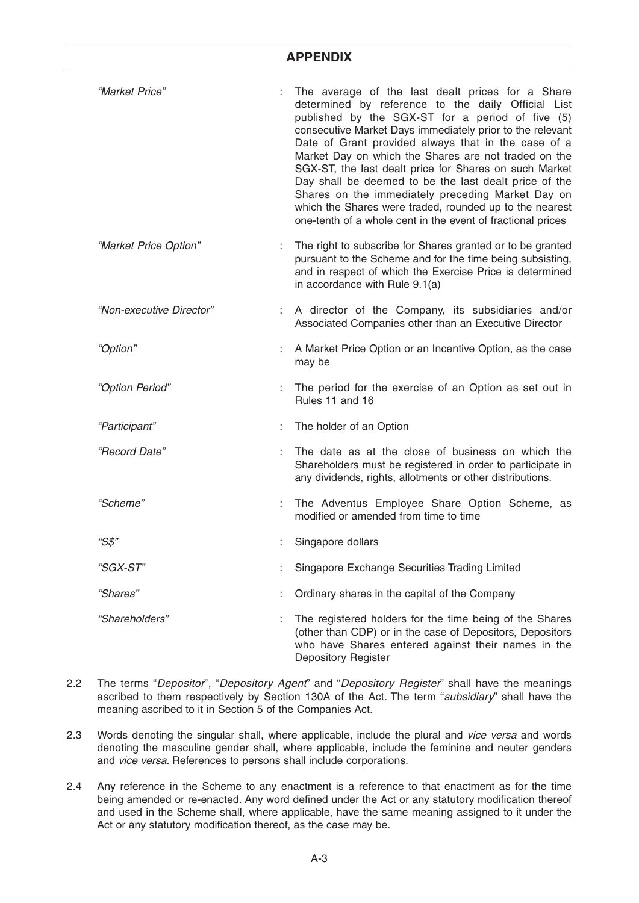## APPENDIX

| | | |
|---|---|---|
| *"Market Price"* | : | The average of the last dealt prices for a Share determined by reference to the daily Official List published by the SGX-ST for a period of five (5) consecutive Market Days immediately prior to the relevant Date of Grant provided always that in the case of a Market Day on which the Shares are not traded on the SGX-ST, the last dealt price for Shares on such Market Day shall be deemed to be the last dealt price of the Shares on the immediately preceding Market Day on which the Shares were traded, rounded up to the nearest one-tenth of a whole cent in the event of fractional prices |
| *"Market Price Option"* | : | The right to subscribe for Shares granted or to be granted pursuant to the Scheme and for the time being subsisting, and in respect of which the Exercise Price is determined in accordance with Rule 9.1(a) |
| *"Non-executive Director"* | : | A director of the Company, its subsidiaries and/or Associated Companies other than an Executive Director |
| *"Option"* | : | A Market Price Option or an Incentive Option, as the case may be |
| *"Option Period"* | : | The period for the exercise of an Option as set out in Rules 11 and 16 |
| *"Participant"* | : | The holder of an Option |
| *"Record Date"* | : | The date as at the close of business on which the Shareholders must be registered in order to participate in any dividends, rights, allotments or other distributions. |
| *"Scheme"* | : | The Adventus Employee Share Option Scheme, as modified or amended from time to time |
| *"S$"* | : | Singapore dollars |
| *"SGX-ST"* | : | Singapore Exchange Securities Trading Limited |
| *"Shares"* | : | Ordinary shares in the capital of the Company |
| *"Shareholders"* | : | The registered holders for the time being of the Shares (other than CDP) or in the case of Depositors, Depositors who have Shares entered against their names in the Depository Register |

2.2 The terms "*Depositor*", "*Depository Agent*" and "*Depository Register*" shall have the meanings ascribed to them respectively by Section 130A of the Act. The term "*subsidiary*" shall have the meaning ascribed to it in Section 5 of the Companies Act.

2.3 Words denoting the singular shall, where applicable, include the plural and *vice versa* and words denoting the masculine gender shall, where applicable, include the feminine and neuter genders and *vice versa*. References to persons shall include corporations.

2.4 Any reference in the Scheme to any enactment is a reference to that enactment as for the time being amended or re-enacted. Any word defined under the Act or any statutory modification thereof and used in the Scheme shall, where applicable, have the same meaning assigned to it under the Act or any statutory modification thereof, as the case may be.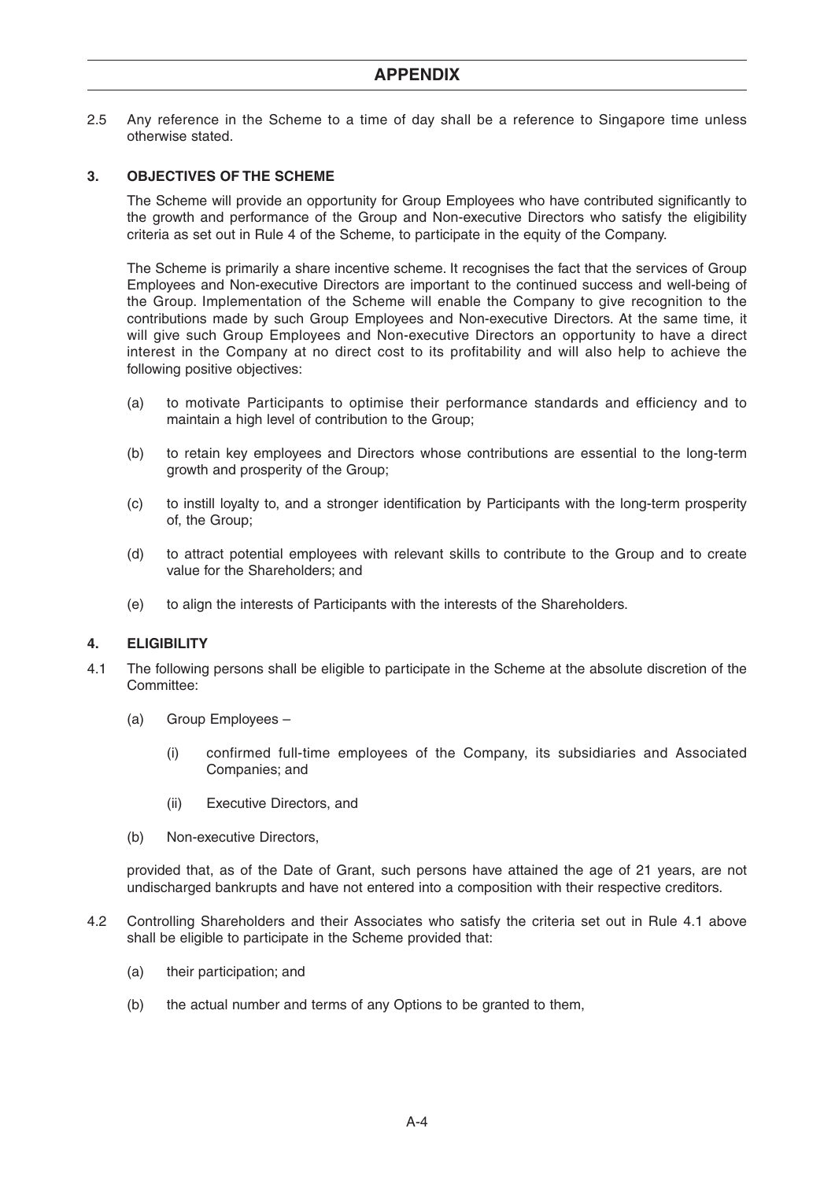2.5 Any reference in the Scheme to a time of day shall be a reference to Singapore time unless otherwise stated.

## 3. OBJECTIVES OF THE SCHEME

The Scheme will provide an opportunity for Group Employees who have contributed significantly to the growth and performance of the Group and Non-executive Directors who satisfy the eligibility criteria as set out in Rule 4 of the Scheme, to participate in the equity of the Company.

The Scheme is primarily a share incentive scheme. It recognises the fact that the services of Group Employees and Non-executive Directors are important to the continued success and well-being of the Group. Implementation of the Scheme will enable the Company to give recognition to the contributions made by such Group Employees and Non-executive Directors. At the same time, it will give such Group Employees and Non-executive Directors an opportunity to have a direct interest in the Company at no direct cost to its profitability and will also help to achieve the following positive objectives:

(a) to motivate Participants to optimise their performance standards and efficiency and to maintain a high level of contribution to the Group;

(b) to retain key employees and Directors whose contributions are essential to the long-term growth and prosperity of the Group;

(c) to instill loyalty to, and a stronger identification by Participants with the long-term prosperity of, the Group;

(d) to attract potential employees with relevant skills to contribute to the Group and to create value for the Shareholders; and

(e) to align the interests of Participants with the interests of the Shareholders.

## 4. ELIGIBILITY

4.1 The following persons shall be eligible to participate in the Scheme at the absolute discretion of the Committee:

(a) Group Employees –

(i) confirmed full-time employees of the Company, its subsidiaries and Associated Companies; and

(ii) Executive Directors, and

(b) Non-executive Directors,

provided that, as of the Date of Grant, such persons have attained the age of 21 years, are not undischarged bankrupts and have not entered into a composition with their respective creditors.

4.2 Controlling Shareholders and their Associates who satisfy the criteria set out in Rule 4.1 above shall be eligible to participate in the Scheme provided that:

(a) their participation; and

(b) the actual number and terms of any Options to be granted to them,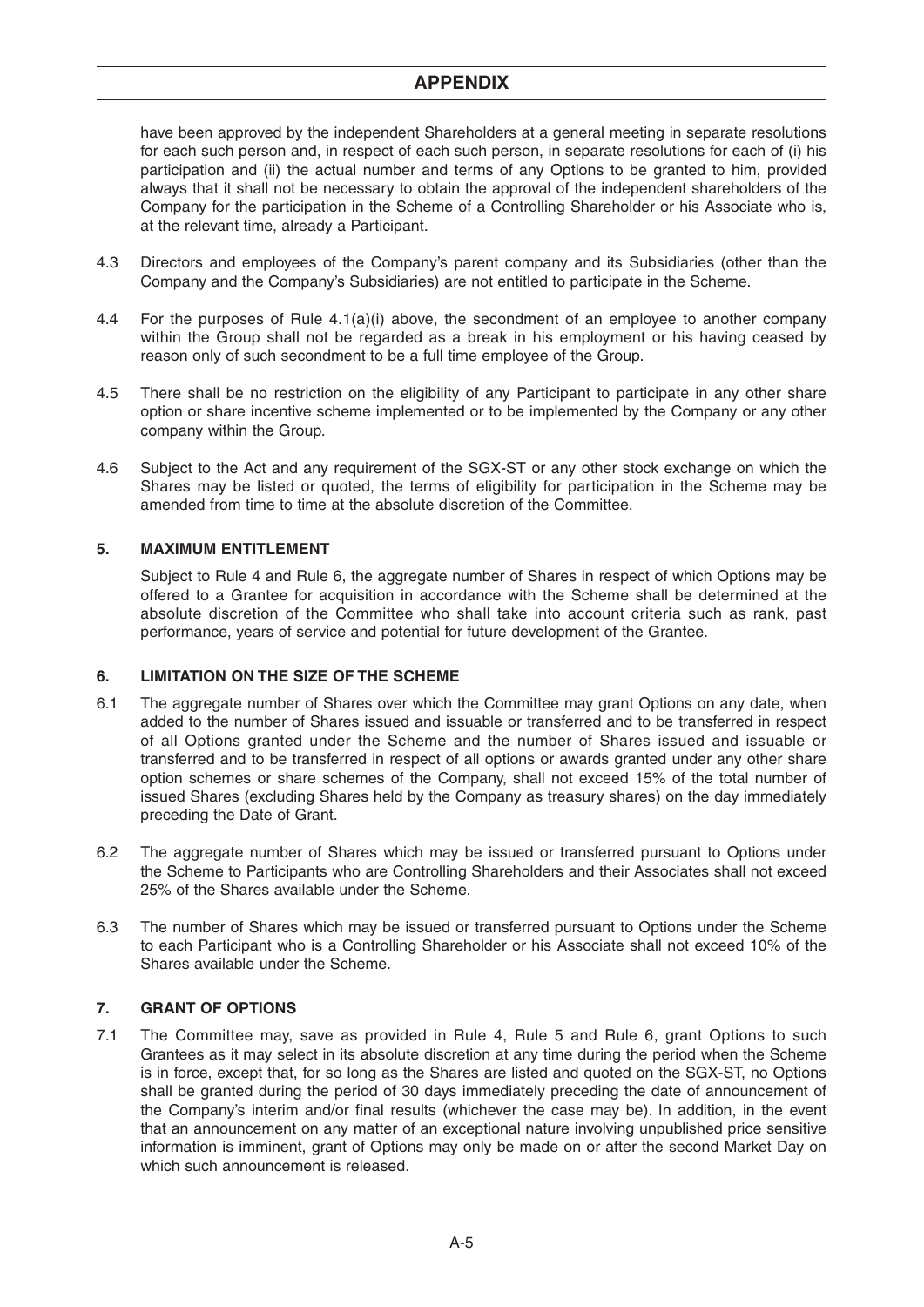have been approved by the independent Shareholders at a general meeting in separate resolutions for each such person and, in respect of each such person, in separate resolutions for each of (i) his participation and (ii) the actual number and terms of any Options to be granted to him, provided always that it shall not be necessary to obtain the approval of the independent shareholders of the Company for the participation in the Scheme of a Controlling Shareholder or his Associate who is, at the relevant time, already a Participant.

4.3 Directors and employees of the Company's parent company and its Subsidiaries (other than the Company and the Company's Subsidiaries) are not entitled to participate in the Scheme.

4.4 For the purposes of Rule 4.1(a)(i) above, the secondment of an employee to another company within the Group shall not be regarded as a break in his employment or his having ceased by reason only of such secondment to be a full time employee of the Group.

4.5 There shall be no restriction on the eligibility of any Participant to participate in any other share option or share incentive scheme implemented or to be implemented by the Company or any other company within the Group.

4.6 Subject to the Act and any requirement of the SGX-ST or any other stock exchange on which the Shares may be listed or quoted, the terms of eligibility for participation in the Scheme may be amended from time to time at the absolute discretion of the Committee.

## 5. MAXIMUM ENTITLEMENT

Subject to Rule 4 and Rule 6, the aggregate number of Shares in respect of which Options may be offered to a Grantee for acquisition in accordance with the Scheme shall be determined at the absolute discretion of the Committee who shall take into account criteria such as rank, past performance, years of service and potential for future development of the Grantee.

## 6. LIMITATION ON THE SIZE OF THE SCHEME

6.1 The aggregate number of Shares over which the Committee may grant Options on any date, when added to the number of Shares issued and issuable or transferred and to be transferred in respect of all Options granted under the Scheme and the number of Shares issued and issuable or transferred and to be transferred in respect of all options or awards granted under any other share option schemes or share schemes of the Company, shall not exceed 15% of the total number of issued Shares (excluding Shares held by the Company as treasury shares) on the day immediately preceding the Date of Grant.

6.2 The aggregate number of Shares which may be issued or transferred pursuant to Options under the Scheme to Participants who are Controlling Shareholders and their Associates shall not exceed 25% of the Shares available under the Scheme.

6.3 The number of Shares which may be issued or transferred pursuant to Options under the Scheme to each Participant who is a Controlling Shareholder or his Associate shall not exceed 10% of the Shares available under the Scheme.

## 7. GRANT OF OPTIONS

7.1 The Committee may, save as provided in Rule 4, Rule 5 and Rule 6, grant Options to such Grantees as it may select in its absolute discretion at any time during the period when the Scheme is in force, except that, for so long as the Shares are listed and quoted on the SGX-ST, no Options shall be granted during the period of 30 days immediately preceding the date of announcement of the Company's interim and/or final results (whichever the case may be). In addition, in the event that an announcement on any matter of an exceptional nature involving unpublished price sensitive information is imminent, grant of Options may only be made on or after the second Market Day on which such announcement is released.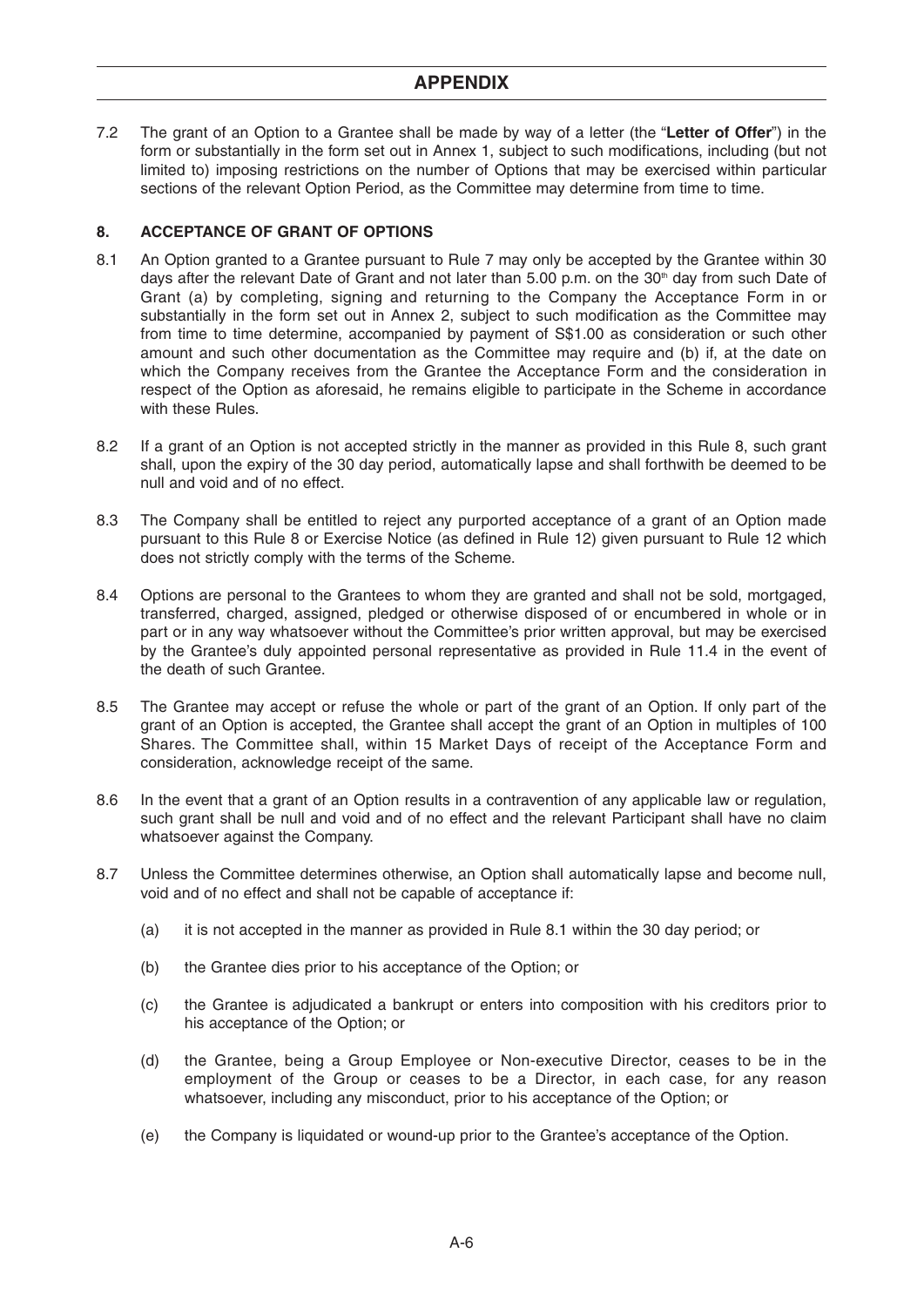7.2 The grant of an Option to a Grantee shall be made by way of a letter (the "**Letter of Offer**") in the form or substantially in the form set out in Annex 1, subject to such modifications, including (but not limited to) imposing restrictions on the number of Options that may be exercised within particular sections of the relevant Option Period, as the Committee may determine from time to time.

**8. ACCEPTANCE OF GRANT OF OPTIONS**

8.1 An Option granted to a Grantee pursuant to Rule 7 may only be accepted by the Grantee within 30 days after the relevant Date of Grant and not later than 5.00 p.m. on the 30th day from such Date of Grant (a) by completing, signing and returning to the Company the Acceptance Form in or substantially in the form set out in Annex 2, subject to such modification as the Committee may from time to time determine, accompanied by payment of S$1.00 as consideration or such other amount and such other documentation as the Committee may require and (b) if, at the date on which the Company receives from the Grantee the Acceptance Form and the consideration in respect of the Option as aforesaid, he remains eligible to participate in the Scheme in accordance with these Rules.

8.2 If a grant of an Option is not accepted strictly in the manner as provided in this Rule 8, such grant shall, upon the expiry of the 30 day period, automatically lapse and shall forthwith be deemed to be null and void and of no effect.

8.3 The Company shall be entitled to reject any purported acceptance of a grant of an Option made pursuant to this Rule 8 or Exercise Notice (as defined in Rule 12) given pursuant to Rule 12 which does not strictly comply with the terms of the Scheme.

8.4 Options are personal to the Grantees to whom they are granted and shall not be sold, mortgaged, transferred, charged, assigned, pledged or otherwise disposed of or encumbered in whole or in part or in any way whatsoever without the Committee's prior written approval, but may be exercised by the Grantee's duly appointed personal representative as provided in Rule 11.4 in the event of the death of such Grantee.

8.5 The Grantee may accept or refuse the whole or part of the grant of an Option. If only part of the grant of an Option is accepted, the Grantee shall accept the grant of an Option in multiples of 100 Shares. The Committee shall, within 15 Market Days of receipt of the Acceptance Form and consideration, acknowledge receipt of the same.

8.6 In the event that a grant of an Option results in a contravention of any applicable law or regulation, such grant shall be null and void and of no effect and the relevant Participant shall have no claim whatsoever against the Company.

8.7 Unless the Committee determines otherwise, an Option shall automatically lapse and become null, void and of no effect and shall not be capable of acceptance if:

(a) it is not accepted in the manner as provided in Rule 8.1 within the 30 day period; or

(b) the Grantee dies prior to his acceptance of the Option; or

(c) the Grantee is adjudicated a bankrupt or enters into composition with his creditors prior to his acceptance of the Option; or

(d) the Grantee, being a Group Employee or Non-executive Director, ceases to be in the employment of the Group or ceases to be a Director, in each case, for any reason whatsoever, including any misconduct, prior to his acceptance of the Option; or

(e) the Company is liquidated or wound-up prior to the Grantee's acceptance of the Option.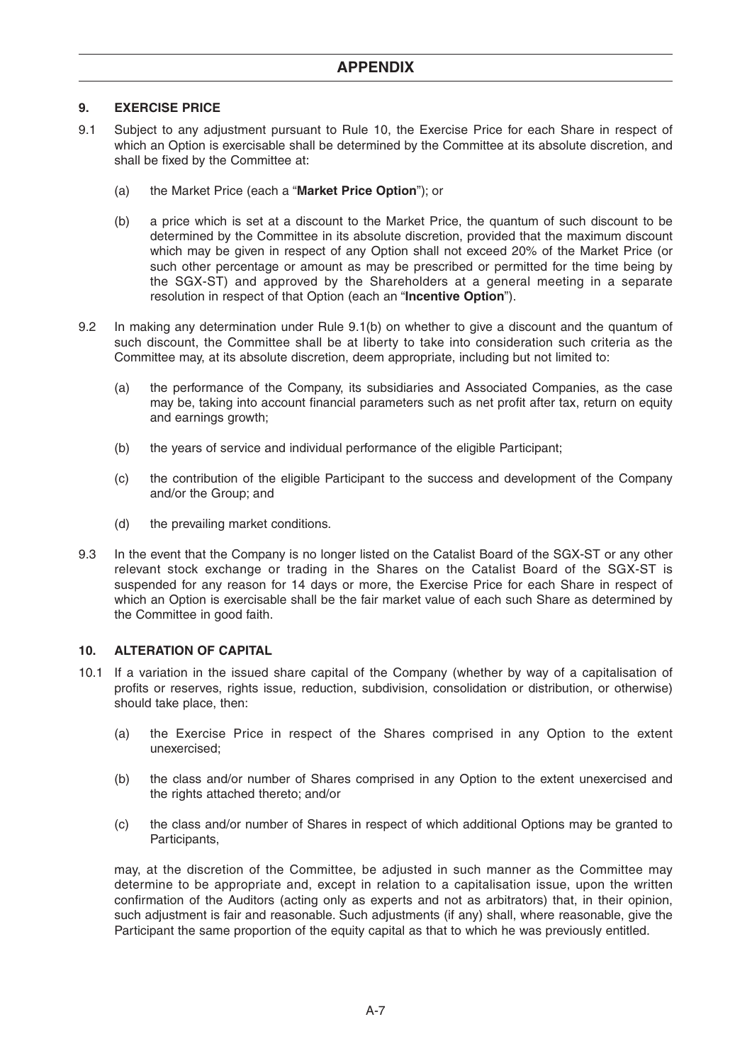## APPENDIX

### 9. EXERCISE PRICE

9.1 Subject to any adjustment pursuant to Rule 10, the Exercise Price for each Share in respect of which an Option is exercisable shall be determined by the Committee at its absolute discretion, and shall be fixed by the Committee at:

(a) the Market Price (each a "**Market Price Option**"); or

(b) a price which is set at a discount to the Market Price, the quantum of such discount to be determined by the Committee in its absolute discretion, provided that the maximum discount which may be given in respect of any Option shall not exceed 20% of the Market Price (or such other percentage or amount as may be prescribed or permitted for the time being by the SGX-ST) and approved by the Shareholders at a general meeting in a separate resolution in respect of that Option (each an "**Incentive Option**").

9.2 In making any determination under Rule 9.1(b) on whether to give a discount and the quantum of such discount, the Committee shall be at liberty to take into consideration such criteria as the Committee may, at its absolute discretion, deem appropriate, including but not limited to:

(a) the performance of the Company, its subsidiaries and Associated Companies, as the case may be, taking into account financial parameters such as net profit after tax, return on equity and earnings growth;

(b) the years of service and individual performance of the eligible Participant;

(c) the contribution of the eligible Participant to the success and development of the Company and/or the Group; and

(d) the prevailing market conditions.

9.3 In the event that the Company is no longer listed on the Catalist Board of the SGX-ST or any other relevant stock exchange or trading in the Shares on the Catalist Board of the SGX-ST is suspended for any reason for 14 days or more, the Exercise Price for each Share in respect of which an Option is exercisable shall be the fair market value of each such Share as determined by the Committee in good faith.

### 10. ALTERATION OF CAPITAL

10.1 If a variation in the issued share capital of the Company (whether by way of a capitalisation of profits or reserves, rights issue, reduction, subdivision, consolidation or distribution, or otherwise) should take place, then:

(a) the Exercise Price in respect of the Shares comprised in any Option to the extent unexercised;

(b) the class and/or number of Shares comprised in any Option to the extent unexercised and the rights attached thereto; and/or

(c) the class and/or number of Shares in respect of which additional Options may be granted to Participants,

may, at the discretion of the Committee, be adjusted in such manner as the Committee may determine to be appropriate and, except in relation to a capitalisation issue, upon the written confirmation of the Auditors (acting only as experts and not as arbitrators) that, in their opinion, such adjustment is fair and reasonable. Such adjustments (if any) shall, where reasonable, give the Participant the same proportion of the equity capital as that to which he was previously entitled.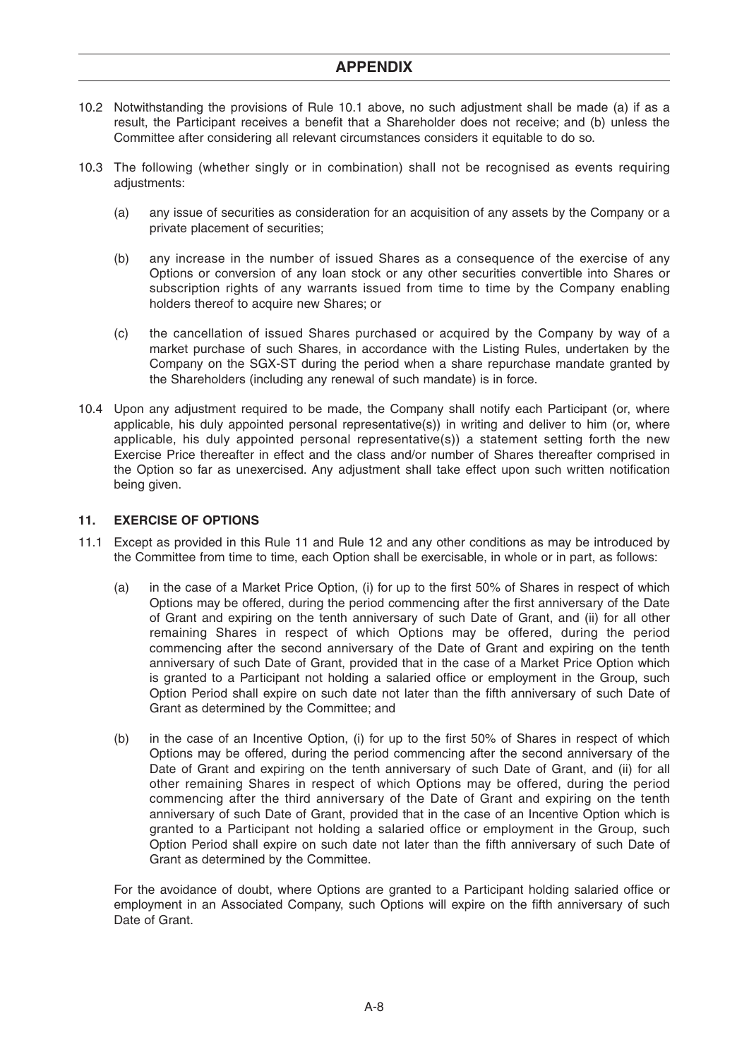- 10.2 Notwithstanding the provisions of Rule 10.1 above, no such adjustment shall be made (a) if as a result, the Participant receives a benefit that a Shareholder does not receive; and (b) unless the Committee after considering all relevant circumstances considers it equitable to do so.

- 10.3 The following (whether singly or in combination) shall not be recognised as events requiring adjustments:

  - (a) any issue of securities as consideration for an acquisition of any assets by the Company or a private placement of securities;

  - (b) any increase in the number of issued Shares as a consequence of the exercise of any Options or conversion of any loan stock or any other securities convertible into Shares or subscription rights of any warrants issued from time to time by the Company enabling holders thereof to acquire new Shares; or

  - (c) the cancellation of issued Shares purchased or acquired by the Company by way of a market purchase of such Shares, in accordance with the Listing Rules, undertaken by the Company on the SGX-ST during the period when a share repurchase mandate granted by the Shareholders (including any renewal of such mandate) is in force.

- 10.4 Upon any adjustment required to be made, the Company shall notify each Participant (or, where applicable, his duly appointed personal representative(s)) in writing and deliver to him (or, where applicable, his duly appointed personal representative(s)) a statement setting forth the new Exercise Price thereafter in effect and the class and/or number of Shares thereafter comprised in the Option so far as unexercised. Any adjustment shall take effect upon such written notification being given.

## 11. EXERCISE OF OPTIONS

- 11.1 Except as provided in this Rule 11 and Rule 12 and any other conditions as may be introduced by the Committee from time to time, each Option shall be exercisable, in whole or in part, as follows:

  - (a) in the case of a Market Price Option, (i) for up to the first 50% of Shares in respect of which Options may be offered, during the period commencing after the first anniversary of the Date of Grant and expiring on the tenth anniversary of such Date of Grant, and (ii) for all other remaining Shares in respect of which Options may be offered, during the period commencing after the second anniversary of the Date of Grant and expiring on the tenth anniversary of such Date of Grant, provided that in the case of a Market Price Option which is granted to a Participant not holding a salaried office or employment in the Group, such Option Period shall expire on such date not later than the fifth anniversary of such Date of Grant as determined by the Committee; and

  - (b) in the case of an Incentive Option, (i) for up to the first 50% of Shares in respect of which Options may be offered, during the period commencing after the second anniversary of the Date of Grant and expiring on the tenth anniversary of such Date of Grant, and (ii) for all other remaining Shares in respect of which Options may be offered, during the period commencing after the third anniversary of the Date of Grant and expiring on the tenth anniversary of such Date of Grant, provided that in the case of an Incentive Option which is granted to a Participant not holding a salaried office or employment in the Group, such Option Period shall expire on such date not later than the fifth anniversary of such Date of Grant as determined by the Committee.

  For the avoidance of doubt, where Options are granted to a Participant holding salaried office or employment in an Associated Company, such Options will expire on the fifth anniversary of such Date of Grant.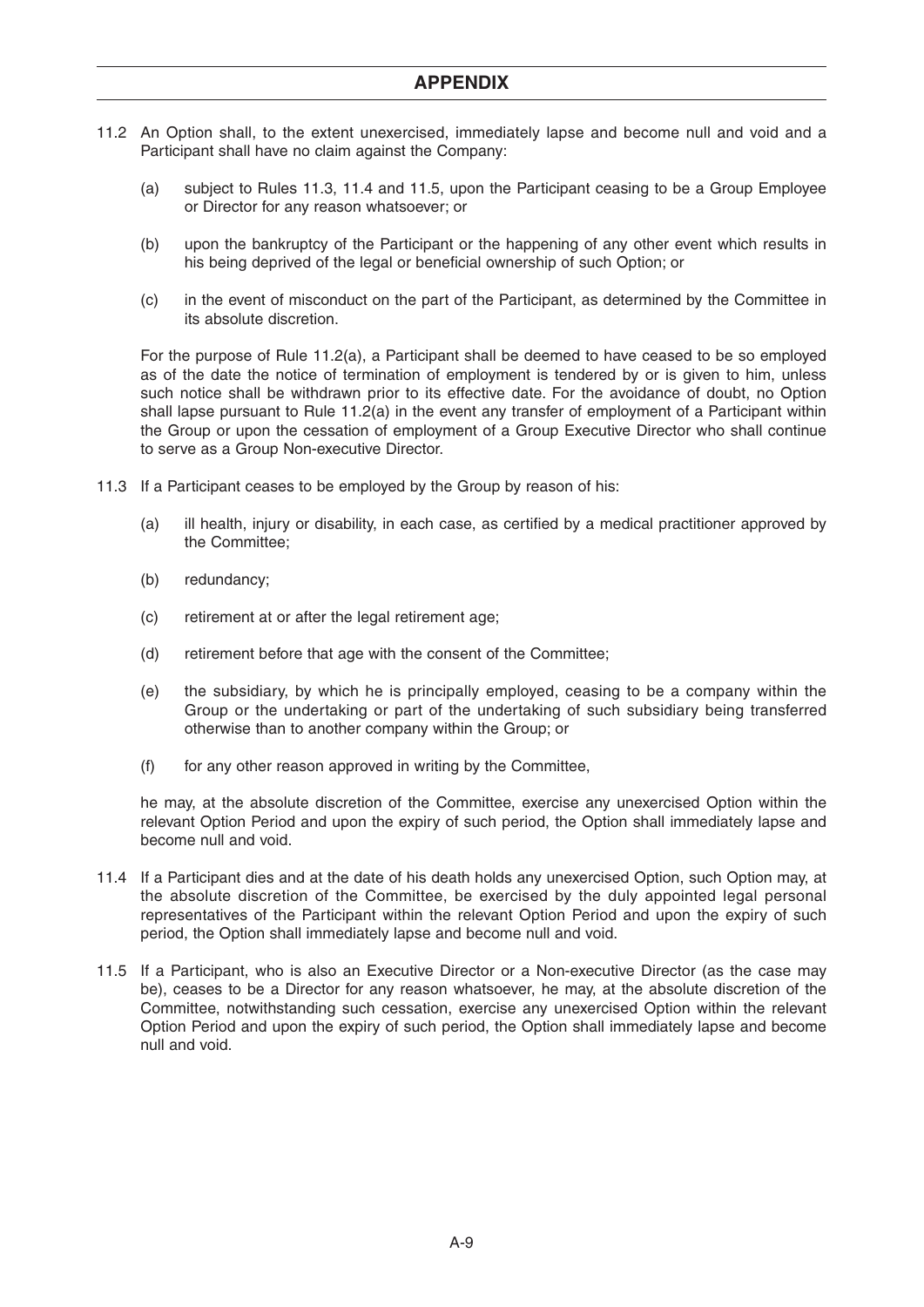## APPENDIX

11.2 An Option shall, to the extent unexercised, immediately lapse and become null and void and a Participant shall have no claim against the Company:

   (a) subject to Rules 11.3, 11.4 and 11.5, upon the Participant ceasing to be a Group Employee or Director for any reason whatsoever; or

   (b) upon the bankruptcy of the Participant or the happening of any other event which results in his being deprived of the legal or beneficial ownership of such Option; or

   (c) in the event of misconduct on the part of the Participant, as determined by the Committee in its absolute discretion.

   For the purpose of Rule 11.2(a), a Participant shall be deemed to have ceased to be so employed as of the date the notice of termination of employment is tendered by or is given to him, unless such notice shall be withdrawn prior to its effective date. For the avoidance of doubt, no Option shall lapse pursuant to Rule 11.2(a) in the event any transfer of employment of a Participant within the Group or upon the cessation of employment of a Group Executive Director who shall continue to serve as a Group Non-executive Director.

11.3 If a Participant ceases to be employed by the Group by reason of his:

   (a) ill health, injury or disability, in each case, as certified by a medical practitioner approved by the Committee;

   (b) redundancy;

   (c) retirement at or after the legal retirement age;

   (d) retirement before that age with the consent of the Committee;

   (e) the subsidiary, by which he is principally employed, ceasing to be a company within the Group or the undertaking or part of the undertaking of such subsidiary being transferred otherwise than to another company within the Group; or

   (f) for any other reason approved in writing by the Committee,

   he may, at the absolute discretion of the Committee, exercise any unexercised Option within the relevant Option Period and upon the expiry of such period, the Option shall immediately lapse and become null and void.

11.4 If a Participant dies and at the date of his death holds any unexercised Option, such Option may, at the absolute discretion of the Committee, be exercised by the duly appointed legal personal representatives of the Participant within the relevant Option Period and upon the expiry of such period, the Option shall immediately lapse and become null and void.

11.5 If a Participant, who is also an Executive Director or a Non-executive Director (as the case may be), ceases to be a Director for any reason whatsoever, he may, at the absolute discretion of the Committee, notwithstanding such cessation, exercise any unexercised Option within the relevant Option Period and upon the expiry of such period, the Option shall immediately lapse and become null and void.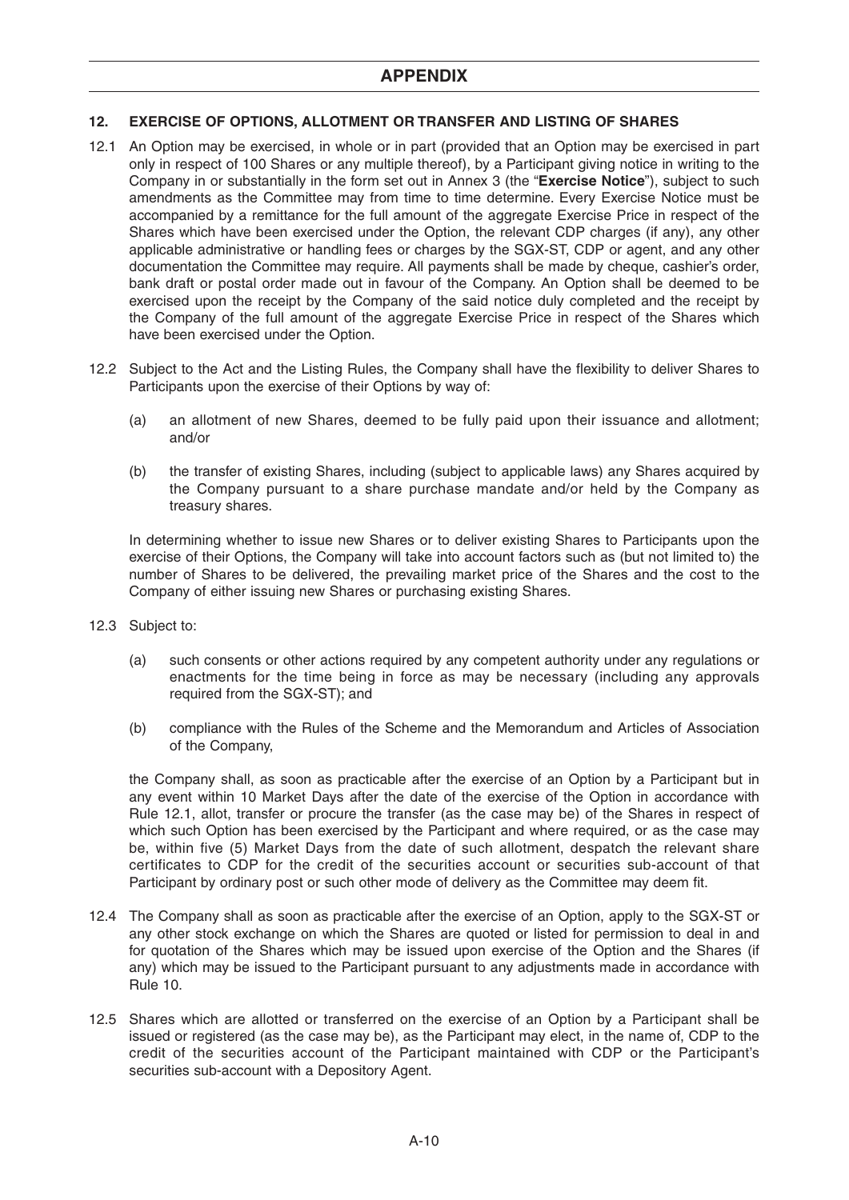## APPENDIX

### 12. EXERCISE OF OPTIONS, ALLOTMENT OR TRANSFER AND LISTING OF SHARES

12.1 An Option may be exercised, in whole or in part (provided that an Option may be exercised in part only in respect of 100 Shares or any multiple thereof), by a Participant giving notice in writing to the Company in or substantially in the form set out in Annex 3 (the "**Exercise Notice**"), subject to such amendments as the Committee may from time to time determine. Every Exercise Notice must be accompanied by a remittance for the full amount of the aggregate Exercise Price in respect of the Shares which have been exercised under the Option, the relevant CDP charges (if any), any other applicable administrative or handling fees or charges by the SGX-ST, CDP or agent, and any other documentation the Committee may require. All payments shall be made by cheque, cashier's order, bank draft or postal order made out in favour of the Company. An Option shall be deemed to be exercised upon the receipt by the Company of the said notice duly completed and the receipt by the Company of the full amount of the aggregate Exercise Price in respect of the Shares which have been exercised under the Option.

12.2 Subject to the Act and the Listing Rules, the Company shall have the flexibility to deliver Shares to Participants upon the exercise of their Options by way of:

(a) an allotment of new Shares, deemed to be fully paid upon their issuance and allotment; and/or

(b) the transfer of existing Shares, including (subject to applicable laws) any Shares acquired by the Company pursuant to a share purchase mandate and/or held by the Company as treasury shares.

In determining whether to issue new Shares or to deliver existing Shares to Participants upon the exercise of their Options, the Company will take into account factors such as (but not limited to) the number of Shares to be delivered, the prevailing market price of the Shares and the cost to the Company of either issuing new Shares or purchasing existing Shares.

12.3 Subject to:

(a) such consents or other actions required by any competent authority under any regulations or enactments for the time being in force as may be necessary (including any approvals required from the SGX-ST); and

(b) compliance with the Rules of the Scheme and the Memorandum and Articles of Association of the Company,

the Company shall, as soon as practicable after the exercise of an Option by a Participant but in any event within 10 Market Days after the date of the exercise of the Option in accordance with Rule 12.1, allot, transfer or procure the transfer (as the case may be) of the Shares in respect of which such Option has been exercised by the Participant and where required, or as the case may be, within five (5) Market Days from the date of such allotment, despatch the relevant share certificates to CDP for the credit of the securities account or securities sub-account of that Participant by ordinary post or such other mode of delivery as the Committee may deem fit.

12.4 The Company shall as soon as practicable after the exercise of an Option, apply to the SGX-ST or any other stock exchange on which the Shares are quoted or listed for permission to deal in and for quotation of the Shares which may be issued upon exercise of the Option and the Shares (if any) which may be issued to the Participant pursuant to any adjustments made in accordance with Rule 10.

12.5 Shares which are allotted or transferred on the exercise of an Option by a Participant shall be issued or registered (as the case may be), as the Participant may elect, in the name of, CDP to the credit of the securities account of the Participant maintained with CDP or the Participant's securities sub-account with a Depository Agent.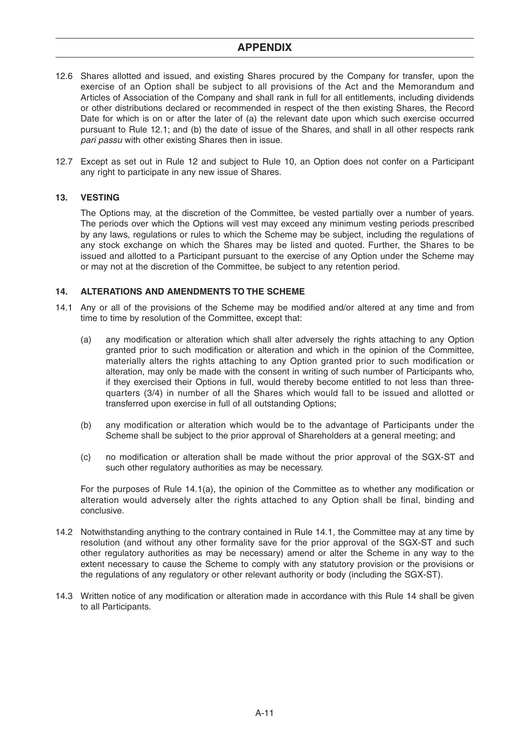## APPENDIX

12.6 Shares allotted and issued, and existing Shares procured by the Company for transfer, upon the exercise of an Option shall be subject to all provisions of the Act and the Memorandum and Articles of Association of the Company and shall rank in full for all entitlements, including dividends or other distributions declared or recommended in respect of the then existing Shares, the Record Date for which is on or after the later of (a) the relevant date upon which such exercise occurred pursuant to Rule 12.1; and (b) the date of issue of the Shares, and shall in all other respects rank *pari passu* with other existing Shares then in issue.

12.7 Except as set out in Rule 12 and subject to Rule 10, an Option does not confer on a Participant any right to participate in any new issue of Shares.

### 13. VESTING

The Options may, at the discretion of the Committee, be vested partially over a number of years. The periods over which the Options will vest may exceed any minimum vesting periods prescribed by any laws, regulations or rules to which the Scheme may be subject, including the regulations of any stock exchange on which the Shares may be listed and quoted. Further, the Shares to be issued and allotted to a Participant pursuant to the exercise of any Option under the Scheme may or may not at the discretion of the Committee, be subject to any retention period.

### 14. ALTERATIONS AND AMENDMENTS TO THE SCHEME

14.1 Any or all of the provisions of the Scheme may be modified and/or altered at any time and from time to time by resolution of the Committee, except that:

(a) any modification or alteration which shall alter adversely the rights attaching to any Option granted prior to such modification or alteration and which in the opinion of the Committee, materially alters the rights attaching to any Option granted prior to such modification or alteration, may only be made with the consent in writing of such number of Participants who, if they exercised their Options in full, would thereby become entitled to not less than three-quarters (3/4) in number of all the Shares which would fall to be issued and allotted or transferred upon exercise in full of all outstanding Options;

(b) any modification or alteration which would be to the advantage of Participants under the Scheme shall be subject to the prior approval of Shareholders at a general meeting; and

(c) no modification or alteration shall be made without the prior approval of the SGX-ST and such other regulatory authorities as may be necessary.

For the purposes of Rule 14.1(a), the opinion of the Committee as to whether any modification or alteration would adversely alter the rights attached to any Option shall be final, binding and conclusive.

14.2 Notwithstanding anything to the contrary contained in Rule 14.1, the Committee may at any time by resolution (and without any other formality save for the prior approval of the SGX-ST and such other regulatory authorities as may be necessary) amend or alter the Scheme in any way to the extent necessary to cause the Scheme to comply with any statutory provision or the provisions or the regulations of any regulatory or other relevant authority or body (including the SGX-ST).

14.3 Written notice of any modification or alteration made in accordance with this Rule 14 shall be given to all Participants.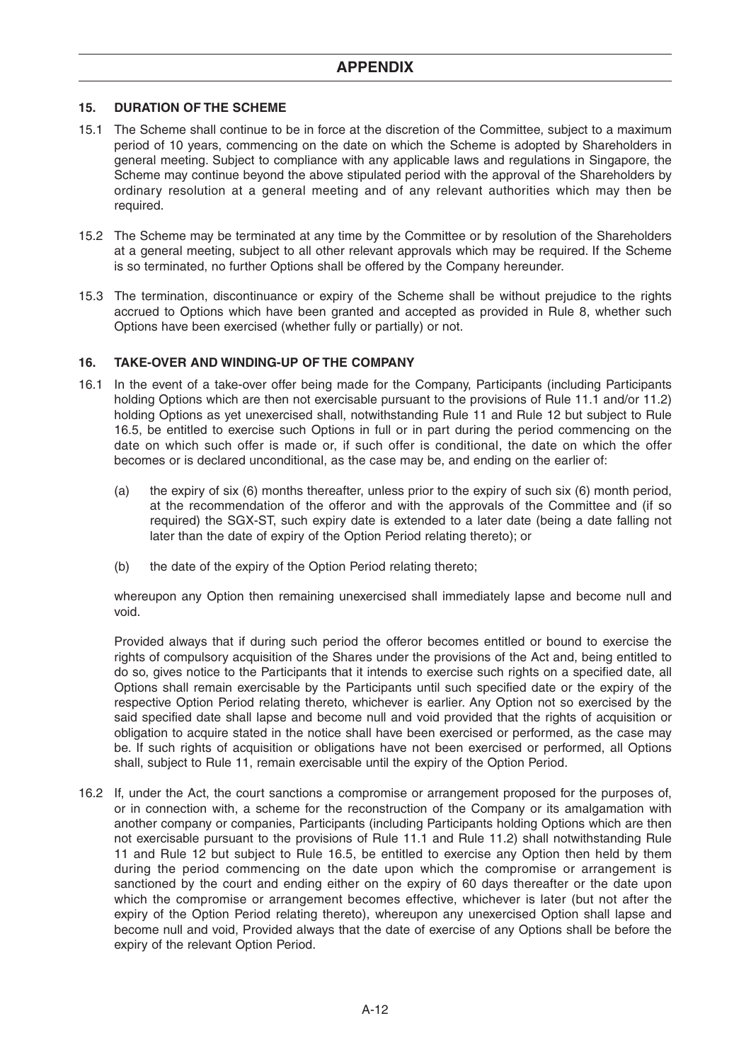## APPENDIX

### 15. DURATION OF THE SCHEME

15.1 The Scheme shall continue to be in force at the discretion of the Committee, subject to a maximum period of 10 years, commencing on the date on which the Scheme is adopted by Shareholders in general meeting. Subject to compliance with any applicable laws and regulations in Singapore, the Scheme may continue beyond the above stipulated period with the approval of the Shareholders by ordinary resolution at a general meeting and of any relevant authorities which may then be required.

15.2 The Scheme may be terminated at any time by the Committee or by resolution of the Shareholders at a general meeting, subject to all other relevant approvals which may be required. If the Scheme is so terminated, no further Options shall be offered by the Company hereunder.

15.3 The termination, discontinuance or expiry of the Scheme shall be without prejudice to the rights accrued to Options which have been granted and accepted as provided in Rule 8, whether such Options have been exercised (whether fully or partially) or not.

### 16. TAKE-OVER AND WINDING-UP OF THE COMPANY

16.1 In the event of a take-over offer being made for the Company, Participants (including Participants holding Options which are then not exercisable pursuant to the provisions of Rule 11.1 and/or 11.2) holding Options as yet unexercised shall, notwithstanding Rule 11 and Rule 12 but subject to Rule 16.5, be entitled to exercise such Options in full or in part during the period commencing on the date on which such offer is made or, if such offer is conditional, the date on which the offer becomes or is declared unconditional, as the case may be, and ending on the earlier of:

(a) the expiry of six (6) months thereafter, unless prior to the expiry of such six (6) month period, at the recommendation of the offeror and with the approvals of the Committee and (if so required) the SGX-ST, such expiry date is extended to a later date (being a date falling not later than the date of expiry of the Option Period relating thereto); or

(b) the date of the expiry of the Option Period relating thereto;

whereupon any Option then remaining unexercised shall immediately lapse and become null and void.

Provided always that if during such period the offeror becomes entitled or bound to exercise the rights of compulsory acquisition of the Shares under the provisions of the Act and, being entitled to do so, gives notice to the Participants that it intends to exercise such rights on a specified date, all Options shall remain exercisable by the Participants until such specified date or the expiry of the respective Option Period relating thereto, whichever is earlier. Any Option not so exercised by the said specified date shall lapse and become null and void provided that the rights of acquisition or obligation to acquire stated in the notice shall have been exercised or performed, as the case may be. If such rights of acquisition or obligations have not been exercised or performed, all Options shall, subject to Rule 11, remain exercisable until the expiry of the Option Period.

16.2 If, under the Act, the court sanctions a compromise or arrangement proposed for the purposes of, or in connection with, a scheme for the reconstruction of the Company or its amalgamation with another company or companies, Participants (including Participants holding Options which are then not exercisable pursuant to the provisions of Rule 11.1 and Rule 11.2) shall notwithstanding Rule 11 and Rule 12 but subject to Rule 16.5, be entitled to exercise any Option then held by them during the period commencing on the date upon which the compromise or arrangement is sanctioned by the court and ending either on the expiry of 60 days thereafter or the date upon which the compromise or arrangement becomes effective, whichever is later (but not after the expiry of the Option Period relating thereto), whereupon any unexercised Option shall lapse and become null and void, Provided always that the date of exercise of any Options shall be before the expiry of the relevant Option Period.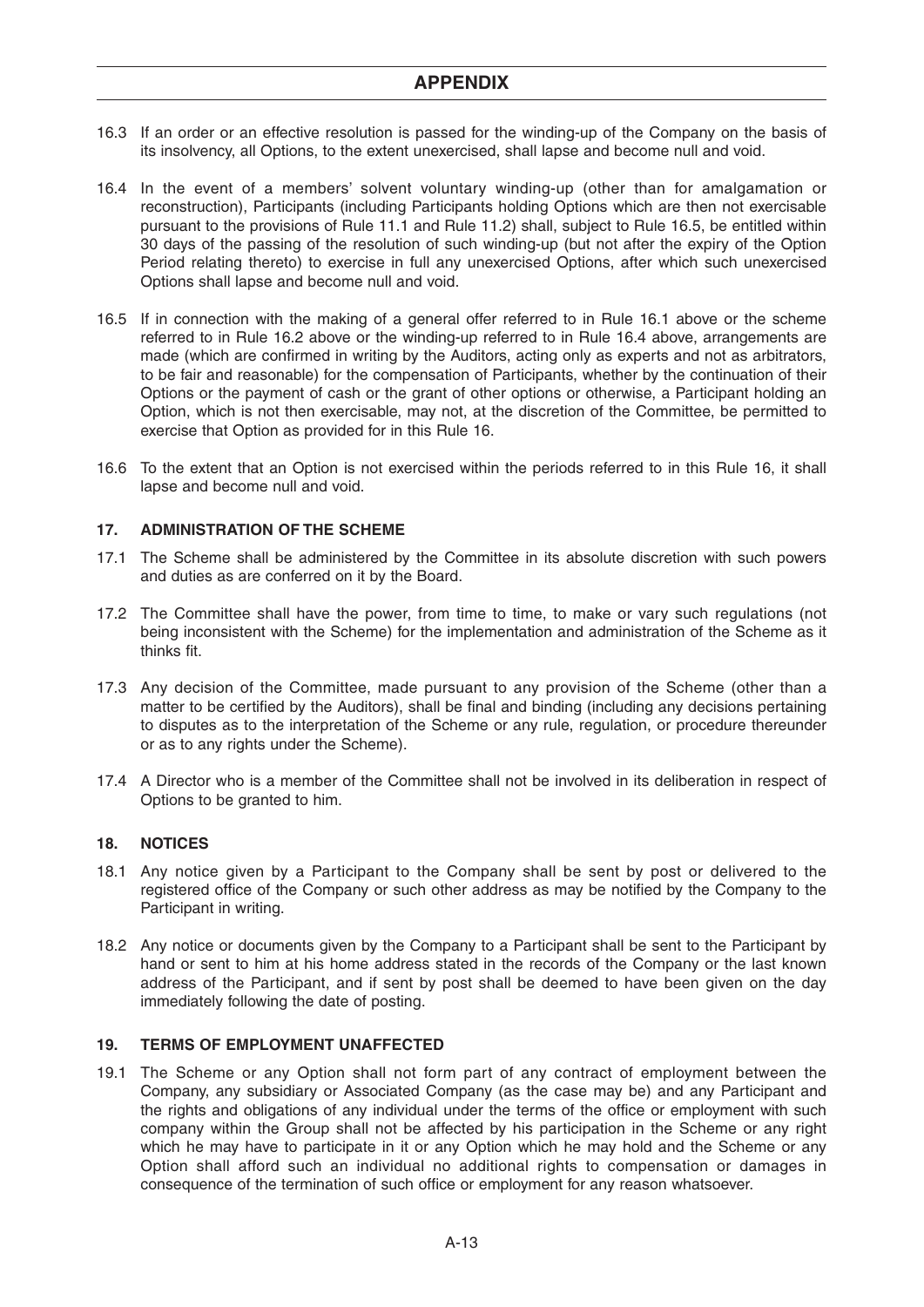16.3 If an order or an effective resolution is passed for the winding-up of the Company on the basis of its insolvency, all Options, to the extent unexercised, shall lapse and become null and void.

16.4 In the event of a members' solvent voluntary winding-up (other than for amalgamation or reconstruction), Participants (including Participants holding Options which are then not exercisable pursuant to the provisions of Rule 11.1 and Rule 11.2) shall, subject to Rule 16.5, be entitled within 30 days of the passing of the resolution of such winding-up (but not after the expiry of the Option Period relating thereto) to exercise in full any unexercised Options, after which such unexercised Options shall lapse and become null and void.

16.5 If in connection with the making of a general offer referred to in Rule 16.1 above or the scheme referred to in Rule 16.2 above or the winding-up referred to in Rule 16.4 above, arrangements are made (which are confirmed in writing by the Auditors, acting only as experts and not as arbitrators, to be fair and reasonable) for the compensation of Participants, whether by the continuation of their Options or the payment of cash or the grant of other options or otherwise, a Participant holding an Option, which is not then exercisable, may not, at the discretion of the Committee, be permitted to exercise that Option as provided for in this Rule 16.

16.6 To the extent that an Option is not exercised within the periods referred to in this Rule 16, it shall lapse and become null and void.

## 17. ADMINISTRATION OF THE SCHEME

17.1 The Scheme shall be administered by the Committee in its absolute discretion with such powers and duties as are conferred on it by the Board.

17.2 The Committee shall have the power, from time to time, to make or vary such regulations (not being inconsistent with the Scheme) for the implementation and administration of the Scheme as it thinks fit.

17.3 Any decision of the Committee, made pursuant to any provision of the Scheme (other than a matter to be certified by the Auditors), shall be final and binding (including any decisions pertaining to disputes as to the interpretation of the Scheme or any rule, regulation, or procedure thereunder or as to any rights under the Scheme).

17.4 A Director who is a member of the Committee shall not be involved in its deliberation in respect of Options to be granted to him.

## 18. NOTICES

18.1 Any notice given by a Participant to the Company shall be sent by post or delivered to the registered office of the Company or such other address as may be notified by the Company to the Participant in writing.

18.2 Any notice or documents given by the Company to a Participant shall be sent to the Participant by hand or sent to him at his home address stated in the records of the Company or the last known address of the Participant, and if sent by post shall be deemed to have been given on the day immediately following the date of posting.

## 19. TERMS OF EMPLOYMENT UNAFFECTED

19.1 The Scheme or any Option shall not form part of any contract of employment between the Company, any subsidiary or Associated Company (as the case may be) and any Participant and the rights and obligations of any individual under the terms of the office or employment with such company within the Group shall not be affected by his participation in the Scheme or any right which he may have to participate in it or any Option which he may hold and the Scheme or any Option shall afford such an individual no additional rights to compensation or damages in consequence of the termination of such office or employment for any reason whatsoever.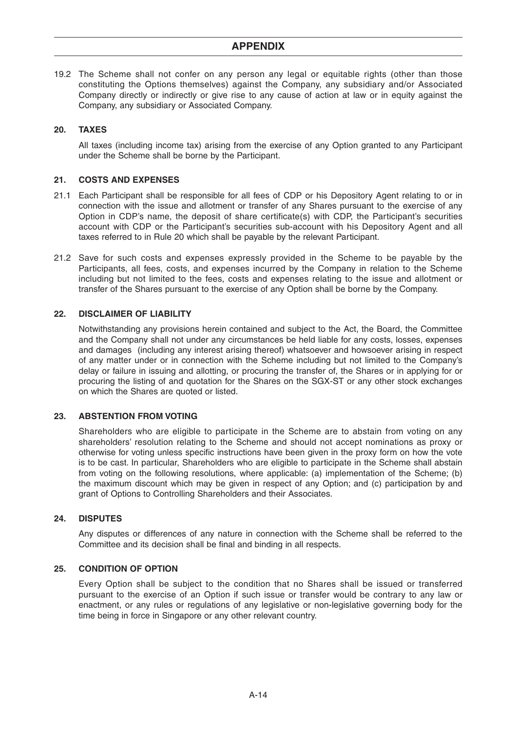19.2 The Scheme shall not confer on any person any legal or equitable rights (other than those constituting the Options themselves) against the Company, any subsidiary and/or Associated Company directly or indirectly or give rise to any cause of action at law or in equity against the Company, any subsidiary or Associated Company.

## 20. TAXES

All taxes (including income tax) arising from the exercise of any Option granted to any Participant under the Scheme shall be borne by the Participant.

## 21. COSTS AND EXPENSES

21.1 Each Participant shall be responsible for all fees of CDP or his Depository Agent relating to or in connection with the issue and allotment or transfer of any Shares pursuant to the exercise of any Option in CDP's name, the deposit of share certificate(s) with CDP, the Participant's securities account with CDP or the Participant's securities sub-account with his Depository Agent and all taxes referred to in Rule 20 which shall be payable by the relevant Participant.

21.2 Save for such costs and expenses expressly provided in the Scheme to be payable by the Participants, all fees, costs, and expenses incurred by the Company in relation to the Scheme including but not limited to the fees, costs and expenses relating to the issue and allotment or transfer of the Shares pursuant to the exercise of any Option shall be borne by the Company.

## 22. DISCLAIMER OF LIABILITY

Notwithstanding any provisions herein contained and subject to the Act, the Board, the Committee and the Company shall not under any circumstances be held liable for any costs, losses, expenses and damages (including any interest arising thereof) whatsoever and howsoever arising in respect of any matter under or in connection with the Scheme including but not limited to the Company's delay or failure in issuing and allotting, or procuring the transfer of, the Shares or in applying for or procuring the listing of and quotation for the Shares on the SGX-ST or any other stock exchanges on which the Shares are quoted or listed.

## 23. ABSTENTION FROM VOTING

Shareholders who are eligible to participate in the Scheme are to abstain from voting on any shareholders' resolution relating to the Scheme and should not accept nominations as proxy or otherwise for voting unless specific instructions have been given in the proxy form on how the vote is to be cast. In particular, Shareholders who are eligible to participate in the Scheme shall abstain from voting on the following resolutions, where applicable: (a) implementation of the Scheme; (b) the maximum discount which may be given in respect of any Option; and (c) participation by and grant of Options to Controlling Shareholders and their Associates.

## 24. DISPUTES

Any disputes or differences of any nature in connection with the Scheme shall be referred to the Committee and its decision shall be final and binding in all respects.

## 25. CONDITION OF OPTION

Every Option shall be subject to the condition that no Shares shall be issued or transferred pursuant to the exercise of an Option if such issue or transfer would be contrary to any law or enactment, or any rules or regulations of any legislative or non-legislative governing body for the time being in force in Singapore or any other relevant country.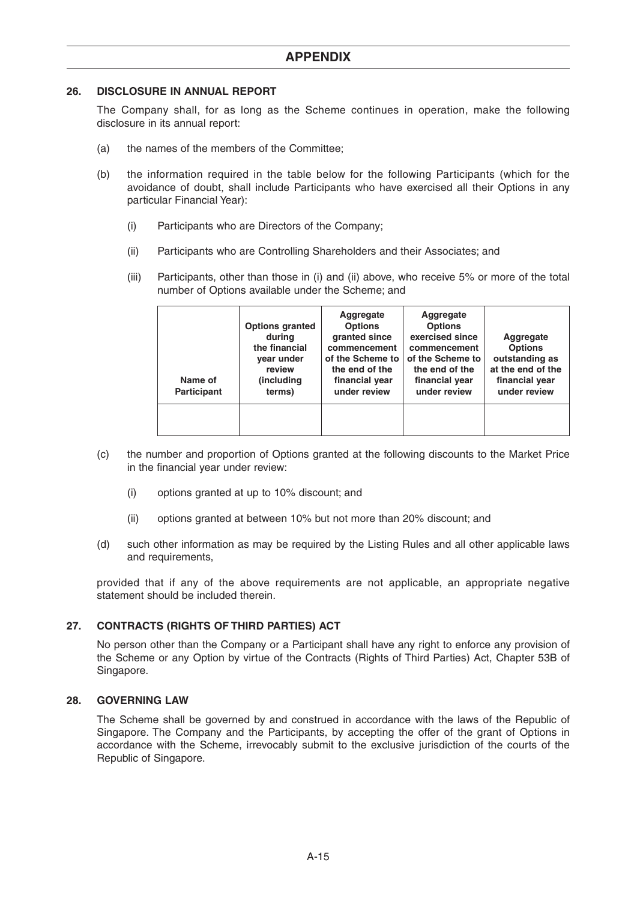## APPENDIX

### 26. DISCLOSURE IN ANNUAL REPORT

The Company shall, for as long as the Scheme continues in operation, make the following disclosure in its annual report:

(a) the names of the members of the Committee;

(b) the information required in the table below for the following Participants (which for the avoidance of doubt, shall include Participants who have exercised all their Options in any particular Financial Year):

(i) Participants who are Directors of the Company;

(ii) Participants who are Controlling Shareholders and their Associates; and

(iii) Participants, other than those in (i) and (ii) above, who receive 5% or more of the total number of Options available under the Scheme; and

| Name of Participant | Options granted during the financial year under review (including terms) | Aggregate Options granted since commencement of the Scheme to the end of the financial year under review | Aggregate Options exercised since commencement of the Scheme to the end of the financial year under review | Aggregate Options outstanding as at the end of the financial year under review |
|---|---|---|---|---|
| | | | | |

(c) the number and proportion of Options granted at the following discounts to the Market Price in the financial year under review:

(i) options granted at up to 10% discount; and

(ii) options granted at between 10% but not more than 20% discount; and

(d) such other information as may be required by the Listing Rules and all other applicable laws and requirements,

provided that if any of the above requirements are not applicable, an appropriate negative statement should be included therein.

### 27. CONTRACTS (RIGHTS OF THIRD PARTIES) ACT

No person other than the Company or a Participant shall have any right to enforce any provision of the Scheme or any Option by virtue of the Contracts (Rights of Third Parties) Act, Chapter 53B of Singapore.

### 28. GOVERNING LAW

The Scheme shall be governed by and construed in accordance with the laws of the Republic of Singapore. The Company and the Participants, by accepting the offer of the grant of Options in accordance with the Scheme, irrevocably submit to the exclusive jurisdiction of the courts of the Republic of Singapore.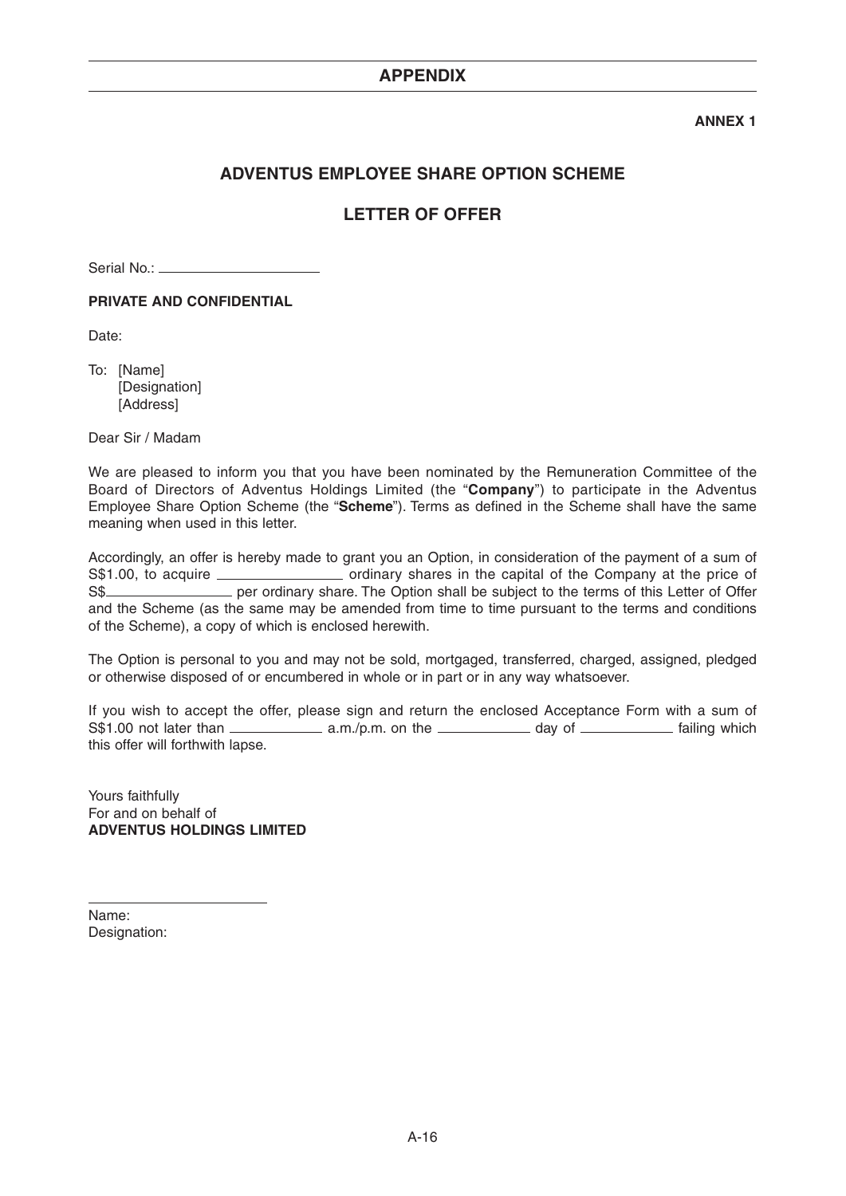## APPENDIX

**ANNEX 1**

# ADVENTUS EMPLOYEE SHARE OPTION SCHEME

## LETTER OF OFFER

Serial No.: ____________________

**PRIVATE AND CONFIDENTIAL**

Date:

To: [Name]
[Designation]
[Address]

Dear Sir / Madam

We are pleased to inform you that you have been nominated by the Remuneration Committee of the Board of Directors of Adventus Holdings Limited (the "**Company**") to participate in the Adventus Employee Share Option Scheme (the "**Scheme**"). Terms as defined in the Scheme shall have the same meaning when used in this letter.

Accordingly, an offer is hereby made to grant you an Option, in consideration of the payment of a sum of S$1.00, to acquire ________________ ordinary shares in the capital of the Company at the price of S$________________ per ordinary share. The Option shall be subject to the terms of this Letter of Offer and the Scheme (as the same may be amended from time to time pursuant to the terms and conditions of the Scheme), a copy of which is enclosed herewith.

The Option is personal to you and may not be sold, mortgaged, transferred, charged, assigned, pledged or otherwise disposed of or encumbered in whole or in part or in any way whatsoever.

If you wish to accept the offer, please sign and return the enclosed Acceptance Form with a sum of S$1.00 not later than ____________ a.m./p.m. on the ____________ day of ____________ failing which this offer will forthwith lapse.

Yours faithfully
For and on behalf of
**ADVENTUS HOLDINGS LIMITED**

______________________
Name:
Designation: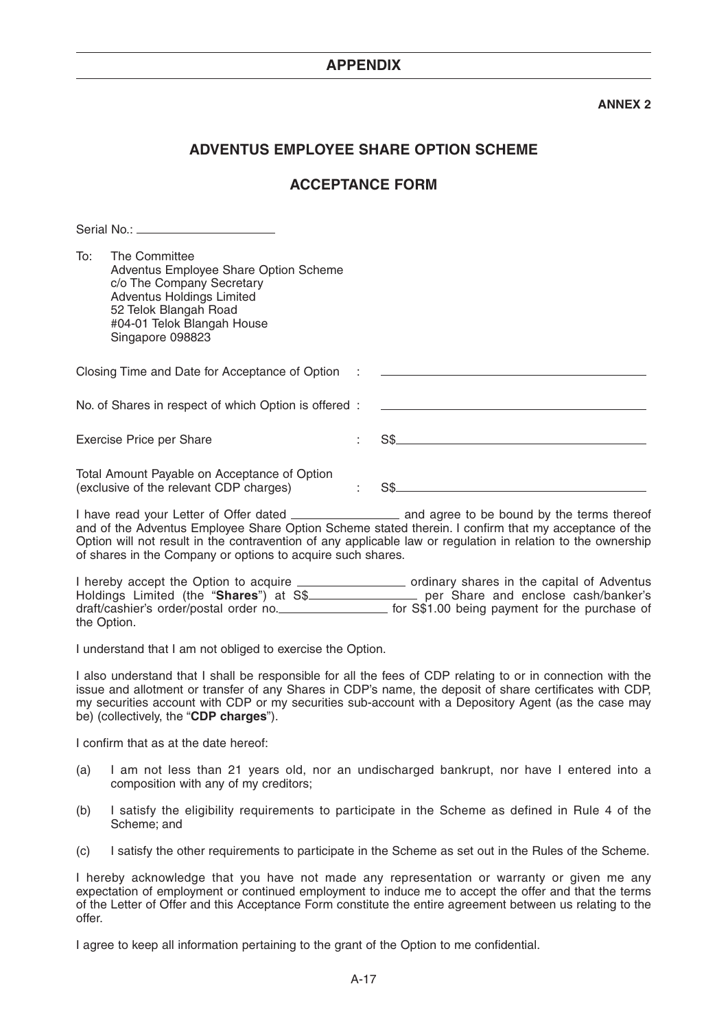## APPENDIX

**ANNEX 2**

## ADVENTUS EMPLOYEE SHARE OPTION SCHEME

## ACCEPTANCE FORM

Serial No.: ____________________

To: The Committee
Adventus Employee Share Option Scheme
c/o The Company Secretary
Adventus Holdings Limited
52 Telok Blangah Road
#04-01 Telok Blangah House
Singapore 098823

Closing Time and Date for Acceptance of Option : ______________________________

No. of Shares in respect of which Option is offered : ______________________________

Exercise Price per Share : S$______________________________

Total Amount Payable on Acceptance of Option (exclusive of the relevant CDP charges) : S$______________________________

I have read your Letter of Offer dated ______________ and agree to be bound by the terms thereof and of the Adventus Employee Share Option Scheme stated therein. I confirm that my acceptance of the Option will not result in the contravention of any applicable law or regulation in relation to the ownership of shares in the Company or options to acquire such shares.

I hereby accept the Option to acquire ______________ ordinary shares in the capital of Adventus Holdings Limited (the "**Shares**") at S$______________ per Share and enclose cash/banker's draft/cashier's order/postal order no.______________ for S$1.00 being payment for the purchase of the Option.

I understand that I am not obliged to exercise the Option.

I also understand that I shall be responsible for all the fees of CDP relating to or in connection with the issue and allotment or transfer of any Shares in CDP's name, the deposit of share certificates with CDP, my securities account with CDP or my securities sub-account with a Depository Agent (as the case may be) (collectively, the "**CDP charges**").

I confirm that as at the date hereof:

(a) I am not less than 21 years old, nor an undischarged bankrupt, nor have I entered into a composition with any of my creditors;

(b) I satisfy the eligibility requirements to participate in the Scheme as defined in Rule 4 of the Scheme; and

(c) I satisfy the other requirements to participate in the Scheme as set out in the Rules of the Scheme.

I hereby acknowledge that you have not made any representation or warranty or given me any expectation of employment or continued employment to induce me to accept the offer and that the terms of the Letter of Offer and this Acceptance Form constitute the entire agreement between us relating to the offer.

I agree to keep all information pertaining to the grant of the Option to me confidential.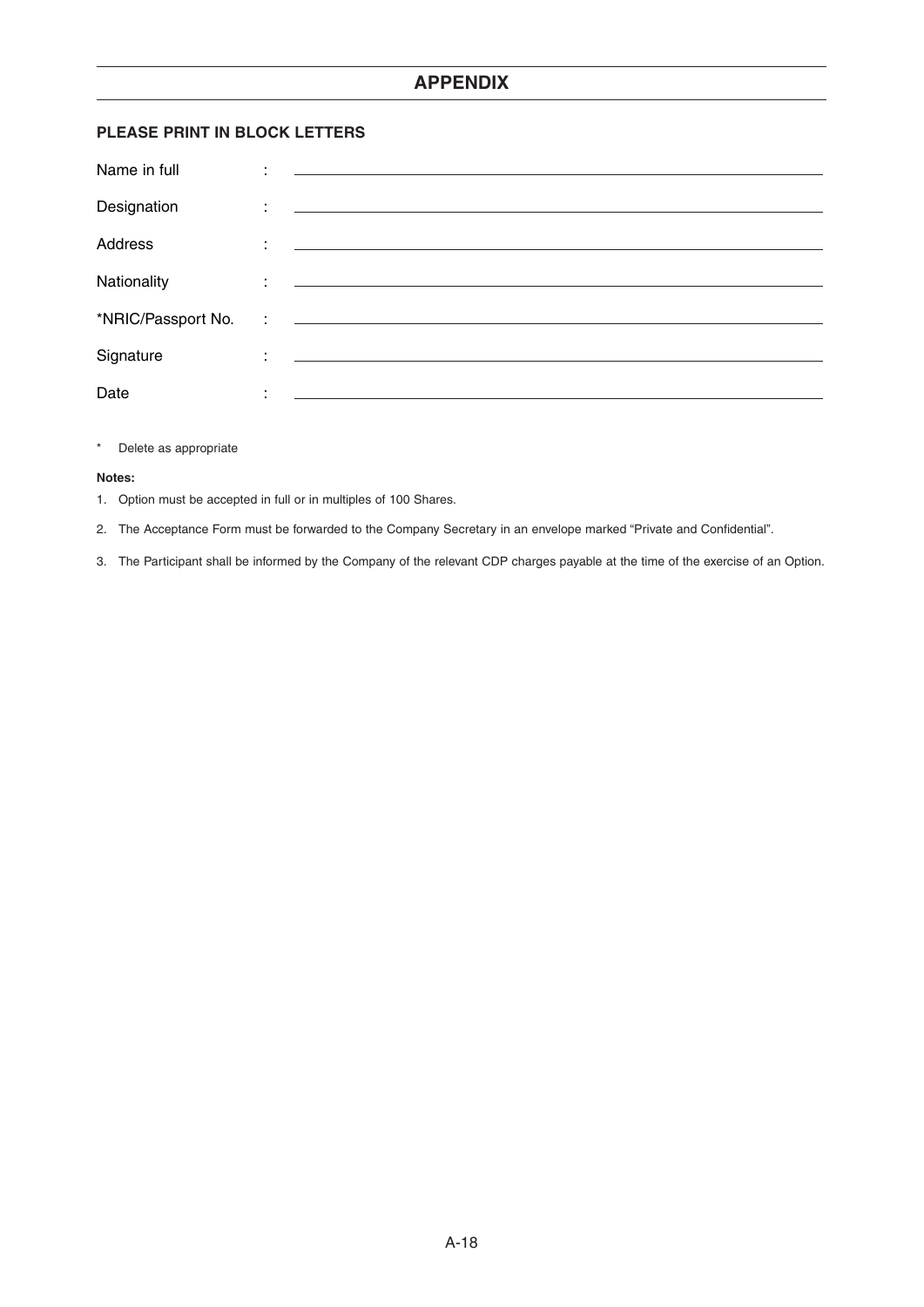## APPENDIX

**PLEASE PRINT IN BLOCK LETTERS**

Name in full : ______________________________

Designation : ______________________________

Address : ______________________________

Nationality : ______________________________

*NRIC/Passport No. : ______________________________

Signature : ______________________________

Date : ______________________________

\* Delete as appropriate

**Notes:**

1. Option must be accepted in full or in multiples of 100 Shares.
2. The Acceptance Form must be forwarded to the Company Secretary in an envelope marked "Private and Confidential".
3. The Participant shall be informed by the Company of the relevant CDP charges payable at the time of the exercise of an Option.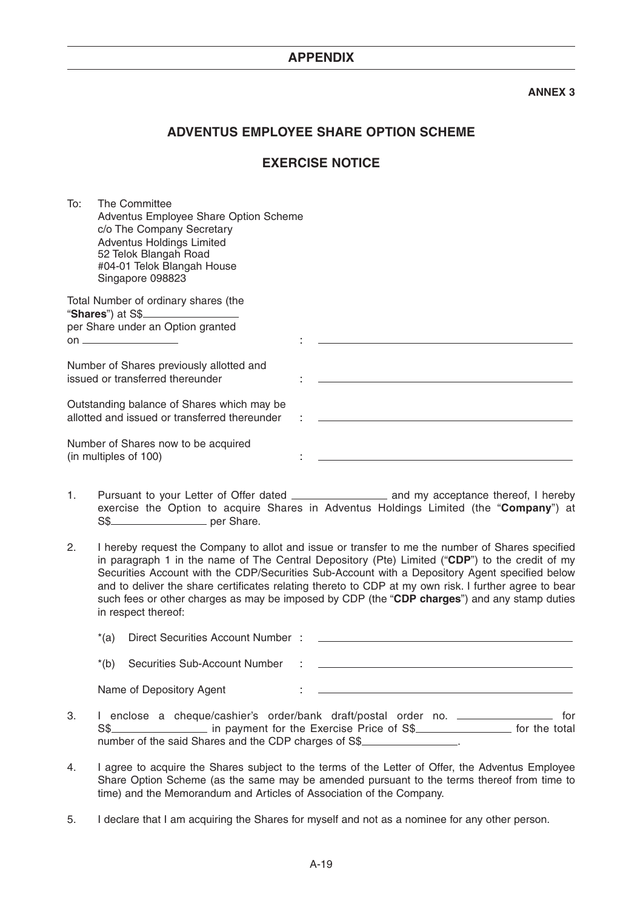## APPENDIX

**ANNEX 3**

## ADVENTUS EMPLOYEE SHARE OPTION SCHEME

## EXERCISE NOTICE

To: The Committee
Adventus Employee Share Option Scheme
c/o The Company Secretary
Adventus Holdings Limited
52 Telok Blangah Road
#04-01 Telok Blangah House
Singapore 098823

Total Number of ordinary shares (the "**Shares**") at S$\_\_\_\_\_\_\_\_\_\_ per Share under an Option granted on \_\_\_\_\_\_\_\_\_\_ : \_\_\_\_\_\_\_\_\_\_\_\_\_\_\_\_\_\_\_\_

Number of Shares previously allotted and issued or transferred thereunder : \_\_\_\_\_\_\_\_\_\_\_\_\_\_\_\_\_\_\_\_

Outstanding balance of Shares which may be allotted and issued or transferred thereunder : \_\_\_\_\_\_\_\_\_\_\_\_\_\_\_\_\_\_\_\_

Number of Shares now to be acquired (in multiples of 100) : \_\_\_\_\_\_\_\_\_\_\_\_\_\_\_\_\_\_\_\_

1. Pursuant to your Letter of Offer dated \_\_\_\_\_\_\_\_\_\_ and my acceptance thereof, I hereby exercise the Option to acquire Shares in Adventus Holdings Limited (the "**Company**") at S$\_\_\_\_\_\_\_\_\_\_ per Share.

2. I hereby request the Company to allot and issue or transfer to me the number of Shares specified in paragraph 1 in the name of The Central Depository (Pte) Limited ("**CDP**") to the credit of my Securities Account with the CDP/Securities Sub-Account with a Depository Agent specified below and to deliver the share certificates relating thereto to CDP at my own risk. I further agree to bear such fees or other charges as may be imposed by CDP (the "**CDP charges**") and any stamp duties in respect thereof:

   *(a) Direct Securities Account Number : \_\_\_\_\_\_\_\_\_\_\_\_\_\_\_\_\_\_\_\_

   *(b) Securities Sub-Account Number : \_\_\_\_\_\_\_\_\_\_\_\_\_\_\_\_\_\_\_\_

   Name of Depository Agent : \_\_\_\_\_\_\_\_\_\_\_\_\_\_\_\_\_\_\_\_

3. I enclose a cheque/cashier's order/bank draft/postal order no. \_\_\_\_\_\_\_\_\_\_ for S$\_\_\_\_\_\_\_\_\_\_ in payment for the Exercise Price of S$\_\_\_\_\_\_\_\_\_\_ for the total number of the said Shares and the CDP charges of S$\_\_\_\_\_\_\_\_\_\_.

4. I agree to acquire the Shares subject to the terms of the Letter of Offer, the Adventus Employee Share Option Scheme (as the same may be amended pursuant to the terms thereof from time to time) and the Memorandum and Articles of Association of the Company.

5. I declare that I am acquiring the Shares for myself and not as a nominee for any other person.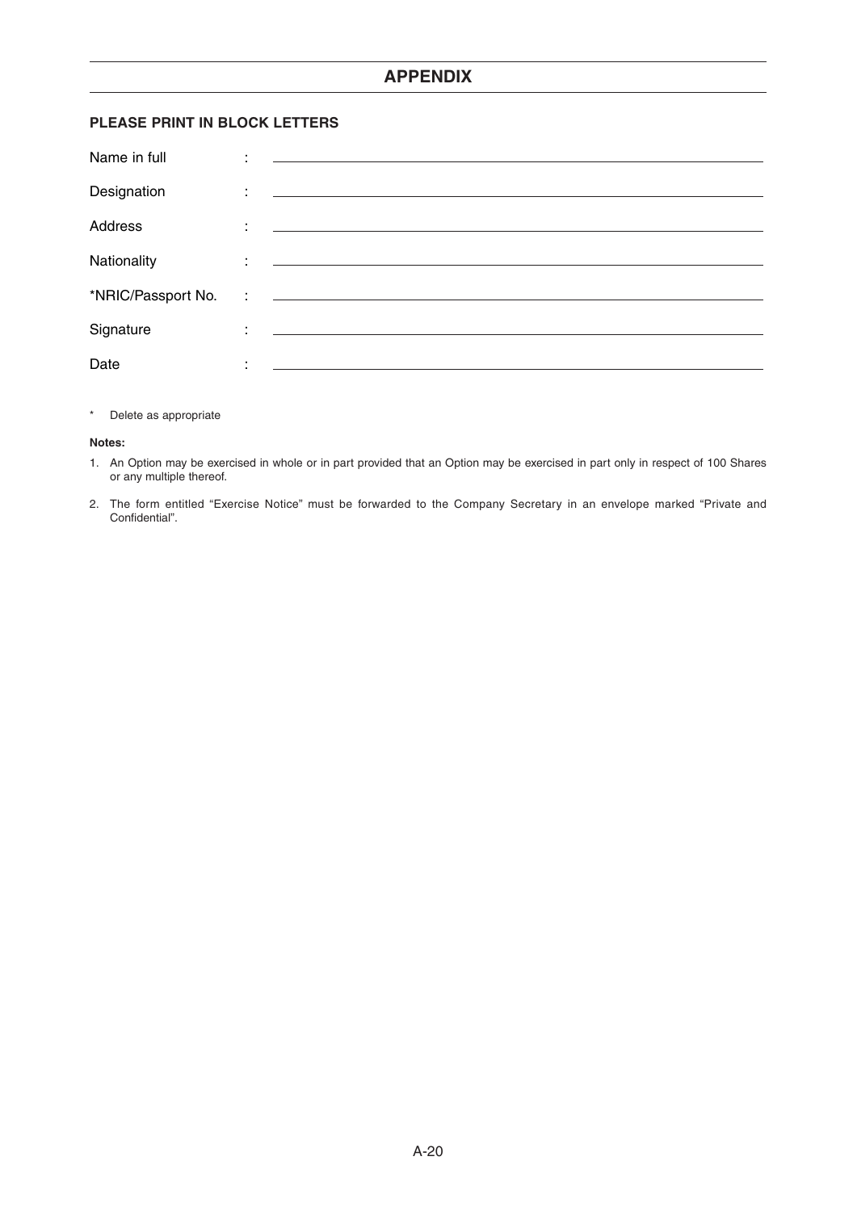# APPENDIX

**PLEASE PRINT IN BLOCK LETTERS**

Name in full : ______________________________

Designation : ______________________________

Address : ______________________________

Nationality : ______________________________

*NRIC/Passport No. : ______________________________

Signature : ______________________________

Date : ______________________________

\* Delete as appropriate

**Notes:**

1. An Option may be exercised in whole or in part provided that an Option may be exercised in part only in respect of 100 Shares or any multiple thereof.

2. The form entitled "Exercise Notice" must be forwarded to the Company Secretary in an envelope marked "Private and Confidential".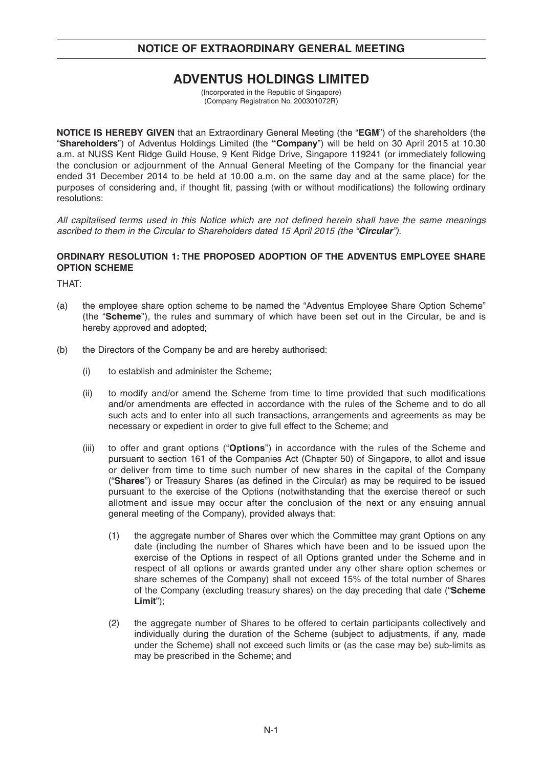# NOTICE OF EXTRAORDINARY GENERAL MEETING

## ADVENTUS HOLDINGS LIMITED

(Incorporated in the Republic of Singapore)
(Company Registration No. 200301072R)

**NOTICE IS HEREBY GIVEN** that an Extraordinary General Meeting (the "**EGM**") of the shareholders (the "**Shareholders**") of Adventus Holdings Limited (the **"Company"**) will be held on 30 April 2015 at 10.30 a.m. at NUSS Kent Ridge Guild House, 9 Kent Ridge Drive, Singapore 119241 (or immediately following the conclusion or adjournment of the Annual General Meeting of the Company for the financial year ended 31 December 2014 to be held at 10.00 a.m. on the same day and at the same place) for the purposes of considering and, if thought fit, passing (with or without modifications) the following ordinary resolutions:

*All capitalised terms used in this Notice which are not defined herein shall have the same meanings ascribed to them in the Circular to Shareholders dated 15 April 2015 (the "**Circular**").*

### ORDINARY RESOLUTION 1: THE PROPOSED ADOPTION OF THE ADVENTUS EMPLOYEE SHARE OPTION SCHEME

THAT:

(a) the employee share option scheme to be named the "Adventus Employee Share Option Scheme" (the "**Scheme**"), the rules and summary of which have been set out in the Circular, be and is hereby approved and adopted;

(b) the Directors of the Company be and are hereby authorised:

  (i) to establish and administer the Scheme;

  (ii) to modify and/or amend the Scheme from time to time provided that such modifications and/or amendments are effected in accordance with the rules of the Scheme and to do all such acts and to enter into all such transactions, arrangements and agreements as may be necessary or expedient in order to give full effect to the Scheme; and

  (iii) to offer and grant options ("**Options**") in accordance with the rules of the Scheme and pursuant to section 161 of the Companies Act (Chapter 50) of Singapore, to allot and issue or deliver from time to time such number of new shares in the capital of the Company ("**Shares**") or Treasury Shares (as defined in the Circular) as may be required to be issued pursuant to the exercise of the Options (notwithstanding that the exercise thereof or such allotment and issue may occur after the conclusion of the next or any ensuing annual general meeting of the Company), provided always that:

    (1) the aggregate number of Shares over which the Committee may grant Options on any date (including the number of Shares which have been and to be issued upon the exercise of the Options in respect of all Options granted under the Scheme and in respect of all options or awards granted under any other share option schemes or share schemes of the Company) shall not exceed 15% of the total number of Shares of the Company (excluding treasury shares) on the day preceding that date ("**Scheme Limit**");

    (2) the aggregate number of Shares to be offered to certain participants collectively and individually during the duration of the Scheme (subject to adjustments, if any, made under the Scheme) shall not exceed such limits or (as the case may be) sub-limits as may be prescribed in the Scheme; and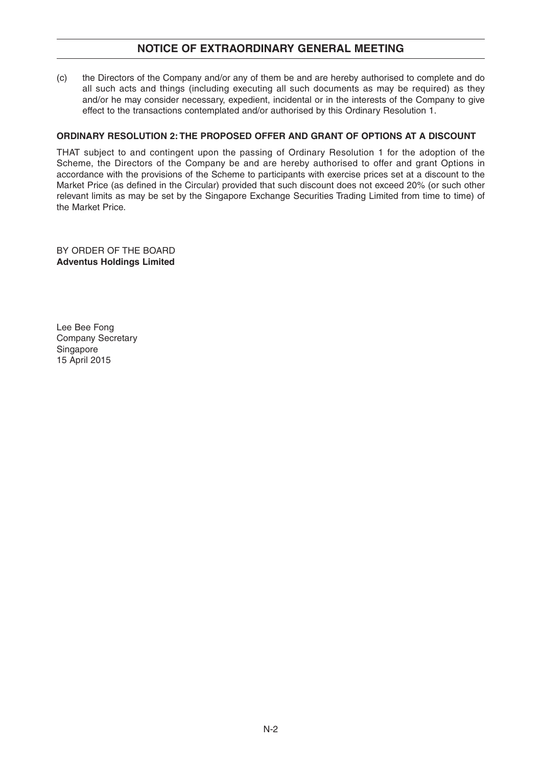## NOTICE OF EXTRAORDINARY GENERAL MEETING

(c) the Directors of the Company and/or any of them be and are hereby authorised to complete and do all such acts and things (including executing all such documents as may be required) as they and/or he may consider necessary, expedient, incidental or in the interests of the Company to give effect to the transactions contemplated and/or authorised by this Ordinary Resolution 1.

**ORDINARY RESOLUTION 2: THE PROPOSED OFFER AND GRANT OF OPTIONS AT A DISCOUNT**

THAT subject to and contingent upon the passing of Ordinary Resolution 1 for the adoption of the Scheme, the Directors of the Company be and are hereby authorised to offer and grant Options in accordance with the provisions of the Scheme to participants with exercise prices set at a discount to the Market Price (as defined in the Circular) provided that such discount does not exceed 20% (or such other relevant limits as may be set by the Singapore Exchange Securities Trading Limited from time to time) of the Market Price.

BY ORDER OF THE BOARD
**Adventus Holdings Limited**

Lee Bee Fong
Company Secretary
Singapore
15 April 2015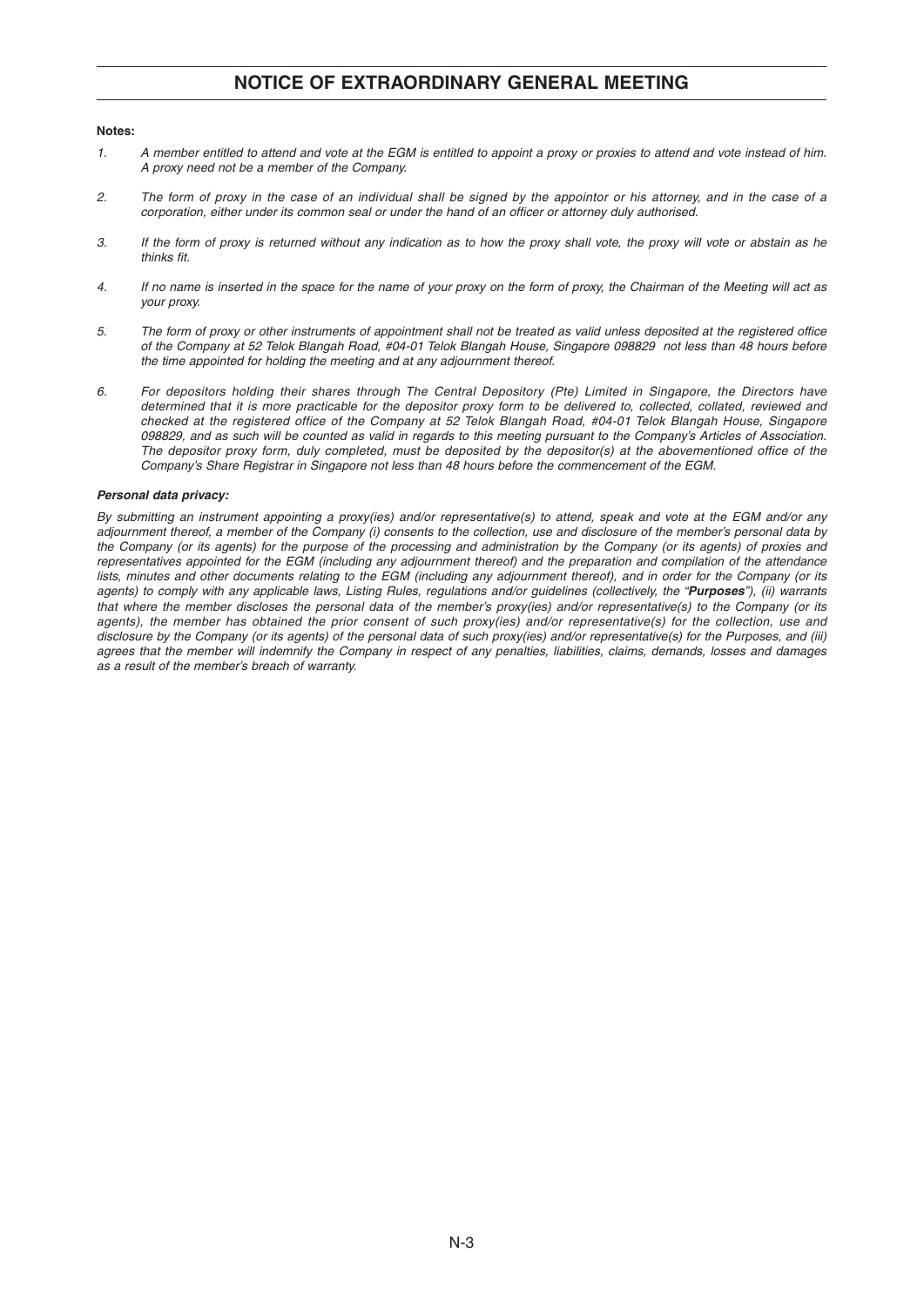# NOTICE OF EXTRAORDINARY GENERAL MEETING

**Notes:**

1. *A member entitled to attend and vote at the EGM is entitled to appoint a proxy or proxies to attend and vote instead of him. A proxy need not be a member of the Company.*

2. *The form of proxy in the case of an individual shall be signed by the appointor or his attorney, and in the case of a corporation, either under its common seal or under the hand of an officer or attorney duly authorised.*

3. *If the form of proxy is returned without any indication as to how the proxy shall vote, the proxy will vote or abstain as he thinks fit.*

4. *If no name is inserted in the space for the name of your proxy on the form of proxy, the Chairman of the Meeting will act as your proxy.*

5. *The form of proxy or other instruments of appointment shall not be treated as valid unless deposited at the registered office of the Company at 52 Telok Blangah Road, #04-01 Telok Blangah House, Singapore 098829 not less than 48 hours before the time appointed for holding the meeting and at any adjournment thereof.*

6. *For depositors holding their shares through The Central Depository (Pte) Limited in Singapore, the Directors have determined that it is more practicable for the depositor proxy form to be delivered to, collected, collated, reviewed and checked at the registered office of the Company at 52 Telok Blangah Road, #04-01 Telok Blangah House, Singapore 098829, and as such will be counted as valid in regards to this meeting pursuant to the Company's Articles of Association. The depositor proxy form, duly completed, must be deposited by the depositor(s) at the abovementioned office of the Company's Share Registrar in Singapore not less than 48 hours before the commencement of the EGM.*

***Personal data privacy:***

*By submitting an instrument appointing a proxy(ies) and/or representative(s) to attend, speak and vote at the EGM and/or any adjournment thereof, a member of the Company (i) consents to the collection, use and disclosure of the member's personal data by the Company (or its agents) for the purpose of the processing and administration by the Company (or its agents) of proxies and representatives appointed for the EGM (including any adjournment thereof) and the preparation and compilation of the attendance lists, minutes and other documents relating to the EGM (including any adjournment thereof), and in order for the Company (or its agents) to comply with any applicable laws, Listing Rules, regulations and/or guidelines (collectively, the "**Purposes**"), (ii) warrants that where the member discloses the personal data of the member's proxy(ies) and/or representative(s) to the Company (or its agents), the member has obtained the prior consent of such proxy(ies) and/or representative(s) for the collection, use and disclosure by the Company (or its agents) of the personal data of such proxy(ies) and/or representative(s) for the Purposes, and (iii) agrees that the member will indemnify the Company in respect of any penalties, liabilities, claims, demands, losses and damages as a result of the member's breach of warranty.*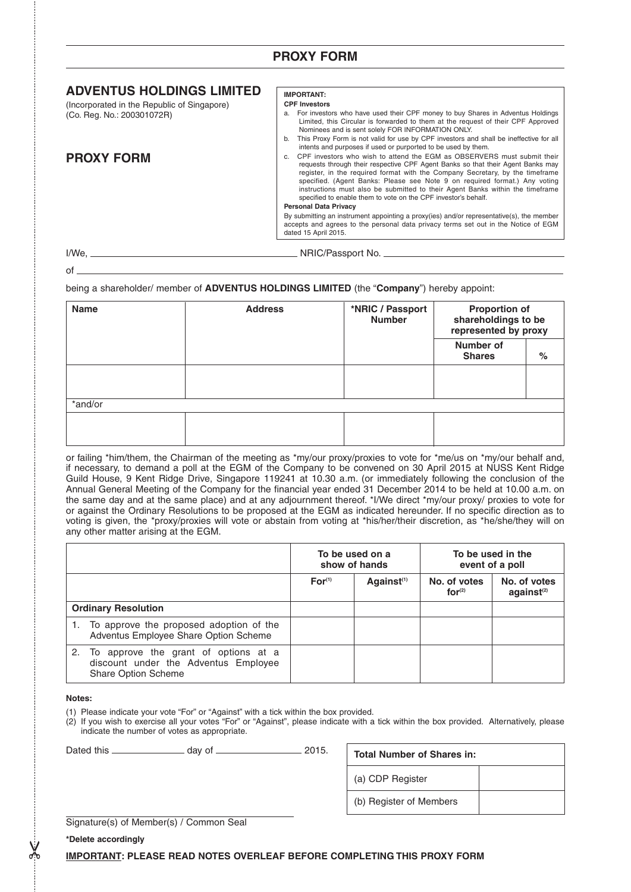## PROXY FORM

## ADVENTUS HOLDINGS LIMITED

(Incorporated in the Republic of Singapore)
(Co. Reg. No.: 200301072R)

## PROXY FORM

**IMPORTANT:**

**CPF Investors**

a. For investors who have used their CPF money to buy Shares in Adventus Holdings Limited, this Circular is forwarded to them at the request of their CPF Approved Nominees and is sent solely FOR INFORMATION ONLY.

b. This Proxy Form is not valid for use by CPF investors and shall be ineffective for all intents and purposes if used or purported to be used by them.

c. CPF investors who wish to attend the EGM as OBSERVERS must submit their requests through their respective CPF Agent Banks so that their Agent Banks may register, in the required format with the Company Secretary, by the timeframe specified. (Agent Banks: Please see Note 9 on required format.) Any voting instructions must also be submitted to their Agent Banks within the timeframe specified to enable them to vote on the CPF investor's behalf.

**Personal Data Privacy**

By submitting an instrument appointing a proxy(ies) and/or representative(s), the member accepts and agrees to the personal data privacy terms set out in the Notice of EGM dated 15 April 2015.

I/We, ________________________________ NRIC/Passport No. ________________________________

of ____________________________________________________________________________

being a shareholder/ member of **ADVENTUS HOLDINGS LIMITED** (the "**Company**") hereby appoint:

| Name | Address | *NRIC / Passport Number | Proportion of shareholdings to be represented by proxy | |
|---|---|---|---|---|
| | | | Number of Shares | % |
| | | | | |
| *and/or | | | | |
| | | | | |

or failing *him/them, the Chairman of the meeting as *my/our proxy/proxies to vote for *me/us on *my/our behalf and, if necessary, to demand a poll at the EGM of the Company to be convened on 30 April 2015 at NUSS Kent Ridge Guild House, 9 Kent Ridge Drive, Singapore 119241 at 10.30 a.m. (or immediately following the conclusion of the Annual General Meeting of the Company for the financial year ended 31 December 2014 to be held at 10.00 a.m. on the same day and at the same place) and at any adjournment thereof. *I/We direct *my/our proxy/ proxies to vote for or against the Ordinary Resolutions to be proposed at the EGM as indicated hereunder. If no specific direction as to voting is given, the *proxy/proxies will vote or abstain from voting at *his/her/their discretion, as *he/she/they will on any other matter arising at the EGM.

| | To be used on a show of hands | | To be used in the event of a poll | |
|---|---|---|---|---|
| | For[1] | Against[1] | No. of votes for[2] | No. of votes against[2] |
| **Ordinary Resolution** | | | | |
| 1. To approve the proposed adoption of the Adventus Employee Share Option Scheme | | | | |
| 2. To approve the grant of options at a discount under the Adventus Employee Share Option Scheme | | | | |

**Notes:**

(1) Please indicate your vote "For" or "Against" with a tick within the box provided.

(2) If you wish to exercise all your votes "For" or "Against", please indicate with a tick within the box provided. Alternatively, please indicate the number of votes as appropriate.

Dated this ____________ day of ______________ 2015.

| Total Number of Shares in: | |
|---|---|
| (a) CDP Register | |
| (b) Register of Members | |

________________________________________
Signature(s) of Member(s) / Common Seal

**\*Delete accordingly**

**IMPORTANT: PLEASE READ NOTES OVERLEAF BEFORE COMPLETING THIS PROXY FORM**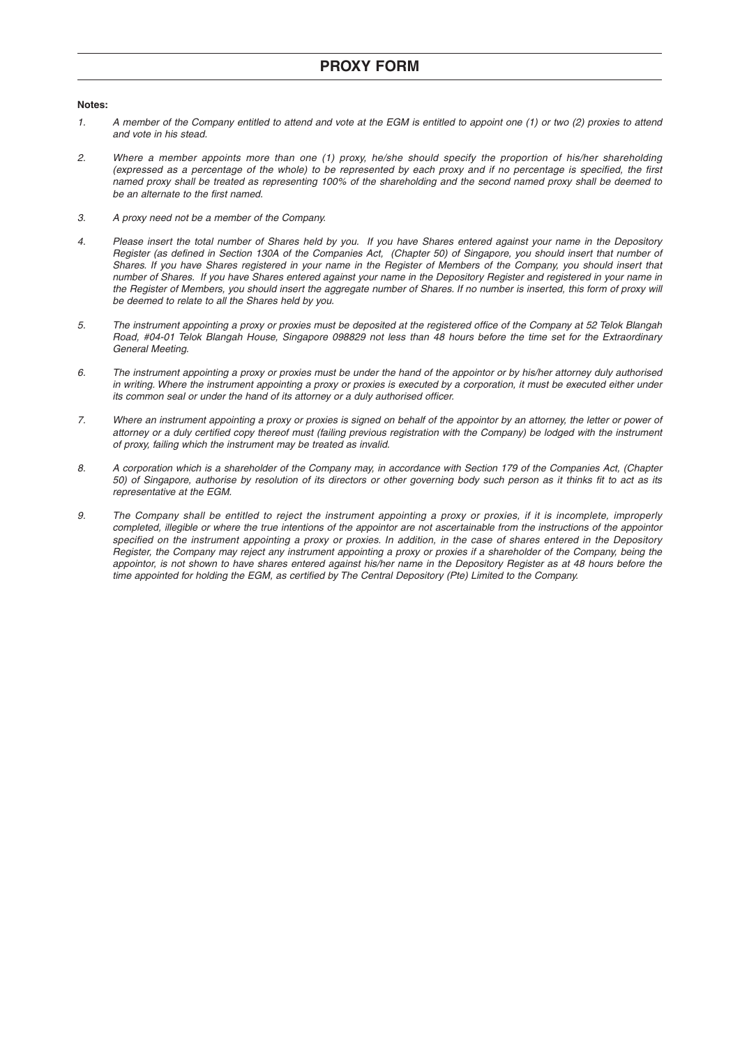## PROXY FORM

**Notes:**

1. *A member of the Company entitled to attend and vote at the EGM is entitled to appoint one (1) or two (2) proxies to attend and vote in his stead.*

2. *Where a member appoints more than one (1) proxy, he/she should specify the proportion of his/her shareholding (expressed as a percentage of the whole) to be represented by each proxy and if no percentage is specified, the first named proxy shall be treated as representing 100% of the shareholding and the second named proxy shall be deemed to be an alternate to the first named.*

3. *A proxy need not be a member of the Company.*

4. *Please insert the total number of Shares held by you. If you have Shares entered against your name in the Depository Register (as defined in Section 130A of the Companies Act, (Chapter 50) of Singapore, you should insert that number of Shares. If you have Shares registered in your name in the Register of Members of the Company, you should insert that number of Shares. If you have Shares entered against your name in the Depository Register and registered in your name in the Register of Members, you should insert the aggregate number of Shares. If no number is inserted, this form of proxy will be deemed to relate to all the Shares held by you.*

5. *The instrument appointing a proxy or proxies must be deposited at the registered office of the Company at 52 Telok Blangah Road, #04-01 Telok Blangah House, Singapore 098829 not less than 48 hours before the time set for the Extraordinary General Meeting.*

6. *The instrument appointing a proxy or proxies must be under the hand of the appointor or by his/her attorney duly authorised in writing. Where the instrument appointing a proxy or proxies is executed by a corporation, it must be executed either under its common seal or under the hand of its attorney or a duly authorised officer.*

7. *Where an instrument appointing a proxy or proxies is signed on behalf of the appointor by an attorney, the letter or power of attorney or a duly certified copy thereof must (failing previous registration with the Company) be lodged with the instrument of proxy, failing which the instrument may be treated as invalid.*

8. *A corporation which is a shareholder of the Company may, in accordance with Section 179 of the Companies Act, (Chapter 50) of Singapore, authorise by resolution of its directors or other governing body such person as it thinks fit to act as its representative at the EGM.*

9. *The Company shall be entitled to reject the instrument appointing a proxy or proxies, if it is incomplete, improperly completed, illegible or where the true intentions of the appointor are not ascertainable from the instructions of the appointor specified on the instrument appointing a proxy or proxies. In addition, in the case of shares entered in the Depository Register, the Company may reject any instrument appointing a proxy or proxies if a shareholder of the Company, being the appointor, is not shown to have shares entered against his/her name in the Depository Register as at 48 hours before the time appointed for holding the EGM, as certified by The Central Depository (Pte) Limited to the Company.*